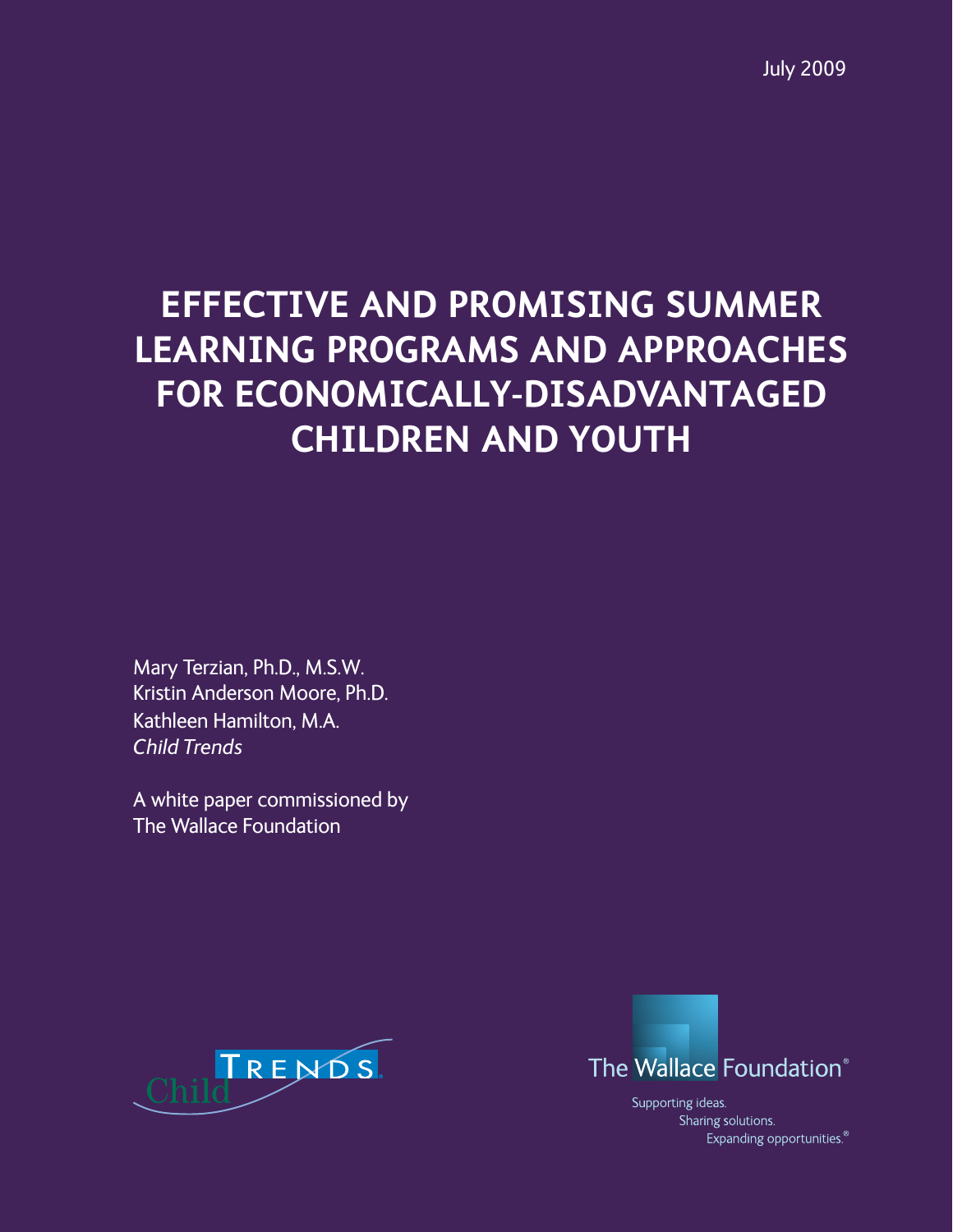July 2009

# EFFECTIVE AND PROMISING SUMMER LEARNING PROGRAMS AND APPROACHES FOR ECONOMICALLY-DISADVANTAGED CHILDREN AND YOUTH

Mary Terzian, Ph.D., M.S.W.
Kristin Anderson Moore, Ph.D.
Kathleen Hamilton, M.A.
*Child Trends*

A white paper commissioned by
The Wallace Foundation

Child Trends

The Wallace Foundation®

Supporting ideas.
Sharing solutions.
Expanding opportunities.®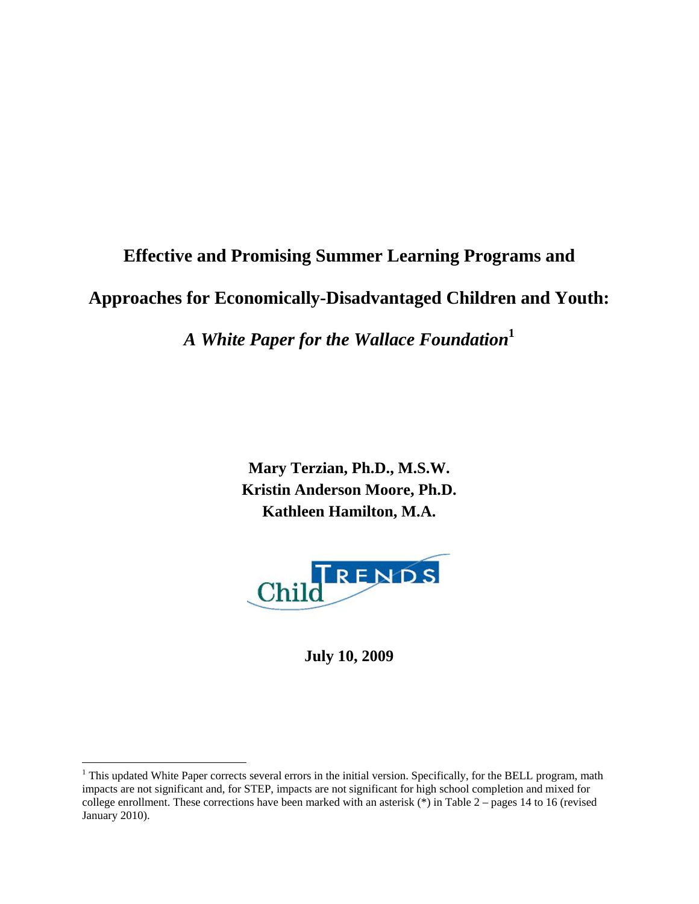# Effective and Promising Summer Learning Programs and Approaches for Economically-Disadvantaged Children and Youth:

## *A White Paper for the Wallace Foundation*[1]

**Mary Terzian, Ph.D., M.S.W.**
**Kristin Anderson Moore, Ph.D.**
**Kathleen Hamilton, M.A.**

Child Trends

**July 10, 2009**

[1] This updated White Paper corrects several errors in the initial version. Specifically, for the BELL program, math impacts are not significant and, for STEP, impacts are not significant for high school completion and mixed for college enrollment. These corrections have been marked with an asterisk (*) in Table 2 – pages 14 to 16 (revised January 2010).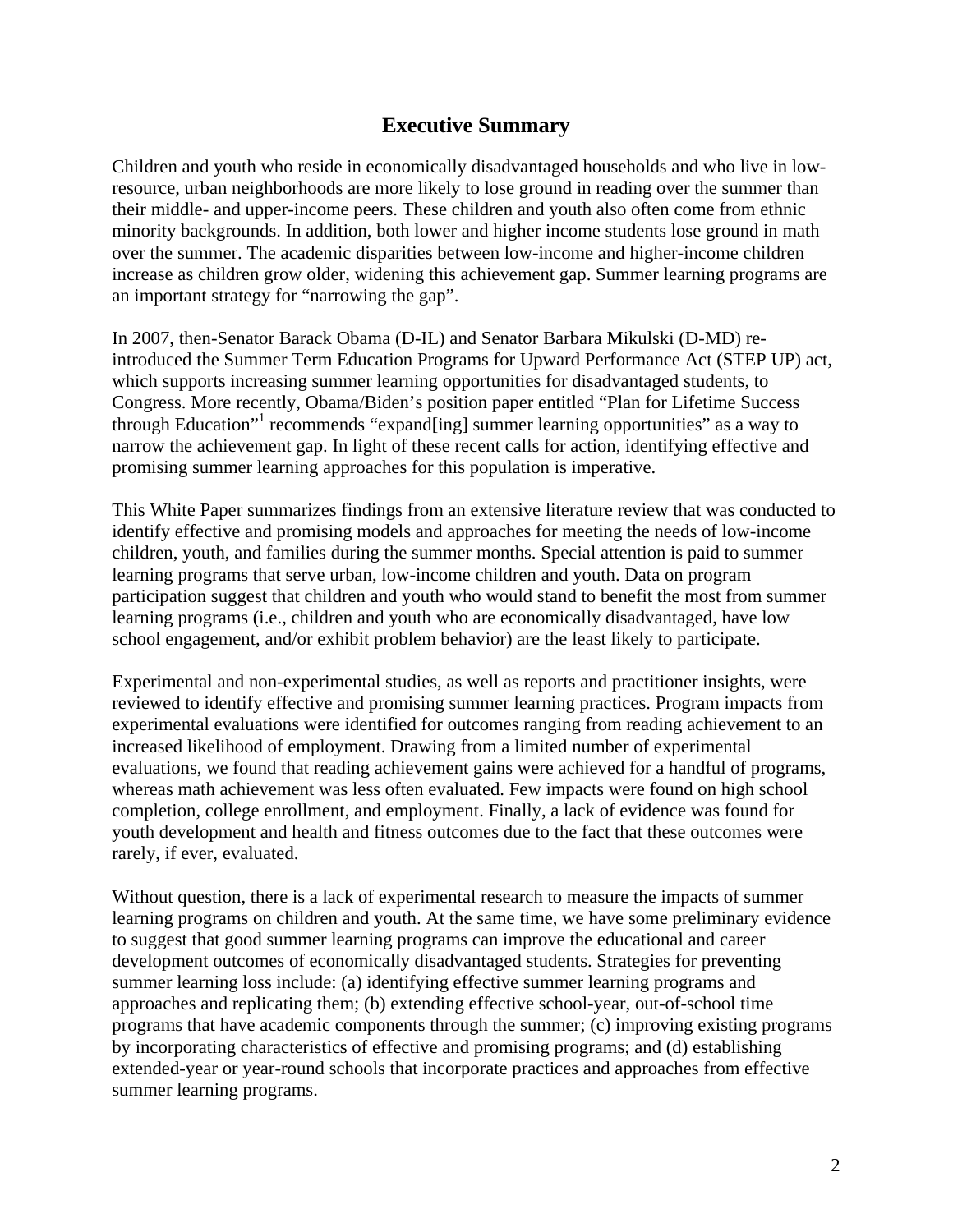# Executive Summary

Children and youth who reside in economically disadvantaged households and who live in low-resource, urban neighborhoods are more likely to lose ground in reading over the summer than their middle- and upper-income peers. These children and youth also often come from ethnic minority backgrounds. In addition, both lower and higher income students lose ground in math over the summer. The academic disparities between low-income and higher-income children increase as children grow older, widening this achievement gap. Summer learning programs are an important strategy for "narrowing the gap".

In 2007, then-Senator Barack Obama (D-IL) and Senator Barbara Mikulski (D-MD) re-introduced the Summer Term Education Programs for Upward Performance Act (STEP UP) act, which supports increasing summer learning opportunities for disadvantaged students, to Congress. More recently, Obama/Biden's position paper entitled "Plan for Lifetime Success through Education"[1] recommends "expand[ing] summer learning opportunities" as a way to narrow the achievement gap. In light of these recent calls for action, identifying effective and promising summer learning approaches for this population is imperative.

This White Paper summarizes findings from an extensive literature review that was conducted to identify effective and promising models and approaches for meeting the needs of low-income children, youth, and families during the summer months. Special attention is paid to summer learning programs that serve urban, low-income children and youth. Data on program participation suggest that children and youth who would stand to benefit the most from summer learning programs (i.e., children and youth who are economically disadvantaged, have low school engagement, and/or exhibit problem behavior) are the least likely to participate.

Experimental and non-experimental studies, as well as reports and practitioner insights, were reviewed to identify effective and promising summer learning practices. Program impacts from experimental evaluations were identified for outcomes ranging from reading achievement to an increased likelihood of employment. Drawing from a limited number of experimental evaluations, we found that reading achievement gains were achieved for a handful of programs, whereas math achievement was less often evaluated. Few impacts were found on high school completion, college enrollment, and employment. Finally, a lack of evidence was found for youth development and health and fitness outcomes due to the fact that these outcomes were rarely, if ever, evaluated.

Without question, there is a lack of experimental research to measure the impacts of summer learning programs on children and youth. At the same time, we have some preliminary evidence to suggest that good summer learning programs can improve the educational and career development outcomes of economically disadvantaged students. Strategies for preventing summer learning loss include: (a) identifying effective summer learning programs and approaches and replicating them; (b) extending effective school-year, out-of-school time programs that have academic components through the summer; (c) improving existing programs by incorporating characteristics of effective and promising programs; and (d) establishing extended-year or year-round schools that incorporate practices and approaches from effective summer learning programs.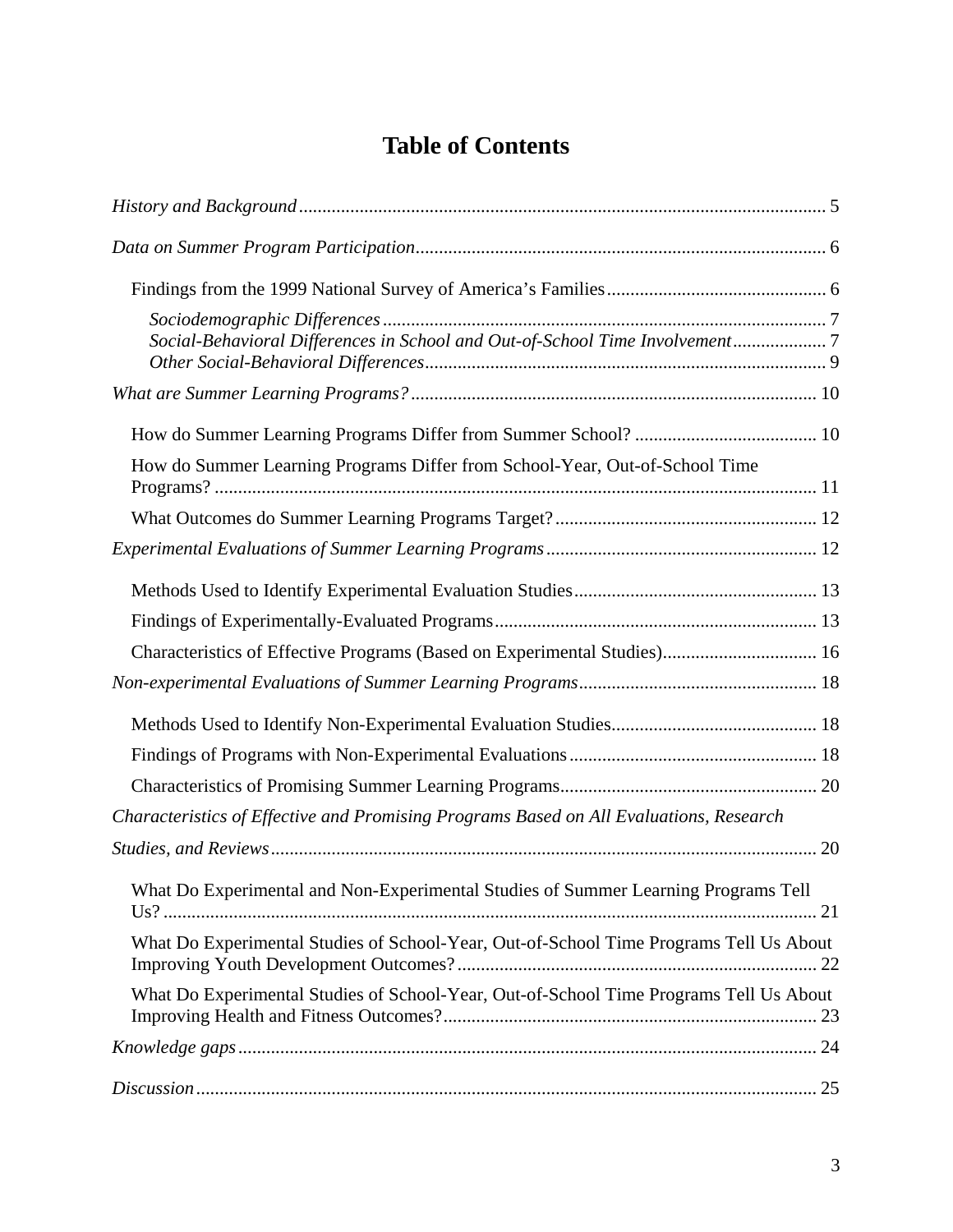# Table of Contents

*History and Background* ... 5

*Data on Summer Program Participation* ... 6

- Findings from the 1999 National Survey of America's Families ... 6
  - *Sociodemographic Differences* ... 7
  - *Social-Behavioral Differences in School and Out-of-School Time Involvement* ... 7
  - *Other Social-Behavioral Differences* ... 9

*What are Summer Learning Programs?* ... 10

- How do Summer Learning Programs Differ from Summer School? ... 10
- How do Summer Learning Programs Differ from School-Year, Out-of-School Time Programs? ... 11
- What Outcomes do Summer Learning Programs Target? ... 12

*Experimental Evaluations of Summer Learning Programs* ... 12

- Methods Used to Identify Experimental Evaluation Studies ... 13
- Findings of Experimentally-Evaluated Programs ... 13
- Characteristics of Effective Programs (Based on Experimental Studies) ... 16

*Non-experimental Evaluations of Summer Learning Programs* ... 18

- Methods Used to Identify Non-Experimental Evaluation Studies ... 18
- Findings of Programs with Non-Experimental Evaluations ... 18
- Characteristics of Promising Summer Learning Programs ... 20

*Characteristics of Effective and Promising Programs Based on All Evaluations, Research Studies, and Reviews* ... 20

- What Do Experimental and Non-Experimental Studies of Summer Learning Programs Tell Us? ... 21
- What Do Experimental Studies of School-Year, Out-of-School Time Programs Tell Us About Improving Youth Development Outcomes? ... 22
- What Do Experimental Studies of School-Year, Out-of-School Time Programs Tell Us About Improving Health and Fitness Outcomes? ... 23

*Knowledge gaps* ... 24

*Discussion* ... 25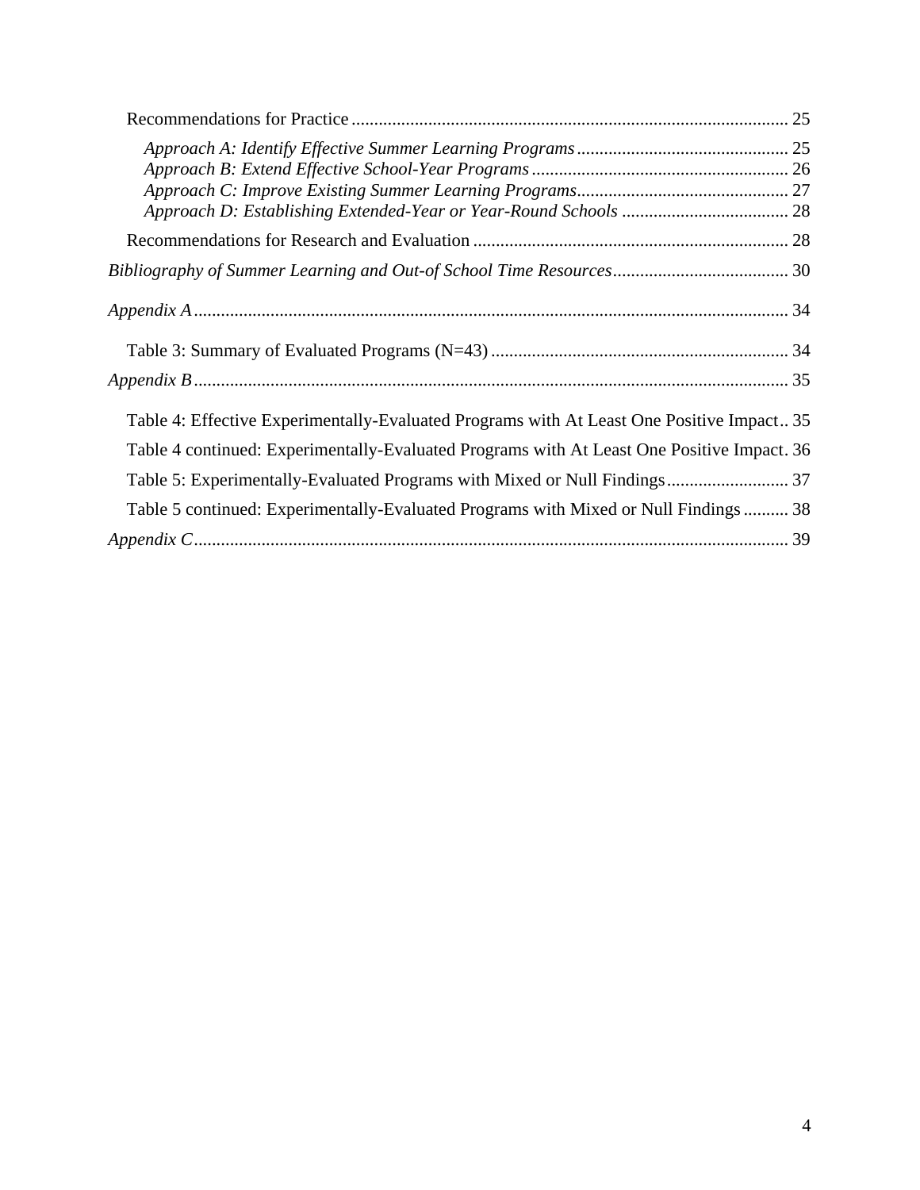Recommendations for Practice ........................................................................................... 25

*Approach A: Identify Effective Summer Learning Programs* ............................................... 25
*Approach B: Extend Effective School-Year Programs* ......................................................... 26
*Approach C: Improve Existing Summer Learning Programs*............................................... 27
*Approach D: Establishing Extended-Year or Year-Round Schools* ..................................... 28

Recommendations for Research and Evaluation ...................................................................... 28

*Bibliography of Summer Learning and Out-of School Time Resources*....................................... 30

*Appendix A*.................................................................................................................................. 34

Table 3: Summary of Evaluated Programs (N=43) .................................................................. 34

*Appendix B*.................................................................................................................................. 35

Table 4: Effective Experimentally-Evaluated Programs with At Least One Positive Impact.. 35

Table 4 continued: Experimentally-Evaluated Programs with At Least One Positive Impact. 36

Table 5: Experimentally-Evaluated Programs with Mixed or Null Findings........................... 37

Table 5 continued: Experimentally-Evaluated Programs with Mixed or Null Findings .......... 38

*Appendix C*.................................................................................................................................. 39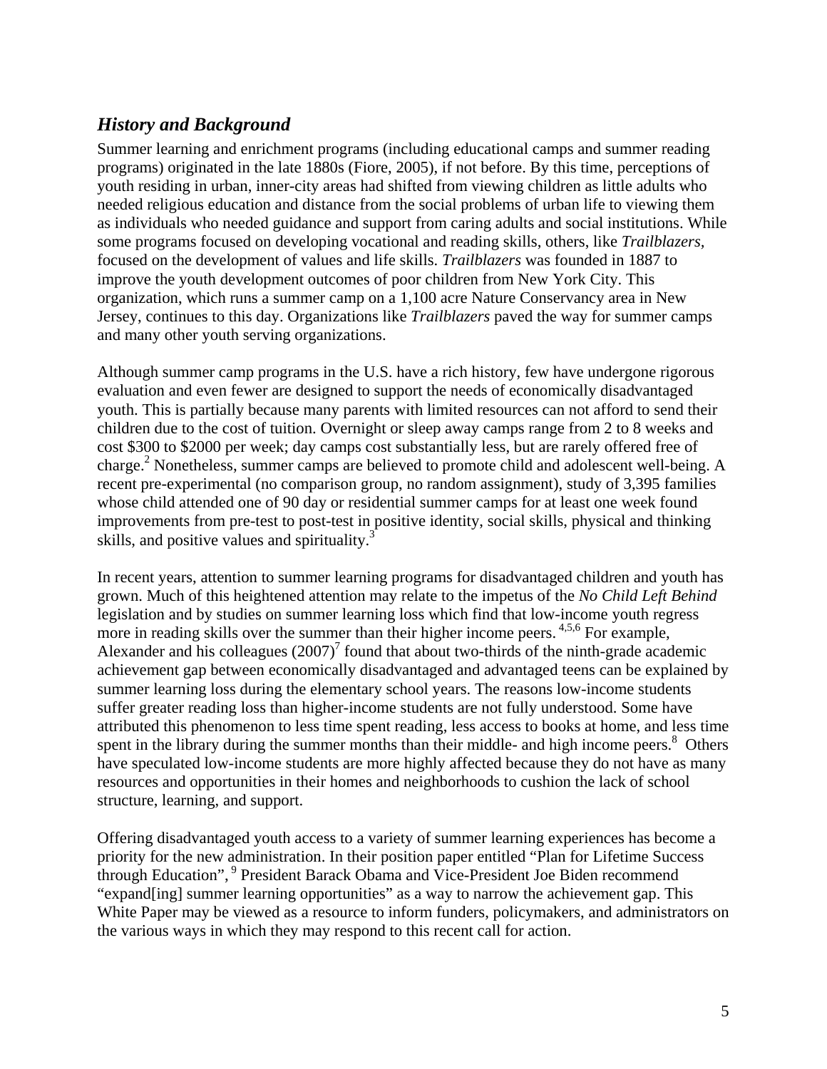## *History and Background*

Summer learning and enrichment programs (including educational camps and summer reading programs) originated in the late 1880s (Fiore, 2005), if not before. By this time, perceptions of youth residing in urban, inner-city areas had shifted from viewing children as little adults who needed religious education and distance from the social problems of urban life to viewing them as individuals who needed guidance and support from caring adults and social institutions. While some programs focused on developing vocational and reading skills, others, like *Trailblazers*, focused on the development of values and life skills. *Trailblazers* was founded in 1887 to improve the youth development outcomes of poor children from New York City. This organization, which runs a summer camp on a 1,100 acre Nature Conservancy area in New Jersey, continues to this day. Organizations like *Trailblazers* paved the way for summer camps and many other youth serving organizations.

Although summer camp programs in the U.S. have a rich history, few have undergone rigorous evaluation and even fewer are designed to support the needs of economically disadvantaged youth. This is partially because many parents with limited resources can not afford to send their children due to the cost of tuition. Overnight or sleep away camps range from 2 to 8 weeks and cost $300 to $2000 per week; day camps cost substantially less, but are rarely offered free of charge.[2] Nonetheless, summer camps are believed to promote child and adolescent well-being. A recent pre-experimental (no comparison group, no random assignment), study of 3,395 families whose child attended one of 90 day or residential summer camps for at least one week found improvements from pre-test to post-test in positive identity, social skills, physical and thinking skills, and positive values and spirituality.[3]

In recent years, attention to summer learning programs for disadvantaged children and youth has grown. Much of this heightened attention may relate to the impetus of the *No Child Left Behind* legislation and by studies on summer learning loss which find that low-income youth regress more in reading skills over the summer than their higher income peers.[4,5,6] For example, Alexander and his colleagues (2007)[7] found that about two-thirds of the ninth-grade academic achievement gap between economically disadvantaged and advantaged teens can be explained by summer learning loss during the elementary school years. The reasons low-income students suffer greater reading loss than higher-income students are not fully understood. Some have attributed this phenomenon to less time spent reading, less access to books at home, and less time spent in the library during the summer months than their middle- and high income peers.[8] Others have speculated low-income students are more highly affected because they do not have as many resources and opportunities in their homes and neighborhoods to cushion the lack of school structure, learning, and support.

Offering disadvantaged youth access to a variety of summer learning experiences has become a priority for the new administration. In their position paper entitled "Plan for Lifetime Success through Education",[9] President Barack Obama and Vice-President Joe Biden recommend "expand[ing] summer learning opportunities" as a way to narrow the achievement gap. This White Paper may be viewed as a resource to inform funders, policymakers, and administrators on the various ways in which they may respond to this recent call for action.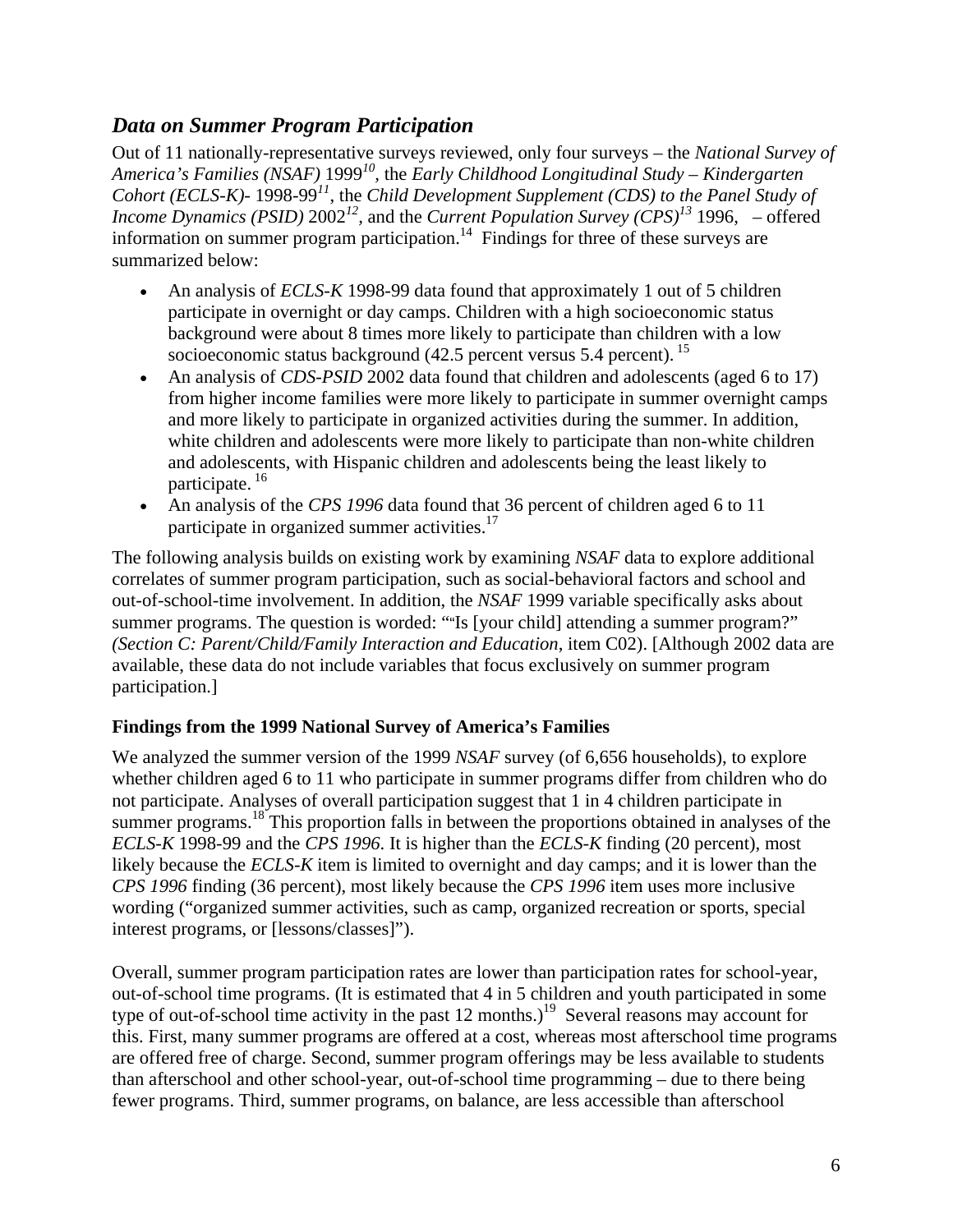## *Data on Summer Program Participation*

Out of 11 nationally-representative surveys reviewed, only four surveys – the *National Survey of America's Families (NSAF)* 1999[10], the *Early Childhood Longitudinal Study – Kindergarten Cohort (ECLS-K)*- 1998-99[11], the *Child Development Supplement (CDS) to the Panel Study of Income Dynamics (PSID)* 2002[12], and the *Current Population Survey (CPS)*[13] 1996, – offered information on summer program participation.[14] Findings for three of these surveys are summarized below:

- An analysis of *ECLS-K* 1998-99 data found that approximately 1 out of 5 children participate in overnight or day camps. Children with a high socioeconomic status background were about 8 times more likely to participate than children with a low socioeconomic status background (42.5 percent versus 5.4 percent). [15]
- An analysis of *CDS-PSID* 2002 data found that children and adolescents (aged 6 to 17) from higher income families were more likely to participate in summer overnight camps and more likely to participate in organized activities during the summer. In addition, white children and adolescents were more likely to participate than non-white children and adolescents, with Hispanic children and adolescents being the least likely to participate. [16]
- An analysis of the *CPS 1996* data found that 36 percent of children aged 6 to 11 participate in organized summer activities.[17]

The following analysis builds on existing work by examining *NSAF* data to explore additional correlates of summer program participation, such as social-behavioral factors and school and out-of-school-time involvement. In addition, the *NSAF* 1999 variable specifically asks about summer programs. The question is worded: ""Is [your child] attending a summer program?" *(Section C: Parent/Child/Family Interaction and Education*, item C02). [Although 2002 data are available, these data do not include variables that focus exclusively on summer program participation.]

### Findings from the 1999 National Survey of America's Families

We analyzed the summer version of the 1999 *NSAF* survey (of 6,656 households), to explore whether children aged 6 to 11 who participate in summer programs differ from children who do not participate. Analyses of overall participation suggest that 1 in 4 children participate in summer programs.[18] This proportion falls in between the proportions obtained in analyses of the *ECLS-K* 1998-99 and the *CPS 1996*. It is higher than the *ECLS-K* finding (20 percent), most likely because the *ECLS-K* item is limited to overnight and day camps; and it is lower than the *CPS 1996* finding (36 percent), most likely because the *CPS 1996* item uses more inclusive wording ("organized summer activities, such as camp, organized recreation or sports, special interest programs, or [lessons/classes]").

Overall, summer program participation rates are lower than participation rates for school-year, out-of-school time programs. (It is estimated that 4 in 5 children and youth participated in some type of out-of-school time activity in the past 12 months.)[19] Several reasons may account for this. First, many summer programs are offered at a cost, whereas most afterschool time programs are offered free of charge. Second, summer program offerings may be less available to students than afterschool and other school-year, out-of-school time programming – due to there being fewer programs. Third, summer programs, on balance, are less accessible than afterschool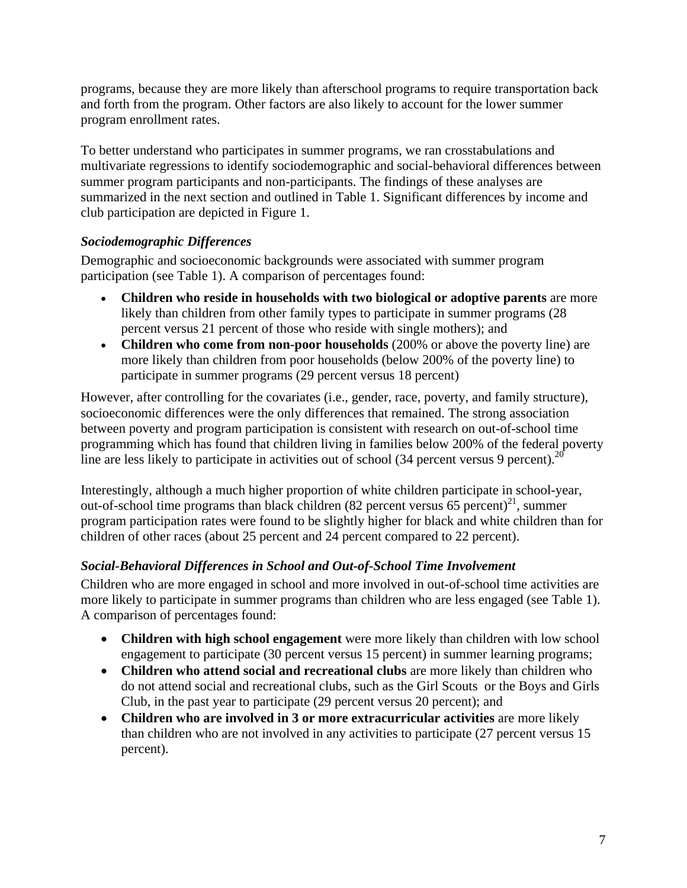programs, because they are more likely than afterschool programs to require transportation back and forth from the program. Other factors are also likely to account for the lower summer program enrollment rates.

To better understand who participates in summer programs, we ran crosstabulations and multivariate regressions to identify sociodemographic and social-behavioral differences between summer program participants and non-participants. The findings of these analyses are summarized in the next section and outlined in Table 1. Significant differences by income and club participation are depicted in Figure 1.

### *Sociodemographic Differences*

Demographic and socioeconomic backgrounds were associated with summer program participation (see Table 1). A comparison of percentages found:

- **Children who reside in households with two biological or adoptive parents** are more likely than children from other family types to participate in summer programs (28 percent versus 21 percent of those who reside with single mothers); and
- **Children who come from non-poor households** (200% or above the poverty line) are more likely than children from poor households (below 200% of the poverty line) to participate in summer programs (29 percent versus 18 percent)

However, after controlling for the covariates (i.e., gender, race, poverty, and family structure), socioeconomic differences were the only differences that remained. The strong association between poverty and program participation is consistent with research on out-of-school time programming which has found that children living in families below 200% of the federal poverty line are less likely to participate in activities out of school (34 percent versus 9 percent).[20]

Interestingly, although a much higher proportion of white children participate in school-year, out-of-school time programs than black children (82 percent versus 65 percent)[21], summer program participation rates were found to be slightly higher for black and white children than for children of other races (about 25 percent and 24 percent compared to 22 percent).

### *Social-Behavioral Differences in School and Out-of-School Time Involvement*

Children who are more engaged in school and more involved in out-of-school time activities are more likely to participate in summer programs than children who are less engaged (see Table 1). A comparison of percentages found:

- **Children with high school engagement** were more likely than children with low school engagement to participate (30 percent versus 15 percent) in summer learning programs;
- **Children who attend social and recreational clubs** are more likely than children who do not attend social and recreational clubs, such as the Girl Scouts or the Boys and Girls Club, in the past year to participate (29 percent versus 20 percent); and
- **Children who are involved in 3 or more extracurricular activities** are more likely than children who are not involved in any activities to participate (27 percent versus 15 percent).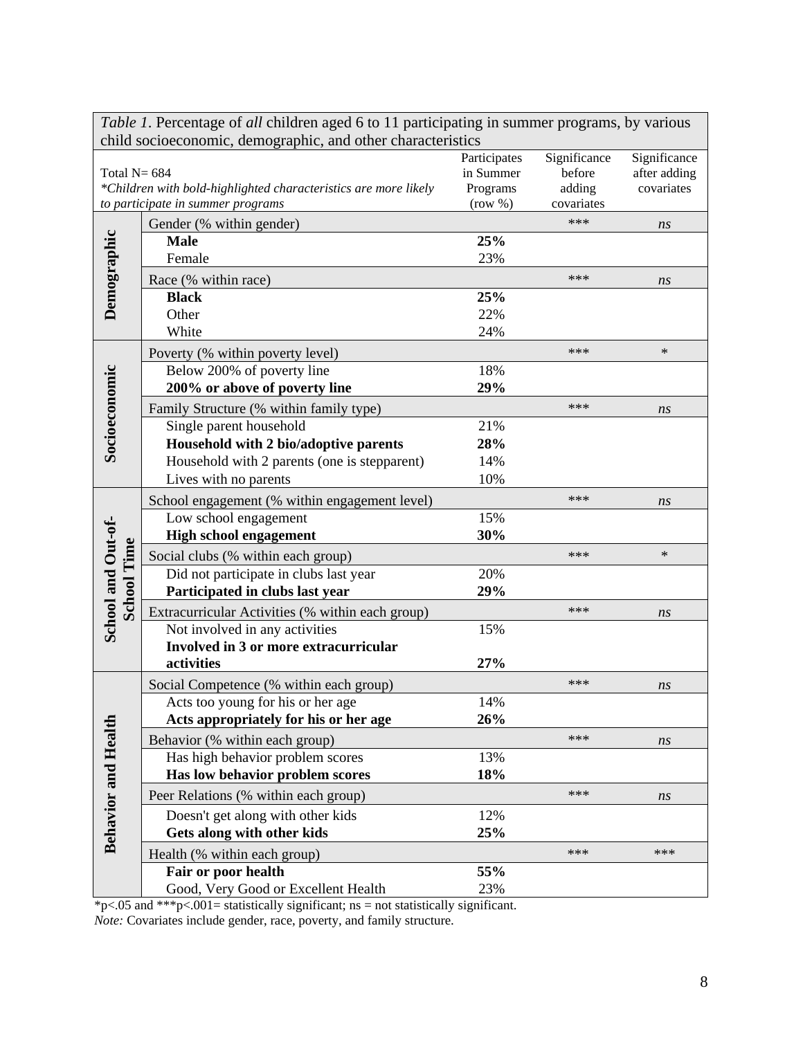*Table 1*. Percentage of *all* children aged 6 to 11 participating in summer programs, by various child socioeconomic, demographic, and other characteristics

| | Total N= 684<br>*\*Children with bold-highlighted characteristics are more likely to participate in summer programs* | Participates in Summer Programs (row %) | Significance before adding covariates | Significance after adding covariates |
|---|---|---|---|---|
| **Demographic** | Gender (% within gender) | | *** | *ns* |
| | **Male** | **25%** | | |
| | Female | 23% | | |
| | Race (% within race) | | *** | *ns* |
| | **Black** | **25%** | | |
| | Other | 22% | | |
| | White | 24% | | |
| **Socioeconomic** | Poverty (% within poverty level) | | *** | * |
| | Below 200% of poverty line | 18% | | |
| | **200% or above of poverty line** | **29%** | | |
| | Family Structure (% within family type) | | *** | *ns* |
| | Single parent household | 21% | | |
| | **Household with 2 bio/adoptive parents** | **28%** | | |
| | Household with 2 parents (one is stepparent) | 14% | | |
| | Lives with no parents | 10% | | |
| **School and Out-of-School Time** | School engagement (% within engagement level) | | *** | *ns* |
| | Low school engagement | 15% | | |
| | **High school engagement** | **30%** | | |
| | Social clubs (% within each group) | | *** | * |
| | Did not participate in clubs last year | 20% | | |
| | **Participated in clubs last year** | **29%** | | |
| | Extracurricular Activities (% within each group) | | *** | *ns* |
| | Not involved in any activities | 15% | | |
| | **Involved in 3 or more extracurricular activities** | **27%** | | |
| **Behavior and Health** | Social Competence (% within each group) | | *** | *ns* |
| | Acts too young for his or her age | 14% | | |
| | **Acts appropriately for his or her age** | **26%** | | |
| | Behavior (% within each group) | | *** | *ns* |
| | Has high behavior problem scores | 13% | | |
| | **Has low behavior problem scores** | **18%** | | |
| | Peer Relations (% within each group) | | *** | *ns* |
| | Doesn't get along with other kids | 12% | | |
| | **Gets along with other kids** | **25%** | | |
| | Health (% within each group) | | *** | *** |
| | **Fair or poor health** | **55%** | | |
| | Good, Very Good or Excellent Health | 23% | | |

*p<.05 and ***p<.001= statistically significant; ns = not statistically significant.
*Note:* Covariates include gender, race, poverty, and family structure.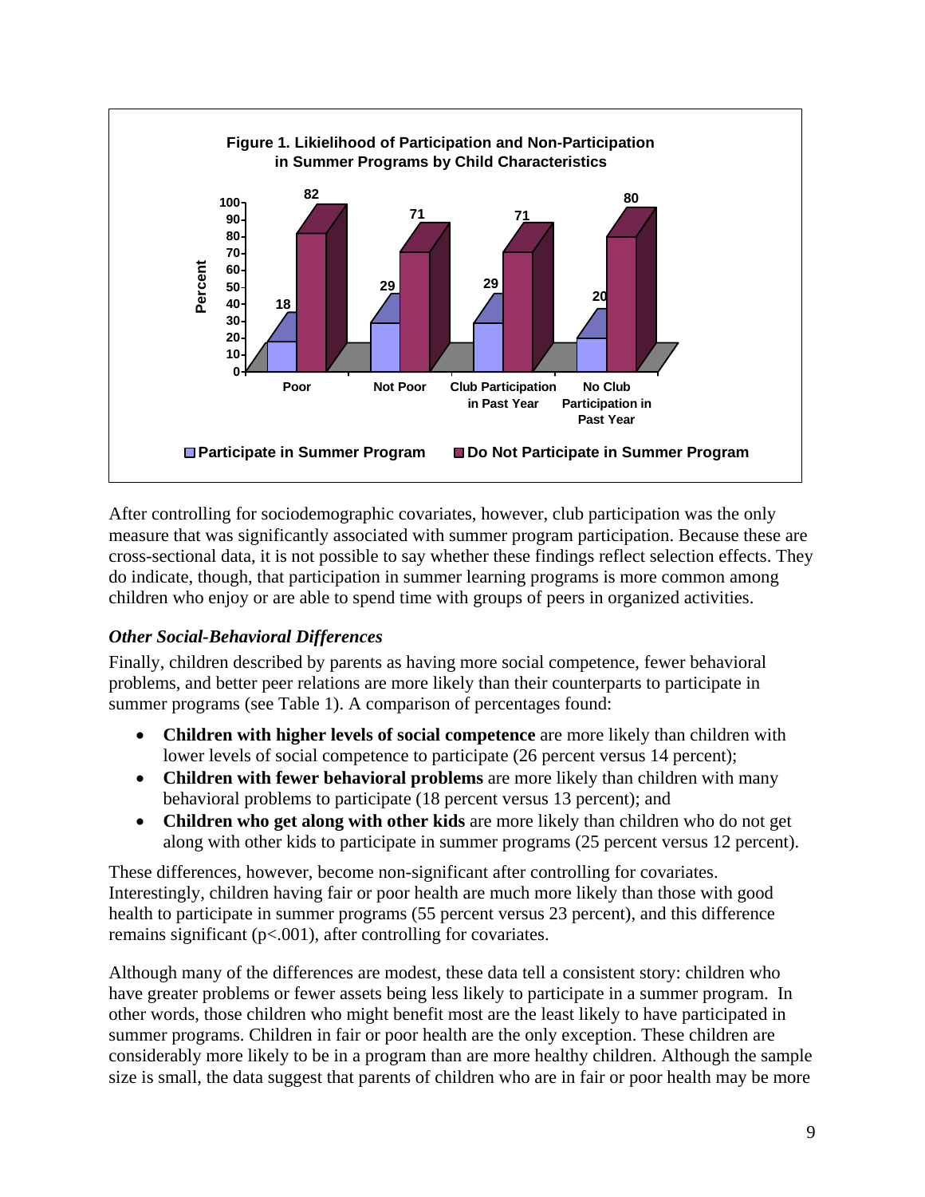**Figure 1. Likielihood of Participation and Non-Participation in Summer Programs by Child Characteristics**

| | Poor | Not Poor | Club Participation in Past Year | No Club Participation in Past Year |
|---|---|---|---|---|
| Participate in Summer Program | 18 | 29 | 29 | 20 |
| Do Not Participate in Summer Program | 82 | 71 | 71 | 80 |

After controlling for sociodemographic covariates, however, club participation was the only measure that was significantly associated with summer program participation. Because these are cross-sectional data, it is not possible to say whether these findings reflect selection effects. They do indicate, though, that participation in summer learning programs is more common among children who enjoy or are able to spend time with groups of peers in organized activities.

### *Other Social-Behavioral Differences*

Finally, children described by parents as having more social competence, fewer behavioral problems, and better peer relations are more likely than their counterparts to participate in summer programs (see Table 1). A comparison of percentages found:

- **Children with higher levels of social competence** are more likely than children with lower levels of social competence to participate (26 percent versus 14 percent);
- **Children with fewer behavioral problems** are more likely than children with many behavioral problems to participate (18 percent versus 13 percent); and
- **Children who get along with other kids** are more likely than children who do not get along with other kids to participate in summer programs (25 percent versus 12 percent).

These differences, however, become non-significant after controlling for covariates. Interestingly, children having fair or poor health are much more likely than those with good health to participate in summer programs (55 percent versus 23 percent), and this difference remains significant ($p<.001$), after controlling for covariates.

Although many of the differences are modest, these data tell a consistent story: children who have greater problems or fewer assets being less likely to participate in a summer program. In other words, those children who might benefit most are the least likely to have participated in summer programs. Children in fair or poor health are the only exception. These children are considerably more likely to be in a program than are more healthy children. Although the sample size is small, the data suggest that parents of children who are in fair or poor health may be more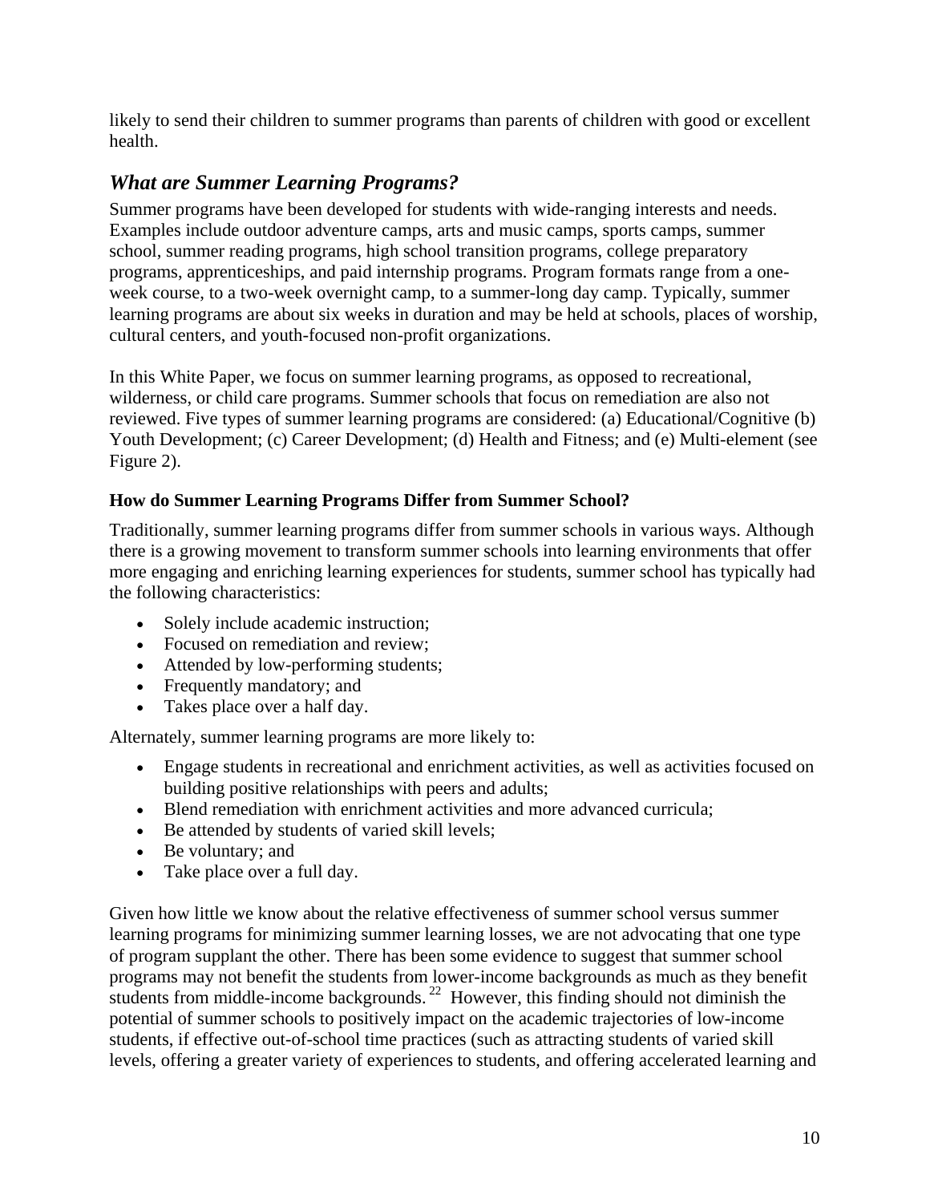likely to send their children to summer programs than parents of children with good or excellent health.

## *What are Summer Learning Programs?*

Summer programs have been developed for students with wide-ranging interests and needs. Examples include outdoor adventure camps, arts and music camps, sports camps, summer school, summer reading programs, high school transition programs, college preparatory programs, apprenticeships, and paid internship programs. Program formats range from a one-week course, to a two-week overnight camp, to a summer-long day camp. Typically, summer learning programs are about six weeks in duration and may be held at schools, places of worship, cultural centers, and youth-focused non-profit organizations.

In this White Paper, we focus on summer learning programs, as opposed to recreational, wilderness, or child care programs. Summer schools that focus on remediation are also not reviewed. Five types of summer learning programs are considered: (a) Educational/Cognitive (b) Youth Development; (c) Career Development; (d) Health and Fitness; and (e) Multi-element (see Figure 2).

### How do Summer Learning Programs Differ from Summer School?

Traditionally, summer learning programs differ from summer schools in various ways. Although there is a growing movement to transform summer schools into learning environments that offer more engaging and enriching learning experiences for students, summer school has typically had the following characteristics:

- Solely include academic instruction;
- Focused on remediation and review;
- Attended by low-performing students;
- Frequently mandatory; and
- Takes place over a half day.

Alternately, summer learning programs are more likely to:

- Engage students in recreational and enrichment activities, as well as activities focused on building positive relationships with peers and adults;
- Blend remediation with enrichment activities and more advanced curricula;
- Be attended by students of varied skill levels;
- Be voluntary; and
- Take place over a full day.

Given how little we know about the relative effectiveness of summer school versus summer learning programs for minimizing summer learning losses, we are not advocating that one type of program supplant the other. There has been some evidence to suggest that summer school programs may not benefit the students from lower-income backgrounds as much as they benefit students from middle-income backgrounds.[22] However, this finding should not diminish the potential of summer schools to positively impact on the academic trajectories of low-income students, if effective out-of-school time practices (such as attracting students of varied skill levels, offering a greater variety of experiences to students, and offering accelerated learning and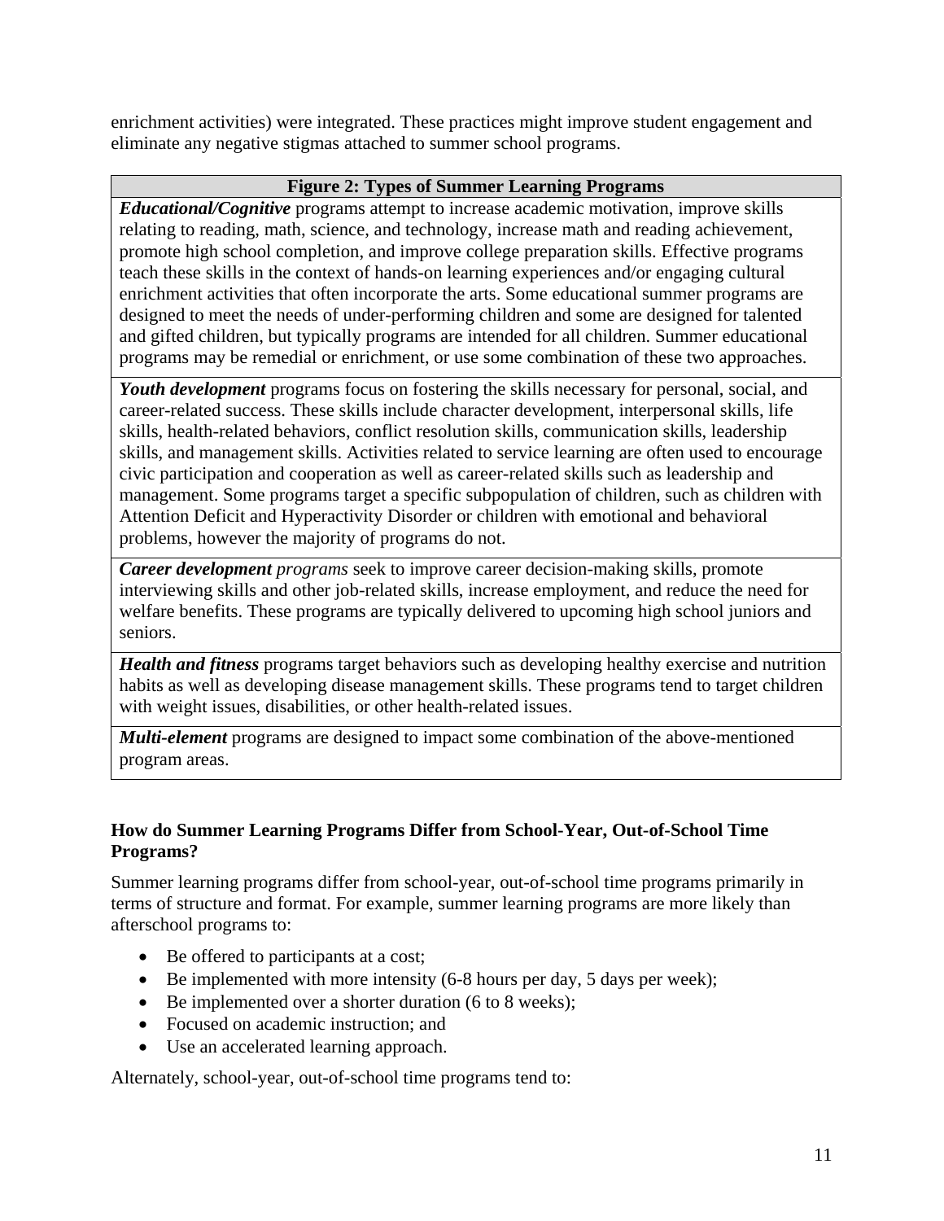enrichment activities) were integrated. These practices might improve student engagement and eliminate any negative stigmas attached to summer school programs.

| **Figure 2: Types of Summer Learning Programs** |
|---|
| ***Educational/Cognitive*** programs attempt to increase academic motivation, improve skills relating to reading, math, science, and technology, increase math and reading achievement, promote high school completion, and improve college preparation skills. Effective programs teach these skills in the context of hands-on learning experiences and/or engaging cultural enrichment activities that often incorporate the arts. Some educational summer programs are designed to meet the needs of under-performing children and some are designed for talented and gifted children, but typically programs are intended for all children. Summer educational programs may be remedial or enrichment, or use some combination of these two approaches. |
| ***Youth development*** programs focus on fostering the skills necessary for personal, social, and career-related success. These skills include character development, interpersonal skills, life skills, health-related behaviors, conflict resolution skills, communication skills, leadership skills, and management skills. Activities related to service learning are often used to encourage civic participation and cooperation as well as career-related skills such as leadership and management. Some programs target a specific subpopulation of children, such as children with Attention Deficit and Hyperactivity Disorder or children with emotional and behavioral problems, however the majority of programs do not. |
| ***Career development*** *programs* seek to improve career decision-making skills, promote interviewing skills and other job-related skills, increase employment, and reduce the need for welfare benefits. These programs are typically delivered to upcoming high school juniors and seniors. |
| ***Health and fitness*** programs target behaviors such as developing healthy exercise and nutrition habits as well as developing disease management skills. These programs tend to target children with weight issues, disabilities, or other health-related issues. |
| ***Multi-element*** programs are designed to impact some combination of the above-mentioned program areas. |

### How do Summer Learning Programs Differ from School-Year, Out-of-School Time Programs?

Summer learning programs differ from school-year, out-of-school time programs primarily in terms of structure and format. For example, summer learning programs are more likely than afterschool programs to:

- Be offered to participants at a cost;
- Be implemented with more intensity (6-8 hours per day, 5 days per week);
- Be implemented over a shorter duration (6 to 8 weeks);
- Focused on academic instruction; and
- Use an accelerated learning approach.

Alternately, school-year, out-of-school time programs tend to: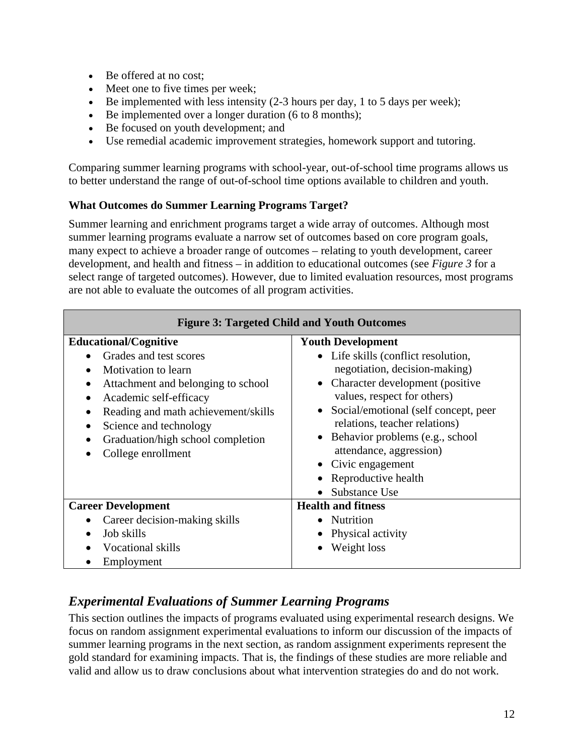- Be offered at no cost;
- Meet one to five times per week;
- Be implemented with less intensity (2-3 hours per day, 1 to 5 days per week);
- Be implemented over a longer duration (6 to 8 months);
- Be focused on youth development; and
- Use remedial academic improvement strategies, homework support and tutoring.

Comparing summer learning programs with school-year, out-of-school time programs allows us to better understand the range of out-of-school time options available to children and youth.

**What Outcomes do Summer Learning Programs Target?**

Summer learning and enrichment programs target a wide array of outcomes. Although most summer learning programs evaluate a narrow set of outcomes based on core program goals, many expect to achieve a broader range of outcomes – relating to youth development, career development, and health and fitness – in addition to educational outcomes (see *Figure 3* for a select range of targeted outcomes). However, due to limited evaluation resources, most programs are not able to evaluate the outcomes of all program activities.

| Figure 3: Targeted Child and Youth Outcomes | |
|---|---|
| **Educational/Cognitive**<br>• Grades and test scores<br>• Motivation to learn<br>• Attachment and belonging to school<br>• Academic self-efficacy<br>• Reading and math achievement/skills<br>• Science and technology<br>• Graduation/high school completion<br>• College enrollment | **Youth Development**<br>• Life skills (conflict resolution, negotiation, decision-making)<br>• Character development (positive values, respect for others)<br>• Social/emotional (self concept, peer relations, teacher relations)<br>• Behavior problems (e.g., school attendance, aggression)<br>• Civic engagement<br>• Reproductive health<br>• Substance Use |
| **Career Development**<br>• Career decision-making skills<br>• Job skills<br>• Vocational skills<br>• Employment | **Health and fitness**<br>• Nutrition<br>• Physical activity<br>• Weight loss |

## *Experimental Evaluations of Summer Learning Programs*

This section outlines the impacts of programs evaluated using experimental research designs. We focus on random assignment experimental evaluations to inform our discussion of the impacts of summer learning programs in the next section, as random assignment experiments represent the gold standard for examining impacts. That is, the findings of these studies are more reliable and valid and allow us to draw conclusions about what intervention strategies do and do not work.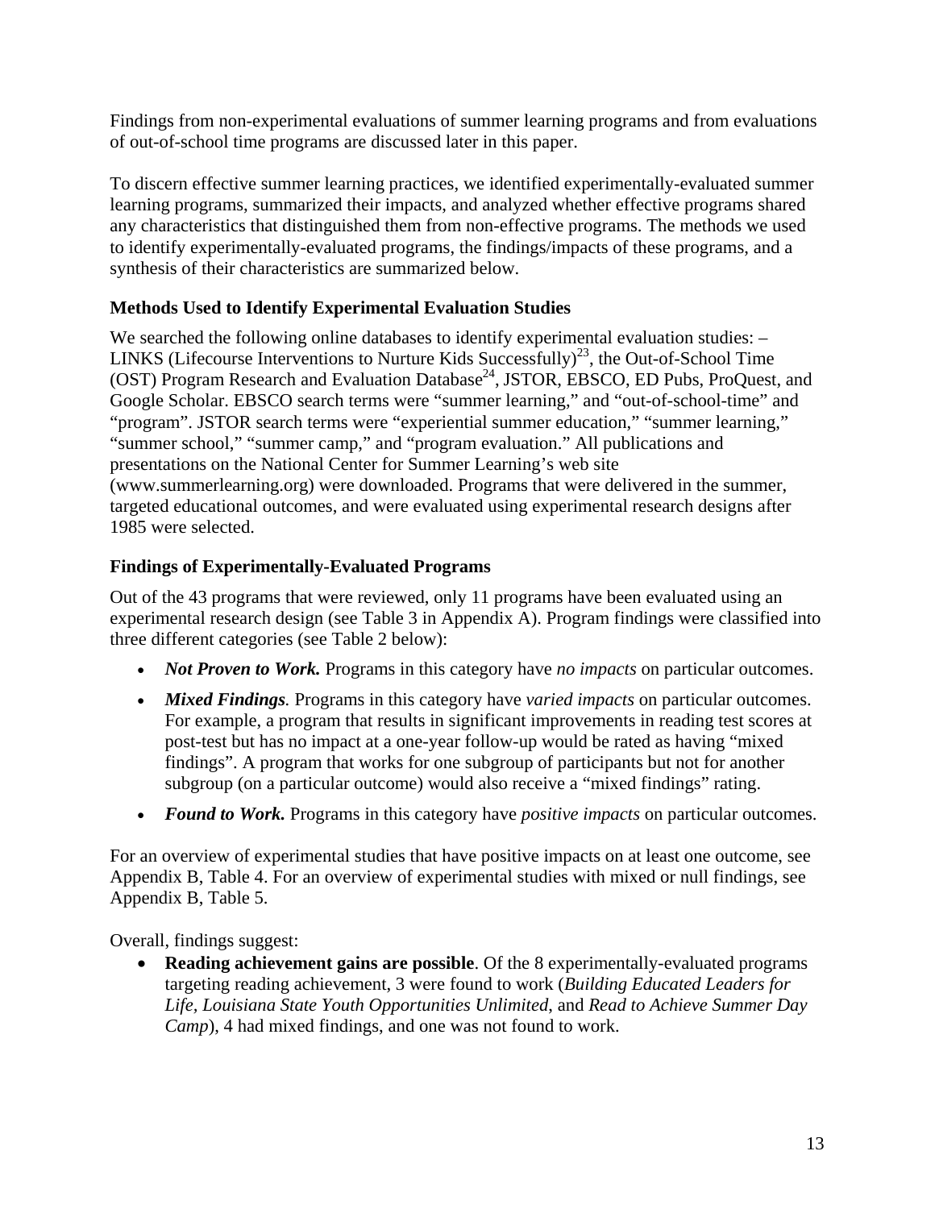Findings from non-experimental evaluations of summer learning programs and from evaluations of out-of-school time programs are discussed later in this paper.

To discern effective summer learning practices, we identified experimentally-evaluated summer learning programs, summarized their impacts, and analyzed whether effective programs shared any characteristics that distinguished them from non-effective programs. The methods we used to identify experimentally-evaluated programs, the findings/impacts of these programs, and a synthesis of their characteristics are summarized below.

### Methods Used to Identify Experimental Evaluation Studies

We searched the following online databases to identify experimental evaluation studies: – LINKS (Lifecourse Interventions to Nurture Kids Successfully)[23], the Out-of-School Time (OST) Program Research and Evaluation Database[24], JSTOR, EBSCO, ED Pubs, ProQuest, and Google Scholar. EBSCO search terms were "summer learning," and "out-of-school-time" and "program". JSTOR search terms were "experiential summer education," "summer learning," "summer school," "summer camp," and "program evaluation." All publications and presentations on the National Center for Summer Learning's web site (www.summerlearning.org) were downloaded. Programs that were delivered in the summer, targeted educational outcomes, and were evaluated using experimental research designs after 1985 were selected.

### Findings of Experimentally-Evaluated Programs

Out of the 43 programs that were reviewed, only 11 programs have been evaluated using an experimental research design (see Table 3 in Appendix A). Program findings were classified into three different categories (see Table 2 below):

- ***Not Proven to Work.*** Programs in this category have *no impacts* on particular outcomes.
- ***Mixed Findings.*** Programs in this category have *varied impacts* on particular outcomes. For example, a program that results in significant improvements in reading test scores at post-test but has no impact at a one-year follow-up would be rated as having "mixed findings". A program that works for one subgroup of participants but not for another subgroup (on a particular outcome) would also receive a "mixed findings" rating.
- ***Found to Work.*** Programs in this category have *positive impacts* on particular outcomes.

For an overview of experimental studies that have positive impacts on at least one outcome, see Appendix B, Table 4. For an overview of experimental studies with mixed or null findings, see Appendix B, Table 5.

Overall, findings suggest:

- **Reading achievement gains are possible**. Of the 8 experimentally-evaluated programs targeting reading achievement, 3 were found to work (*Building Educated Leaders for Life*, *Louisiana State Youth Opportunities Unlimited*, and *Read to Achieve Summer Day Camp*), 4 had mixed findings, and one was not found to work.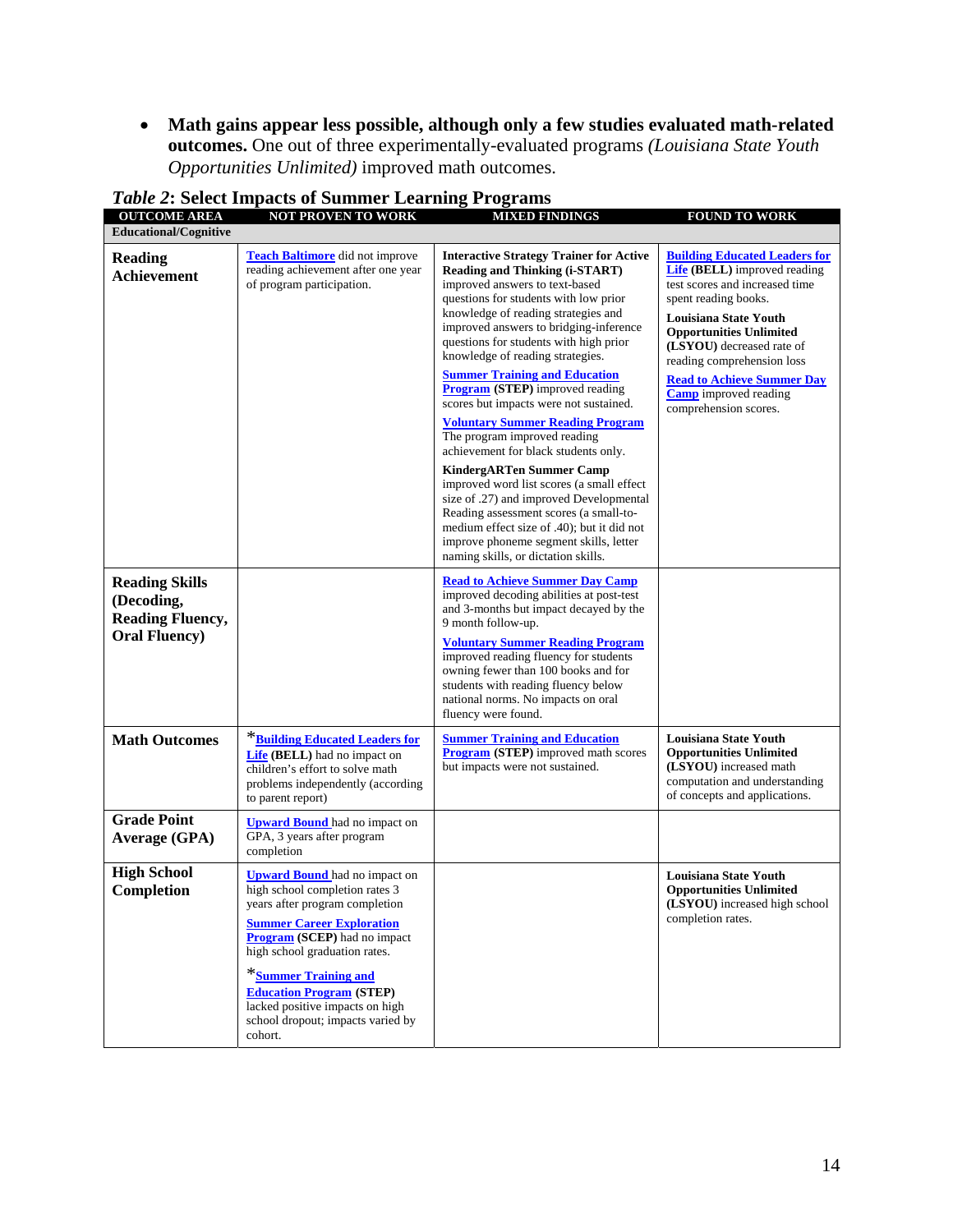- **Math gains appear less possible, although only a few studies evaluated math-related outcomes.** One out of three experimentally-evaluated programs *(Louisiana State Youth Opportunities Unlimited)* improved math outcomes.

***Table 2*: Select Impacts of Summer Learning Programs**

| OUTCOME AREA | NOT PROVEN TO WORK | MIXED FINDINGS | FOUND TO WORK |
|---|---|---|---|
| **Educational/Cognitive** | | | |
| **Reading Achievement** | **Teach Baltimore** did not improve reading achievement after one year of program participation. | **Interactive Strategy Trainer for Active Reading and Thinking (i-START)** improved answers to text-based questions for students with low prior knowledge of reading strategies and improved answers to bridging-inference questions for students with high prior knowledge of reading strategies.<br><br>**Summer Training and Education Program (STEP)** improved reading scores but impacts were not sustained.<br><br>**Voluntary Summer Reading Program** The program improved reading achievement for black students only.<br><br>**KindergARTen Summer Camp** improved word list scores (a small effect size of .27) and improved Developmental Reading assessment scores (a small-to-medium effect size of .40); but it did not improve phoneme segment skills, letter naming skills, or dictation skills. | **Building Educated Leaders for Life (BELL)** improved reading test scores and increased time spent reading books.<br><br>**Louisiana State Youth Opportunities Unlimited (LSYOU)** decreased rate of reading comprehension loss<br><br>**Read to Achieve Summer Day Camp** improved reading comprehension scores. |
| **Reading Skills (Decoding, Reading Fluency, Oral Fluency)** | | **Read to Achieve Summer Day Camp** improved decoding abilities at post-test and 3-months but impact decayed by the 9 month follow-up.<br><br>**Voluntary Summer Reading Program** improved reading fluency for students owning fewer than 100 books and for students with reading fluency below national norms. No impacts on oral fluency were found. | |
| **Math Outcomes** | ***Building Educated Leaders for Life (BELL)** had no impact on children's effort to solve math problems independently (according to parent report) | **Summer Training and Education Program (STEP)** improved math scores but impacts were not sustained. | **Louisiana State Youth Opportunities Unlimited (LSYOU)** increased math computation and understanding of concepts and applications. |
| **Grade Point Average (GPA)** | **Upward Bound** had no impact on GPA, 3 years after program completion | | |
| **High School Completion** | **Upward Bound** had no impact on high school completion rates 3 years after program completion<br><br>**Summer Career Exploration Program (SCEP)** had no impact high school graduation rates.<br><br>***Summer Training and Education Program (STEP)** lacked positive impacts on high school dropout; impacts varied by cohort. | | **Louisiana State Youth Opportunities Unlimited (LSYOU)** increased high school completion rates. |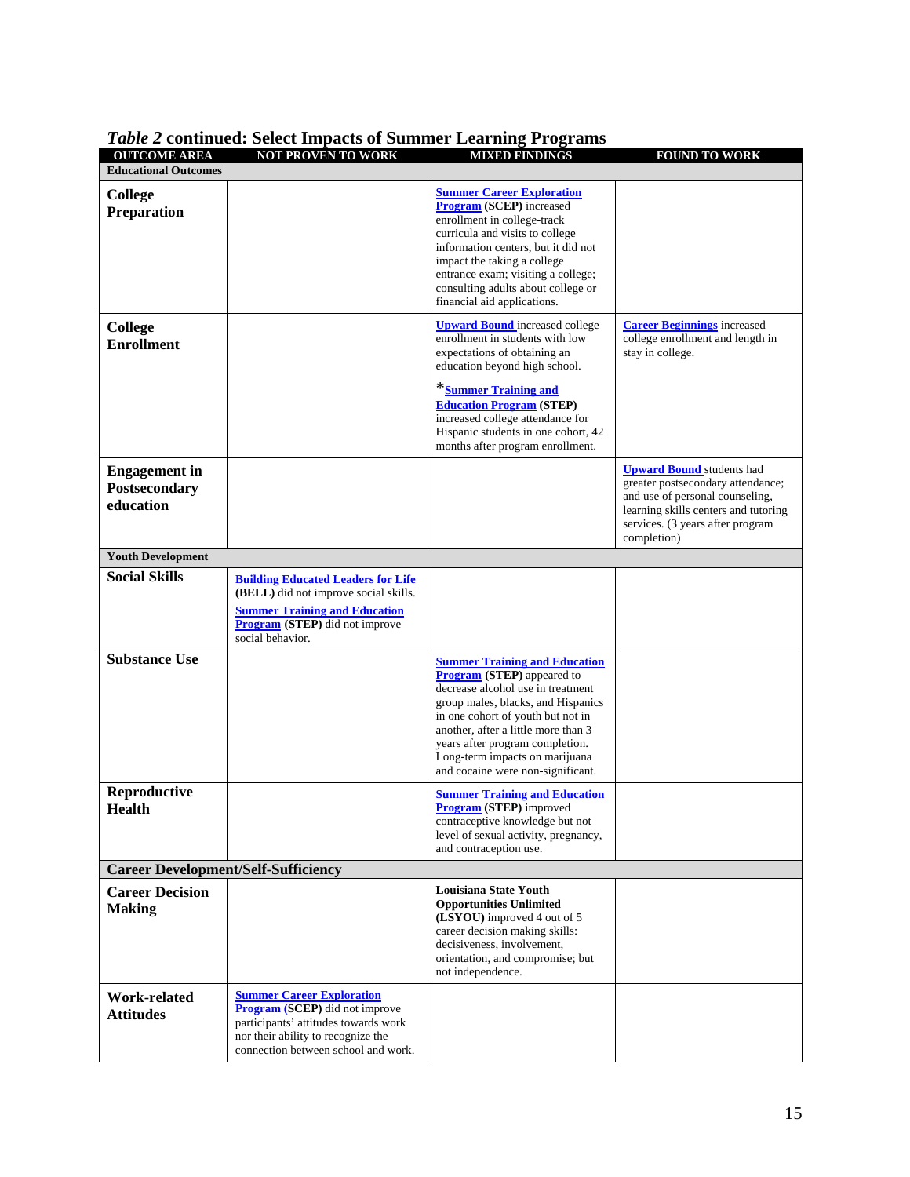### *Table 2* continued: Select Impacts of Summer Learning Programs

| OUTCOME AREA | NOT PROVEN TO WORK | MIXED FINDINGS | FOUND TO WORK |
|---|---|---|---|
| **Educational Outcomes** | | | |
| **College Preparation** | | **Summer Career Exploration Program (SCEP)** increased enrollment in college-track curricula and visits to college information centers, but it did not impact the taking a college entrance exam; visiting a college; consulting adults about college or financial aid applications. | |
| **College Enrollment** | | **Upward Bound** increased college enrollment in students with low expectations of obtaining an education beyond high school. *__Summer Training and Education Program (STEP)__ increased college attendance for Hispanic students in one cohort, 42 months after program enrollment. | **Career Beginnings** increased college enrollment and length in stay in college. |
| **Engagement in Postsecondary education** | | | **Upward Bound** students had greater postsecondary attendance; and use of personal counseling, learning skills centers and tutoring services. (3 years after program completion) |
| **Youth Development** | | | |
| **Social Skills** | **Building Educated Leaders for Life (BELL)** did not improve social skills. **Summer Training and Education Program (STEP)** did not improve social behavior. | | |
| **Substance Use** | | **Summer Training and Education Program (STEP)** appeared to decrease alcohol use in treatment group males, blacks, and Hispanics in one cohort of youth but not in another, after a little more than 3 years after program completion. Long-term impacts on marijuana and cocaine were non-significant. | |
| **Reproductive Health** | | **Summer Training and Education Program (STEP)** improved contraceptive knowledge but not level of sexual activity, pregnancy, and contraception use. | |
| **Career Development/Self-Sufficiency** | | | |
| **Career Decision Making** | | **Louisiana State Youth Opportunities Unlimited (LSYOU)** improved 4 out of 5 career decision making skills: decisiveness, involvement, orientation, and compromise; but not independence. | |
| **Work-related Attitudes** | **Summer Career Exploration Program (SCEP)** did not improve participants' attitudes towards work nor their ability to recognize the connection between school and work. | | |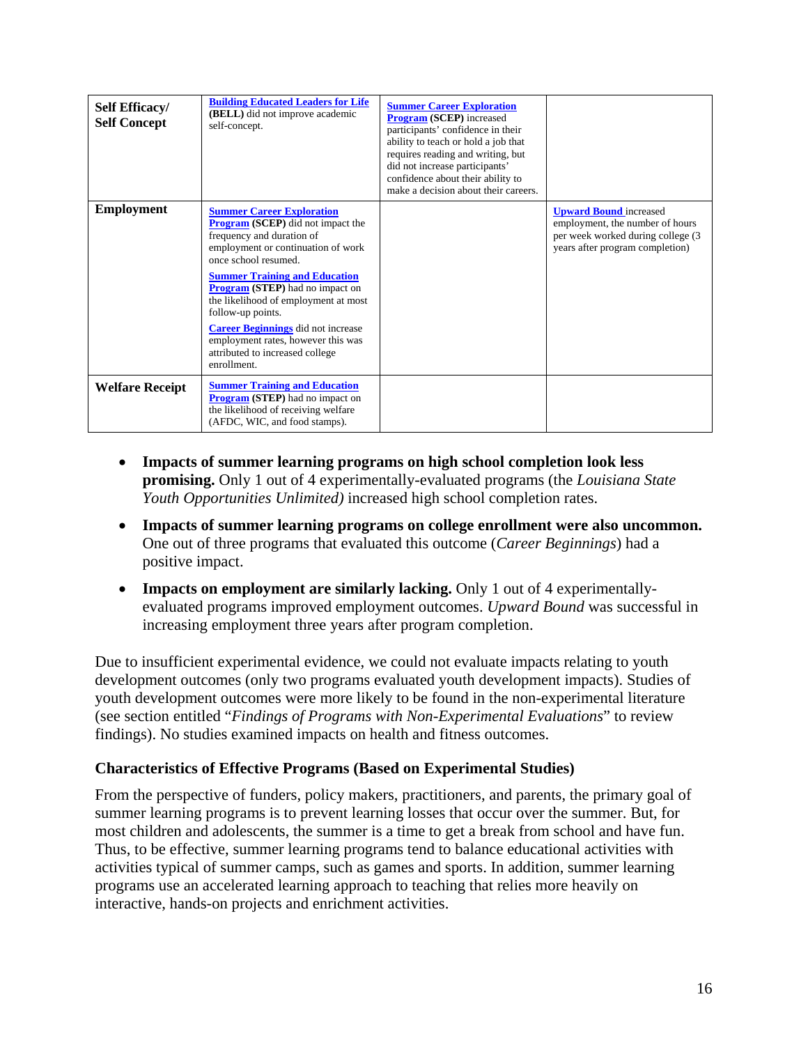| | | | |
|---|---|---|---|
| **Self Efficacy/ Self Concept** | **Building Educated Leaders for Life (BELL)** did not improve academic self-concept. | **Summer Career Exploration Program (SCEP)** increased participants' confidence in their ability to teach or hold a job that requires reading and writing, but did not increase participants' confidence about their ability to make a decision about their careers. | |
| **Employment** | **Summer Career Exploration Program (SCEP)** did not impact the frequency and duration of employment or continuation of work once school resumed.<br><br>**Summer Training and Education Program (STEP)** had no impact on the likelihood of employment at most follow-up points.<br><br>**Career Beginnings** did not increase employment rates, however this was attributed to increased college enrollment. | | **Upward Bound** increased employment, the number of hours per week worked during college (3 years after program completion) |
| **Welfare Receipt** | **Summer Training and Education Program (STEP)** had no impact on the likelihood of receiving welfare (AFDC, WIC, and food stamps). | | |

- **Impacts of summer learning programs on high school completion look less promising.** Only 1 out of 4 experimentally-evaluated programs (the *Louisiana State Youth Opportunities Unlimited)* increased high school completion rates.
- **Impacts of summer learning programs on college enrollment were also uncommon.** One out of three programs that evaluated this outcome (*Career Beginnings*) had a positive impact.
- **Impacts on employment are similarly lacking.** Only 1 out of 4 experimentally-evaluated programs improved employment outcomes. *Upward Bound* was successful in increasing employment three years after program completion.

Due to insufficient experimental evidence, we could not evaluate impacts relating to youth development outcomes (only two programs evaluated youth development impacts). Studies of youth development outcomes were more likely to be found in the non-experimental literature (see section entitled "*Findings of Programs with Non-Experimental Evaluations*" to review findings). No studies examined impacts on health and fitness outcomes.

### Characteristics of Effective Programs (Based on Experimental Studies)

From the perspective of funders, policy makers, practitioners, and parents, the primary goal of summer learning programs is to prevent learning losses that occur over the summer. But, for most children and adolescents, the summer is a time to get a break from school and have fun. Thus, to be effective, summer learning programs tend to balance educational activities with activities typical of summer camps, such as games and sports. In addition, summer learning programs use an accelerated learning approach to teaching that relies more heavily on interactive, hands-on projects and enrichment activities.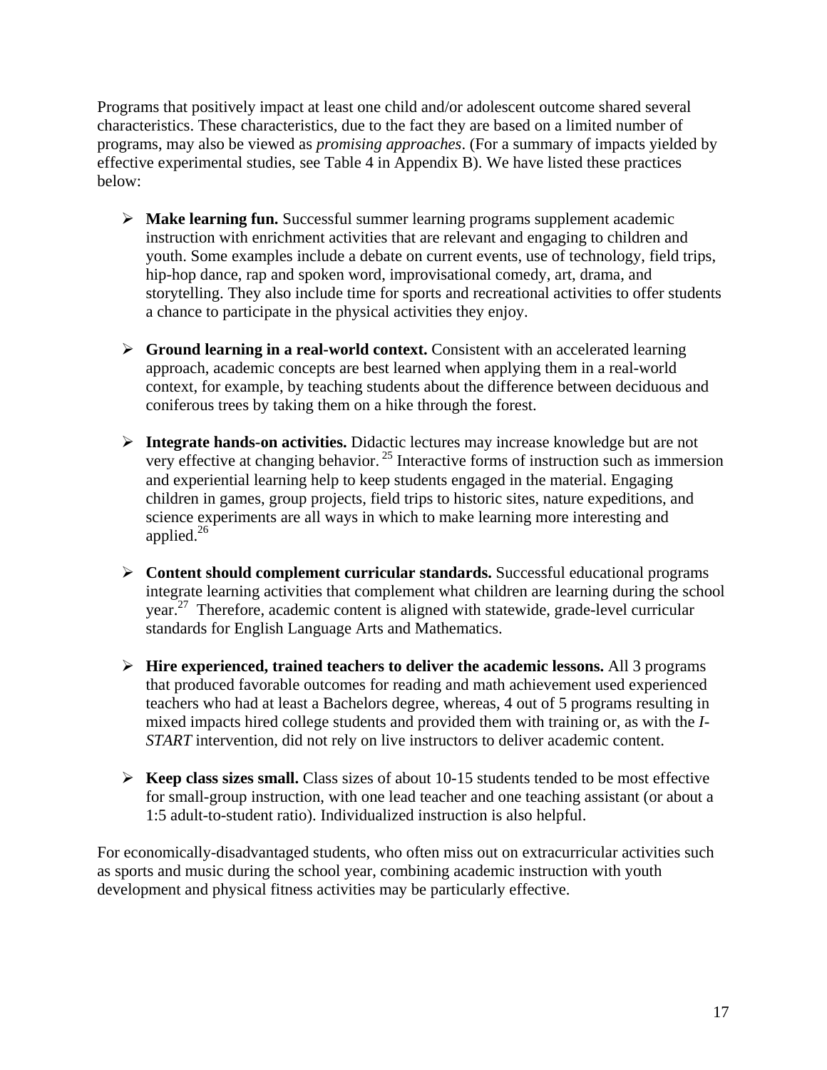Programs that positively impact at least one child and/or adolescent outcome shared several characteristics. These characteristics, due to the fact they are based on a limited number of programs, may also be viewed as *promising approaches*. (For a summary of impacts yielded by effective experimental studies, see Table 4 in Appendix B). We have listed these practices below:

- **Make learning fun.** Successful summer learning programs supplement academic instruction with enrichment activities that are relevant and engaging to children and youth. Some examples include a debate on current events, use of technology, field trips, hip-hop dance, rap and spoken word, improvisational comedy, art, drama, and storytelling. They also include time for sports and recreational activities to offer students a chance to participate in the physical activities they enjoy.

- **Ground learning in a real-world context.** Consistent with an accelerated learning approach, academic concepts are best learned when applying them in a real-world context, for example, by teaching students about the difference between deciduous and coniferous trees by taking them on a hike through the forest.

- **Integrate hands-on activities.** Didactic lectures may increase knowledge but are not very effective at changing behavior. [25] Interactive forms of instruction such as immersion and experiential learning help to keep students engaged in the material. Engaging children in games, group projects, field trips to historic sites, nature expeditions, and science experiments are all ways in which to make learning more interesting and applied.[26]

- **Content should complement curricular standards.** Successful educational programs integrate learning activities that complement what children are learning during the school year.[27] Therefore, academic content is aligned with statewide, grade-level curricular standards for English Language Arts and Mathematics.

- **Hire experienced, trained teachers to deliver the academic lessons.** All 3 programs that produced favorable outcomes for reading and math achievement used experienced teachers who had at least a Bachelors degree, whereas, 4 out of 5 programs resulting in mixed impacts hired college students and provided them with training or, as with the *I-START* intervention, did not rely on live instructors to deliver academic content.

- **Keep class sizes small.** Class sizes of about 10-15 students tended to be most effective for small-group instruction, with one lead teacher and one teaching assistant (or about a 1:5 adult-to-student ratio). Individualized instruction is also helpful.

For economically-disadvantaged students, who often miss out on extracurricular activities such as sports and music during the school year, combining academic instruction with youth development and physical fitness activities may be particularly effective.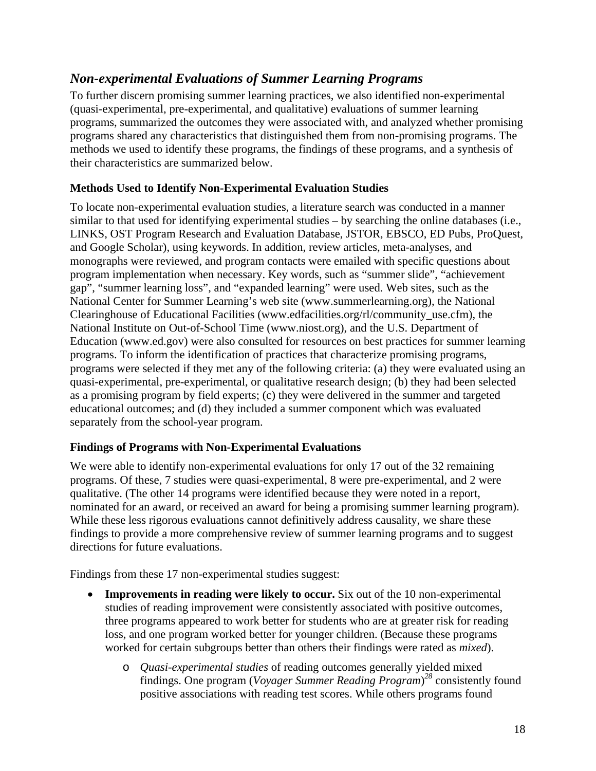## *Non-experimental Evaluations of Summer Learning Programs*

To further discern promising summer learning practices, we also identified non-experimental (quasi-experimental, pre-experimental, and qualitative) evaluations of summer learning programs, summarized the outcomes they were associated with, and analyzed whether promising programs shared any characteristics that distinguished them from non-promising programs. The methods we used to identify these programs, the findings of these programs, and a synthesis of their characteristics are summarized below.

### Methods Used to Identify Non-Experimental Evaluation Studies

To locate non-experimental evaluation studies, a literature search was conducted in a manner similar to that used for identifying experimental studies – by searching the online databases (i.e., LINKS, OST Program Research and Evaluation Database, JSTOR, EBSCO, ED Pubs, ProQuest, and Google Scholar), using keywords. In addition, review articles, meta-analyses, and monographs were reviewed, and program contacts were emailed with specific questions about program implementation when necessary. Key words, such as "summer slide", "achievement gap", "summer learning loss", and "expanded learning" were used. Web sites, such as the National Center for Summer Learning's web site (www.summerlearning.org), the National Clearinghouse of Educational Facilities (www.edfacilities.org/rl/community_use.cfm), the National Institute on Out-of-School Time (www.niost.org), and the U.S. Department of Education (www.ed.gov) were also consulted for resources on best practices for summer learning programs. To inform the identification of practices that characterize promising programs, programs were selected if they met any of the following criteria: (a) they were evaluated using an quasi-experimental, pre-experimental, or qualitative research design; (b) they had been selected as a promising program by field experts; (c) they were delivered in the summer and targeted educational outcomes; and (d) they included a summer component which was evaluated separately from the school-year program.

### Findings of Programs with Non-Experimental Evaluations

We were able to identify non-experimental evaluations for only 17 out of the 32 remaining programs. Of these, 7 studies were quasi-experimental, 8 were pre-experimental, and 2 were qualitative. (The other 14 programs were identified because they were noted in a report, nominated for an award, or received an award for being a promising summer learning program). While these less rigorous evaluations cannot definitively address causality, we share these findings to provide a more comprehensive review of summer learning programs and to suggest directions for future evaluations.

Findings from these 17 non-experimental studies suggest:

- **Improvements in reading were likely to occur.** Six out of the 10 non-experimental studies of reading improvement were consistently associated with positive outcomes, three programs appeared to work better for students who are at greater risk for reading loss, and one program worked better for younger children. (Because these programs worked for certain subgroups better than others their findings were rated as *mixed*).
  - *Quasi-experimental studies* of reading outcomes generally yielded mixed findings. One program (*Voyager Summer Reading Program*)[28] consistently found positive associations with reading test scores. While others programs found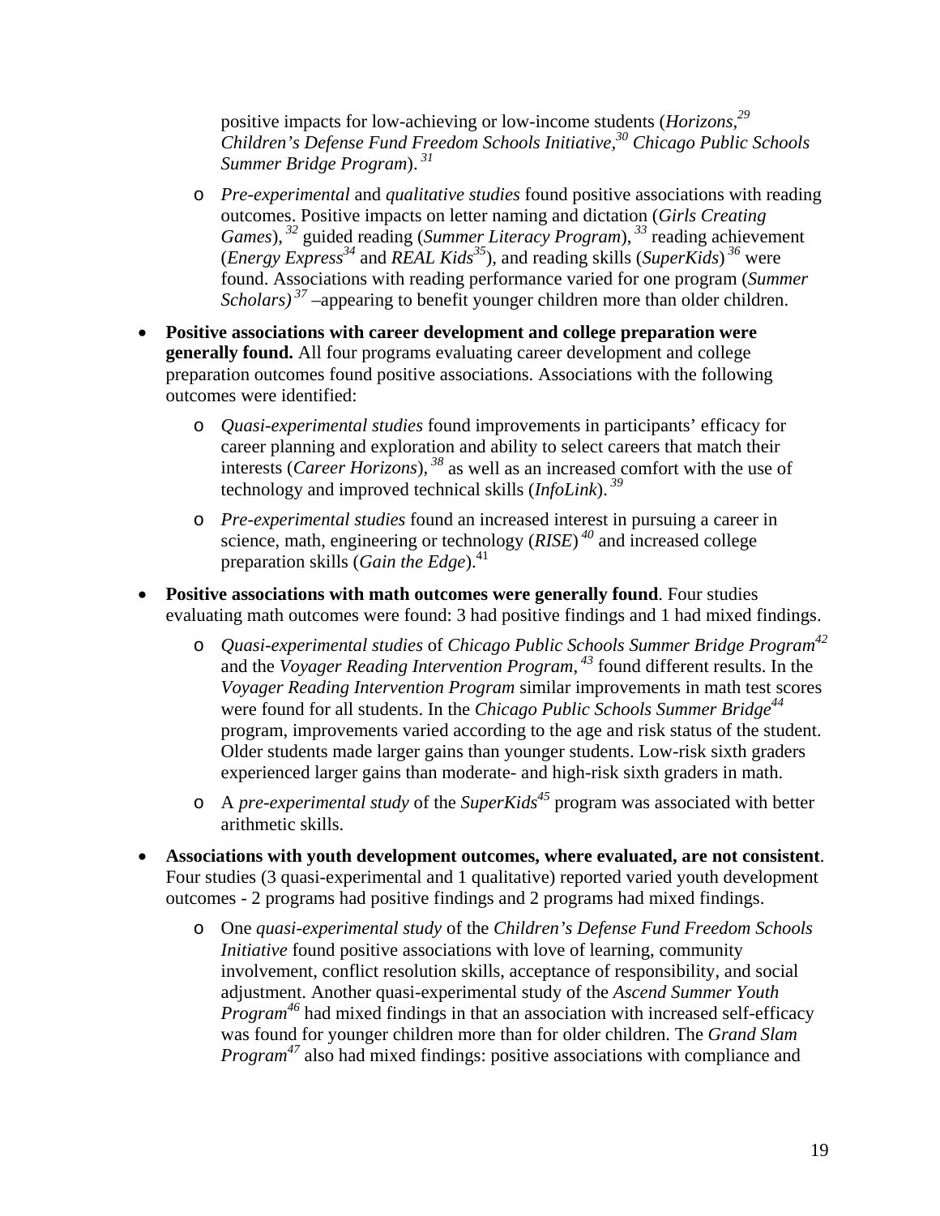positive impacts for low-achieving or low-income students (*Horizons*,[29] *Children's Defense Fund Freedom Schools Initiative*,[30] *Chicago Public Schools Summer Bridge Program*).[31]

  - *Pre-experimental* and *qualitative studies* found positive associations with reading outcomes. Positive impacts on letter naming and dictation (*Girls Creating Games*),[32] guided reading (*Summer Literacy Program*),[33] reading achievement (*Energy Express*[34] and *REAL Kids*[35]), and reading skills (*SuperKids*)[36] were found. Associations with reading performance varied for one program (*Summer Scholars)*[37] –appearing to benefit younger children more than older children.

- **Positive associations with career development and college preparation were generally found.** All four programs evaluating career development and college preparation outcomes found positive associations. Associations with the following outcomes were identified:

  - *Quasi-experimental studies* found improvements in participants' efficacy for career planning and exploration and ability to select careers that match their interests (*Career Horizons*),[38] as well as an increased comfort with the use of technology and improved technical skills (*InfoLink*).[39]

  - *Pre-experimental studies* found an increased interest in pursuing a career in science, math, engineering or technology (*RISE*)[40] and increased college preparation skills (*Gain the Edge*).[41]

- **Positive associations with math outcomes were generally found**. Four studies evaluating math outcomes were found: 3 had positive findings and 1 had mixed findings.

  - *Quasi-experimental studies* of *Chicago Public Schools Summer Bridge Program*[42] and the *Voyager Reading Intervention Program*,[43] found different results. In the *Voyager Reading Intervention Program* similar improvements in math test scores were found for all students. In the *Chicago Public Schools Summer Bridge*[44] program, improvements varied according to the age and risk status of the student. Older students made larger gains than younger students. Low-risk sixth graders experienced larger gains than moderate- and high-risk sixth graders in math.

  - A *pre-experimental study* of the *SuperKids*[45] program was associated with better arithmetic skills.

- **Associations with youth development outcomes, where evaluated, are not consistent**. Four studies (3 quasi-experimental and 1 qualitative) reported varied youth development outcomes - 2 programs had positive findings and 2 programs had mixed findings.

  - One *quasi-experimental study* of the *Children's Defense Fund Freedom Schools Initiative* found positive associations with love of learning, community involvement, conflict resolution skills, acceptance of responsibility, and social adjustment. Another quasi-experimental study of the *Ascend Summer Youth Program*[46] had mixed findings in that an association with increased self-efficacy was found for younger children more than for older children. The *Grand Slam Program*[47] also had mixed findings: positive associations with compliance and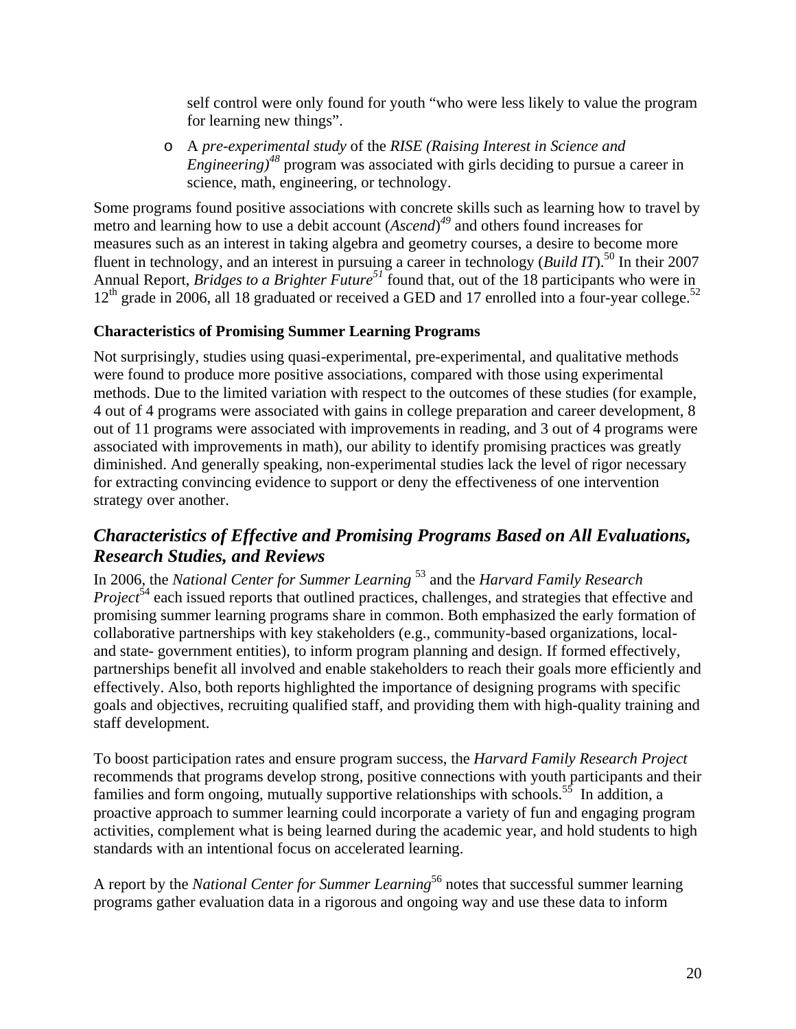self control were only found for youth "who were less likely to value the program for learning new things".

- A *pre-experimental study* of the *RISE (Raising Interest in Science and Engineering)*[48] program was associated with girls deciding to pursue a career in science, math, engineering, or technology.

Some programs found positive associations with concrete skills such as learning how to travel by metro and learning how to use a debit account (*Ascend*)[49] and others found increases for measures such as an interest in taking algebra and geometry courses, a desire to become more fluent in technology, and an interest in pursuing a career in technology (*Build IT*).[50] In their 2007 Annual Report, *Bridges to a Brighter Future*[51] found that, out of the 18 participants who were in 12th grade in 2006, all 18 graduated or received a GED and 17 enrolled into a four-year college.[52]

**Characteristics of Promising Summer Learning Programs**

Not surprisingly, studies using quasi-experimental, pre-experimental, and qualitative methods were found to produce more positive associations, compared with those using experimental methods. Due to the limited variation with respect to the outcomes of these studies (for example, 4 out of 4 programs were associated with gains in college preparation and career development, 8 out of 11 programs were associated with improvements in reading, and 3 out of 4 programs were associated with improvements in math), our ability to identify promising practices was greatly diminished. And generally speaking, non-experimental studies lack the level of rigor necessary for extracting convincing evidence to support or deny the effectiveness of one intervention strategy over another.

## *Characteristics of Effective and Promising Programs Based on All Evaluations, Research Studies, and Reviews*

In 2006, the *National Center for Summer Learning* [53] and the *Harvard Family Research Project*[54] each issued reports that outlined practices, challenges, and strategies that effective and promising summer learning programs share in common. Both emphasized the early formation of collaborative partnerships with key stakeholders (e.g., community-based organizations, local- and state- government entities), to inform program planning and design. If formed effectively, partnerships benefit all involved and enable stakeholders to reach their goals more efficiently and effectively. Also, both reports highlighted the importance of designing programs with specific goals and objectives, recruiting qualified staff, and providing them with high-quality training and staff development.

To boost participation rates and ensure program success, the *Harvard Family Research Project* recommends that programs develop strong, positive connections with youth participants and their families and form ongoing, mutually supportive relationships with schools.[55] In addition, a proactive approach to summer learning could incorporate a variety of fun and engaging program activities, complement what is being learned during the academic year, and hold students to high standards with an intentional focus on accelerated learning.

A report by the *National Center for Summer Learning*[56] notes that successful summer learning programs gather evaluation data in a rigorous and ongoing way and use these data to inform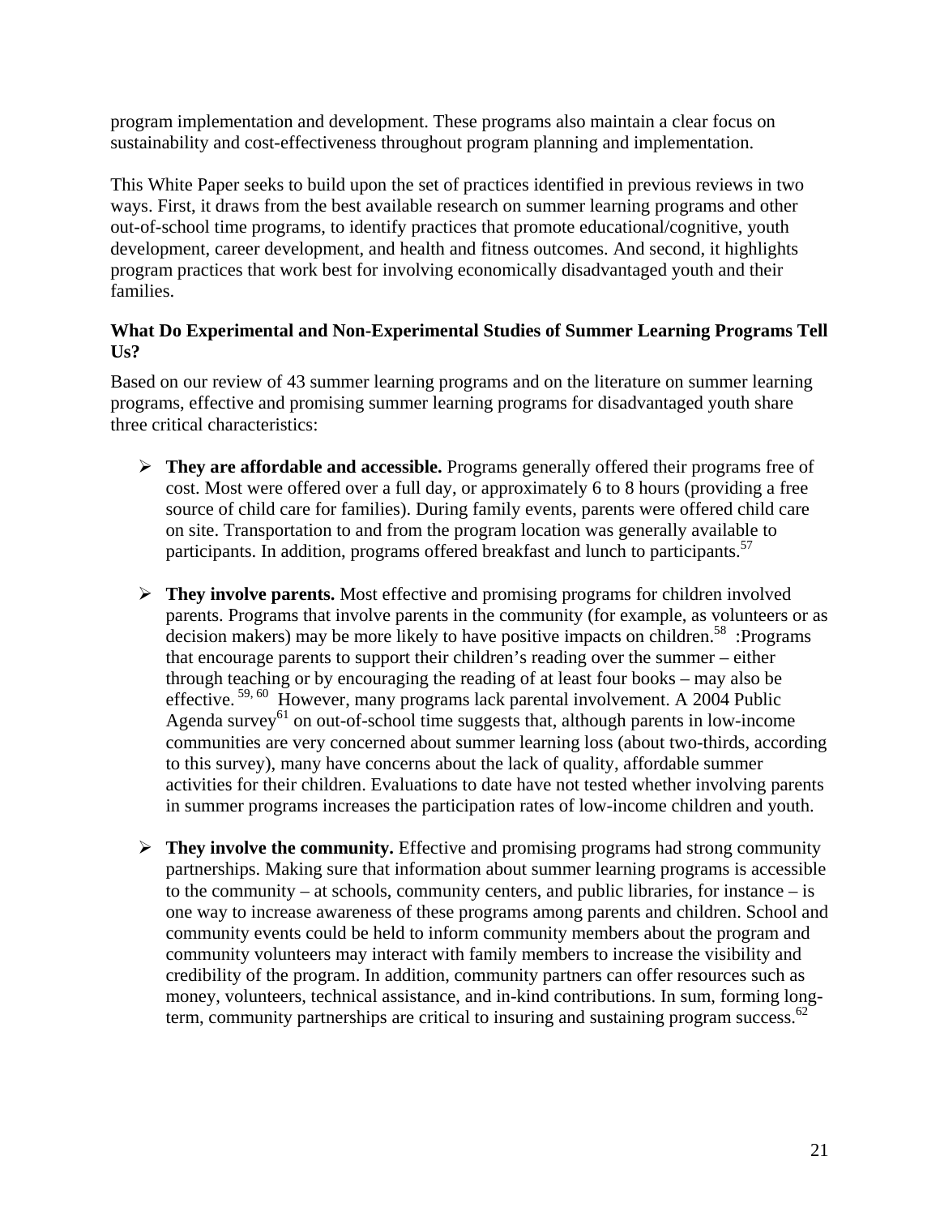program implementation and development. These programs also maintain a clear focus on sustainability and cost-effectiveness throughout program planning and implementation.

This White Paper seeks to build upon the set of practices identified in previous reviews in two ways. First, it draws from the best available research on summer learning programs and other out-of-school time programs, to identify practices that promote educational/cognitive, youth development, career development, and health and fitness outcomes. And second, it highlights program practices that work best for involving economically disadvantaged youth and their families.

**What Do Experimental and Non-Experimental Studies of Summer Learning Programs Tell Us?**

Based on our review of 43 summer learning programs and on the literature on summer learning programs, effective and promising summer learning programs for disadvantaged youth share three critical characteristics:

- **They are affordable and accessible.** Programs generally offered their programs free of cost. Most were offered over a full day, or approximately 6 to 8 hours (providing a free source of child care for families). During family events, parents were offered child care on site. Transportation to and from the program location was generally available to participants. In addition, programs offered breakfast and lunch to participants.[57]

- **They involve parents.** Most effective and promising programs for children involved parents. Programs that involve parents in the community (for example, as volunteers or as decision makers) may be more likely to have positive impacts on children.[58] :Programs that encourage parents to support their children's reading over the summer – either through teaching or by encouraging the reading of at least four books – may also be effective.[59, 60] However, many programs lack parental involvement. A 2004 Public Agenda survey[61] on out-of-school time suggests that, although parents in low-income communities are very concerned about summer learning loss (about two-thirds, according to this survey), many have concerns about the lack of quality, affordable summer activities for their children. Evaluations to date have not tested whether involving parents in summer programs increases the participation rates of low-income children and youth.

- **They involve the community.** Effective and promising programs had strong community partnerships. Making sure that information about summer learning programs is accessible to the community – at schools, community centers, and public libraries, for instance – is one way to increase awareness of these programs among parents and children. School and community events could be held to inform community members about the program and community volunteers may interact with family members to increase the visibility and credibility of the program. In addition, community partners can offer resources such as money, volunteers, technical assistance, and in-kind contributions. In sum, forming long-term, community partnerships are critical to insuring and sustaining program success.[62]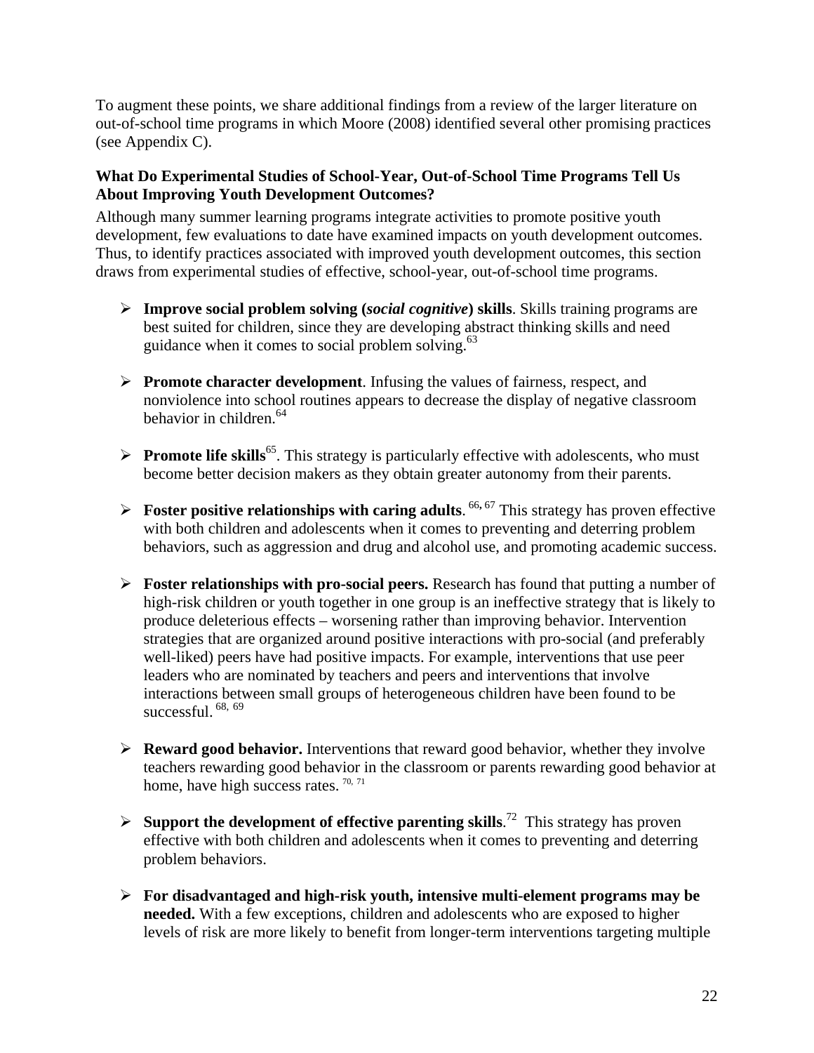To augment these points, we share additional findings from a review of the larger literature on out-of-school time programs in which Moore (2008) identified several other promising practices (see Appendix C).

**What Do Experimental Studies of School-Year, Out-of-School Time Programs Tell Us About Improving Youth Development Outcomes?**

Although many summer learning programs integrate activities to promote positive youth development, few evaluations to date have examined impacts on youth development outcomes. Thus, to identify practices associated with improved youth development outcomes, this section draws from experimental studies of effective, school-year, out-of-school time programs.

- **Improve social problem solving (*social cognitive*) skills**. Skills training programs are best suited for children, since they are developing abstract thinking skills and need guidance when it comes to social problem solving.[63]

- **Promote character development**. Infusing the values of fairness, respect, and nonviolence into school routines appears to decrease the display of negative classroom behavior in children.[64]

- **Promote life skills**[65]. This strategy is particularly effective with adolescents, who must become better decision makers as they obtain greater autonomy from their parents.

- **Foster positive relationships with caring adults**. [66, 67] This strategy has proven effective with both children and adolescents when it comes to preventing and deterring problem behaviors, such as aggression and drug and alcohol use, and promoting academic success.

- **Foster relationships with pro-social peers.** Research has found that putting a number of high-risk children or youth together in one group is an ineffective strategy that is likely to produce deleterious effects – worsening rather than improving behavior. Intervention strategies that are organized around positive interactions with pro-social (and preferably well-liked) peers have had positive impacts. For example, interventions that use peer leaders who are nominated by teachers and peers and interventions that involve interactions between small groups of heterogeneous children have been found to be successful. [68, 69]

- **Reward good behavior.** Interventions that reward good behavior, whether they involve teachers rewarding good behavior in the classroom or parents rewarding good behavior at home, have high success rates. [70, 71]

- **Support the development of effective parenting skills**.[72] This strategy has proven effective with both children and adolescents when it comes to preventing and deterring problem behaviors.

- **For disadvantaged and high-risk youth, intensive multi-element programs may be needed.** With a few exceptions, children and adolescents who are exposed to higher levels of risk are more likely to benefit from longer-term interventions targeting multiple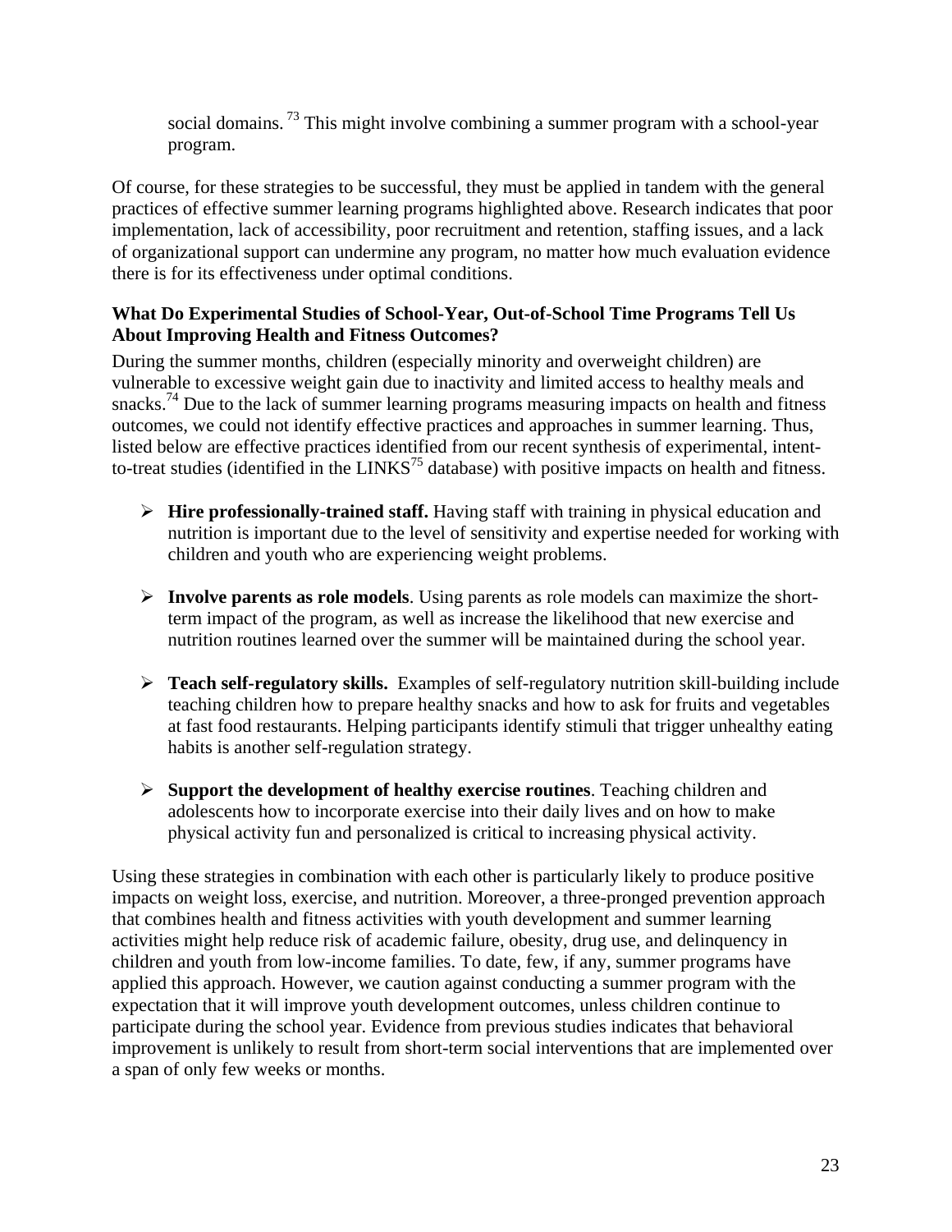social domains.[73] This might involve combining a summer program with a school-year program.

Of course, for these strategies to be successful, they must be applied in tandem with the general practices of effective summer learning programs highlighted above. Research indicates that poor implementation, lack of accessibility, poor recruitment and retention, staffing issues, and a lack of organizational support can undermine any program, no matter how much evaluation evidence there is for its effectiveness under optimal conditions.

**What Do Experimental Studies of School-Year, Out-of-School Time Programs Tell Us About Improving Health and Fitness Outcomes?**

During the summer months, children (especially minority and overweight children) are vulnerable to excessive weight gain due to inactivity and limited access to healthy meals and snacks.[74] Due to the lack of summer learning programs measuring impacts on health and fitness outcomes, we could not identify effective practices and approaches in summer learning. Thus, listed below are effective practices identified from our recent synthesis of experimental, intent-to-treat studies (identified in the LINKS[75] database) with positive impacts on health and fitness.

- **Hire professionally-trained staff.** Having staff with training in physical education and nutrition is important due to the level of sensitivity and expertise needed for working with children and youth who are experiencing weight problems.

- **Involve parents as role models**. Using parents as role models can maximize the short-term impact of the program, as well as increase the likelihood that new exercise and nutrition routines learned over the summer will be maintained during the school year.

- **Teach self-regulatory skills.** Examples of self-regulatory nutrition skill-building include teaching children how to prepare healthy snacks and how to ask for fruits and vegetables at fast food restaurants. Helping participants identify stimuli that trigger unhealthy eating habits is another self-regulation strategy.

- **Support the development of healthy exercise routines**. Teaching children and adolescents how to incorporate exercise into their daily lives and on how to make physical activity fun and personalized is critical to increasing physical activity.

Using these strategies in combination with each other is particularly likely to produce positive impacts on weight loss, exercise, and nutrition. Moreover, a three-pronged prevention approach that combines health and fitness activities with youth development and summer learning activities might help reduce risk of academic failure, obesity, drug use, and delinquency in children and youth from low-income families. To date, few, if any, summer programs have applied this approach. However, we caution against conducting a summer program with the expectation that it will improve youth development outcomes, unless children continue to participate during the school year. Evidence from previous studies indicates that behavioral improvement is unlikely to result from short-term social interventions that are implemented over a span of only few weeks or months.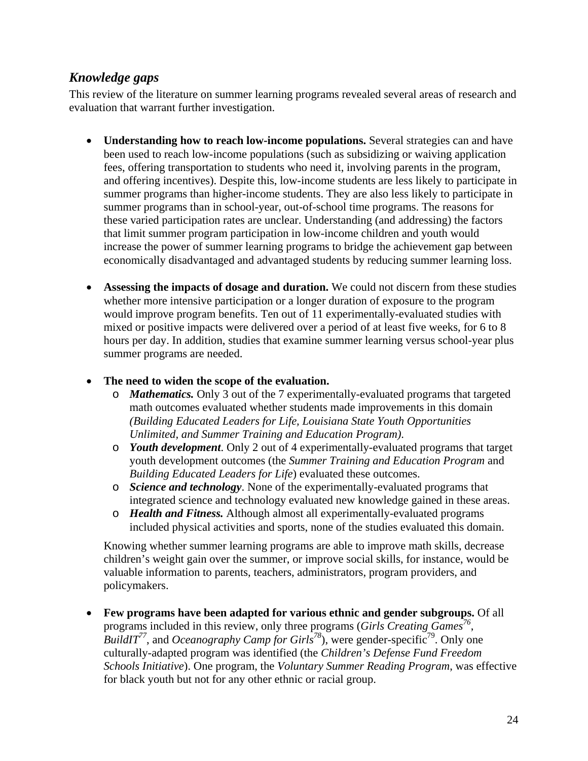### *Knowledge gaps*

This review of the literature on summer learning programs revealed several areas of research and evaluation that warrant further investigation.

- **Understanding how to reach low-income populations.** Several strategies can and have been used to reach low-income populations (such as subsidizing or waiving application fees, offering transportation to students who need it, involving parents in the program, and offering incentives). Despite this, low-income students are less likely to participate in summer programs than higher-income students. They are also less likely to participate in summer programs than in school-year, out-of-school time programs. The reasons for these varied participation rates are unclear. Understanding (and addressing) the factors that limit summer program participation in low-income children and youth would increase the power of summer learning programs to bridge the achievement gap between economically disadvantaged and advantaged students by reducing summer learning loss.

- **Assessing the impacts of dosage and duration.** We could not discern from these studies whether more intensive participation or a longer duration of exposure to the program would improve program benefits. Ten out of 11 experimentally-evaluated studies with mixed or positive impacts were delivered over a period of at least five weeks, for 6 to 8 hours per day. In addition, studies that examine summer learning versus school-year plus summer programs are needed.

- **The need to widen the scope of the evaluation.**
  - ***Mathematics.*** Only 3 out of the 7 experimentally-evaluated programs that targeted math outcomes evaluated whether students made improvements in this domain *(Building Educated Leaders for Life, Louisiana State Youth Opportunities Unlimited, and Summer Training and Education Program).*
  - ***Youth development***. Only 2 out of 4 experimentally-evaluated programs that target youth development outcomes (the *Summer Training and Education Program* and *Building Educated Leaders for Life*) evaluated these outcomes.
  - ***Science and technology***. None of the experimentally-evaluated programs that integrated science and technology evaluated new knowledge gained in these areas.
  - ***Health and Fitness.*** Although almost all experimentally-evaluated programs included physical activities and sports, none of the studies evaluated this domain.

  Knowing whether summer learning programs are able to improve math skills, decrease children's weight gain over the summer, or improve social skills, for instance, would be valuable information to parents, teachers, administrators, program providers, and policymakers.

- **Few programs have been adapted for various ethnic and gender subgroups.** Of all programs included in this review, only three programs (*Girls Creating Games*[76], *BuildIT*[77], and *Oceanography Camp for Girls*[78]), were gender-specific[79]. Only one culturally-adapted program was identified (the *Children's Defense Fund Freedom Schools Initiative*). One program, the *Voluntary Summer Reading Program*, was effective for black youth but not for any other ethnic or racial group.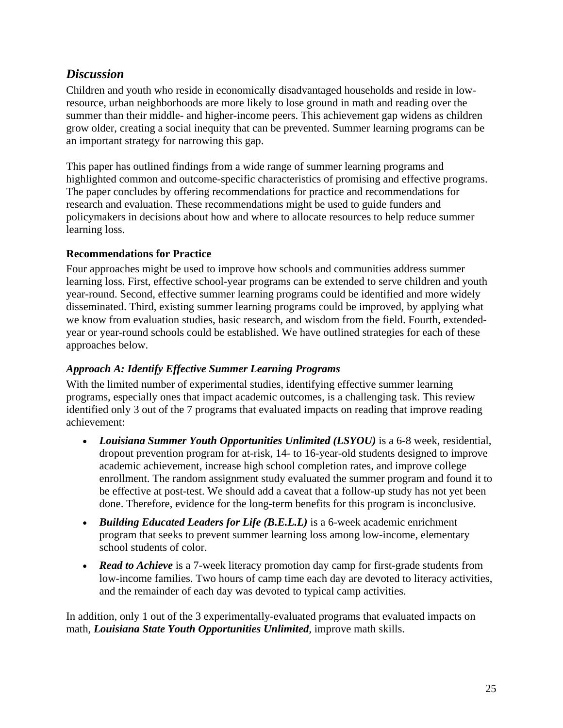## *Discussion*

Children and youth who reside in economically disadvantaged households and reside in low-resource, urban neighborhoods are more likely to lose ground in math and reading over the summer than their middle- and higher-income peers. This achievement gap widens as children grow older, creating a social inequity that can be prevented. Summer learning programs can be an important strategy for narrowing this gap.

This paper has outlined findings from a wide range of summer learning programs and highlighted common and outcome-specific characteristics of promising and effective programs. The paper concludes by offering recommendations for practice and recommendations for research and evaluation. These recommendations might be used to guide funders and policymakers in decisions about how and where to allocate resources to help reduce summer learning loss.

### Recommendations for Practice

Four approaches might be used to improve how schools and communities address summer learning loss. First, effective school-year programs can be extended to serve children and youth year-round. Second, effective summer learning programs could be identified and more widely disseminated. Third, existing summer learning programs could be improved, by applying what we know from evaluation studies, basic research, and wisdom from the field. Fourth, extended-year or year-round schools could be established. We have outlined strategies for each of these approaches below.

#### *Approach A: Identify Effective Summer Learning Programs*

With the limited number of experimental studies, identifying effective summer learning programs, especially ones that impact academic outcomes, is a challenging task. This review identified only 3 out of the 7 programs that evaluated impacts on reading that improve reading achievement:

- ***Louisiana Summer Youth Opportunities Unlimited (LSYOU)*** is a 6-8 week, residential, dropout prevention program for at-risk, 14- to 16-year-old students designed to improve academic achievement, increase high school completion rates, and improve college enrollment. The random assignment study evaluated the summer program and found it to be effective at post-test. We should add a caveat that a follow-up study has not yet been done. Therefore, evidence for the long-term benefits for this program is inconclusive.
- ***Building Educated Leaders for Life (B.E.L.L)*** is a 6-week academic enrichment program that seeks to prevent summer learning loss among low-income, elementary school students of color.
- ***Read to Achieve*** is a 7-week literacy promotion day camp for first-grade students from low-income families. Two hours of camp time each day are devoted to literacy activities, and the remainder of each day was devoted to typical camp activities.

In addition, only 1 out of the 3 experimentally-evaluated programs that evaluated impacts on math, ***Louisiana State Youth Opportunities Unlimited***, improve math skills.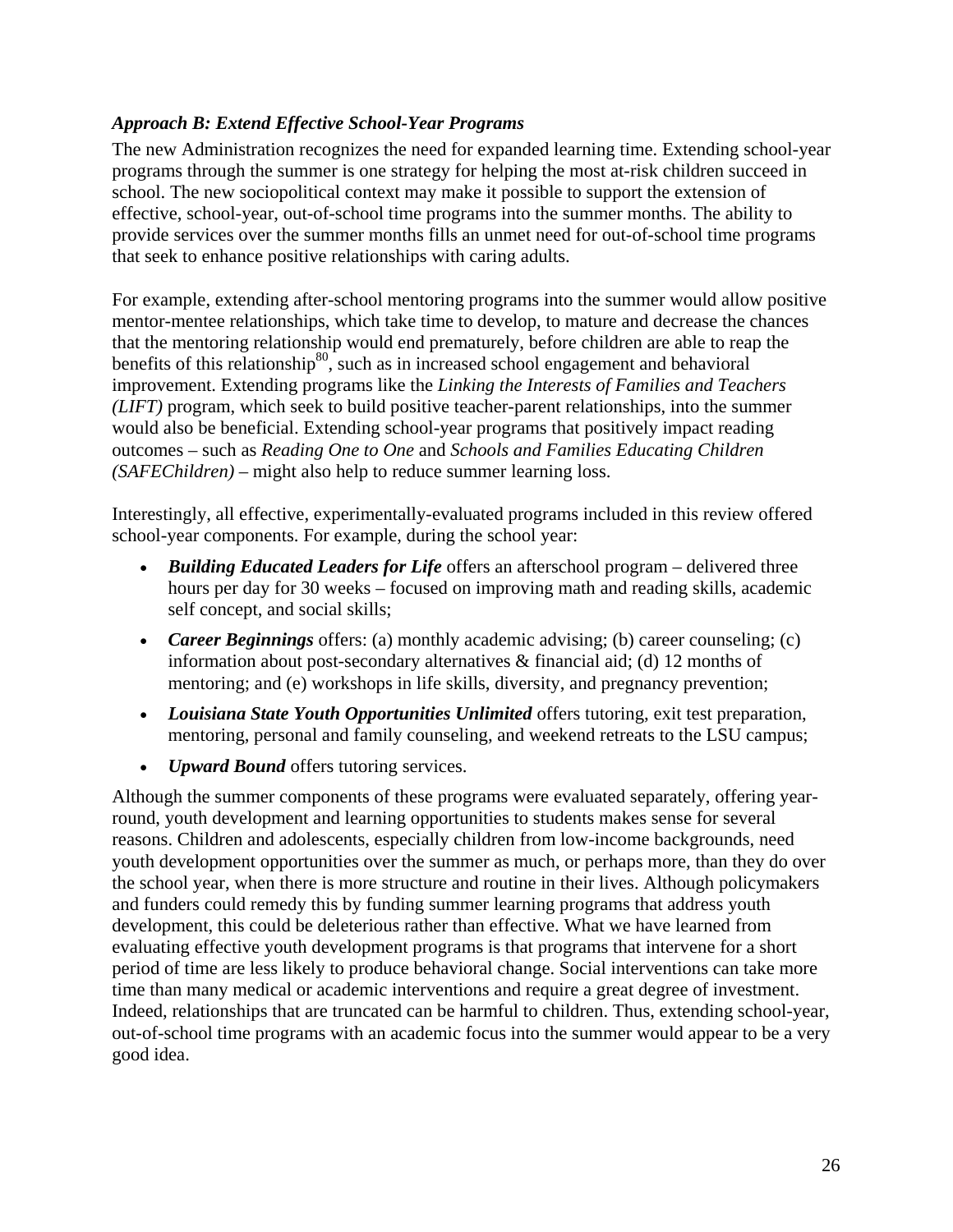### *Approach B: Extend Effective School-Year Programs*

The new Administration recognizes the need for expanded learning time. Extending school-year programs through the summer is one strategy for helping the most at-risk children succeed in school. The new sociopolitical context may make it possible to support the extension of effective, school-year, out-of-school time programs into the summer months. The ability to provide services over the summer months fills an unmet need for out-of-school time programs that seek to enhance positive relationships with caring adults.

For example, extending after-school mentoring programs into the summer would allow positive mentor-mentee relationships, which take time to develop, to mature and decrease the chances that the mentoring relationship would end prematurely, before children are able to reap the benefits of this relationship[80], such as in increased school engagement and behavioral improvement. Extending programs like the *Linking the Interests of Families and Teachers (LIFT)* program, which seek to build positive teacher-parent relationships, into the summer would also be beneficial. Extending school-year programs that positively impact reading outcomes – such as *Reading One to One* and *Schools and Families Educating Children (SAFEChildren)* – might also help to reduce summer learning loss.

Interestingly, all effective, experimentally-evaluated programs included in this review offered school-year components. For example, during the school year:

- ***Building Educated Leaders for Life*** offers an afterschool program – delivered three hours per day for 30 weeks – focused on improving math and reading skills, academic self concept, and social skills;
- ***Career Beginnings*** offers: (a) monthly academic advising; (b) career counseling; (c) information about post-secondary alternatives & financial aid; (d) 12 months of mentoring; and (e) workshops in life skills, diversity, and pregnancy prevention;
- ***Louisiana State Youth Opportunities Unlimited*** offers tutoring, exit test preparation, mentoring, personal and family counseling, and weekend retreats to the LSU campus;
- ***Upward Bound*** offers tutoring services.

Although the summer components of these programs were evaluated separately, offering year-round, youth development and learning opportunities to students makes sense for several reasons. Children and adolescents, especially children from low-income backgrounds, need youth development opportunities over the summer as much, or perhaps more, than they do over the school year, when there is more structure and routine in their lives. Although policymakers and funders could remedy this by funding summer learning programs that address youth development, this could be deleterious rather than effective. What we have learned from evaluating effective youth development programs is that programs that intervene for a short period of time are less likely to produce behavioral change. Social interventions can take more time than many medical or academic interventions and require a great degree of investment. Indeed, relationships that are truncated can be harmful to children. Thus, extending school-year, out-of-school time programs with an academic focus into the summer would appear to be a very good idea.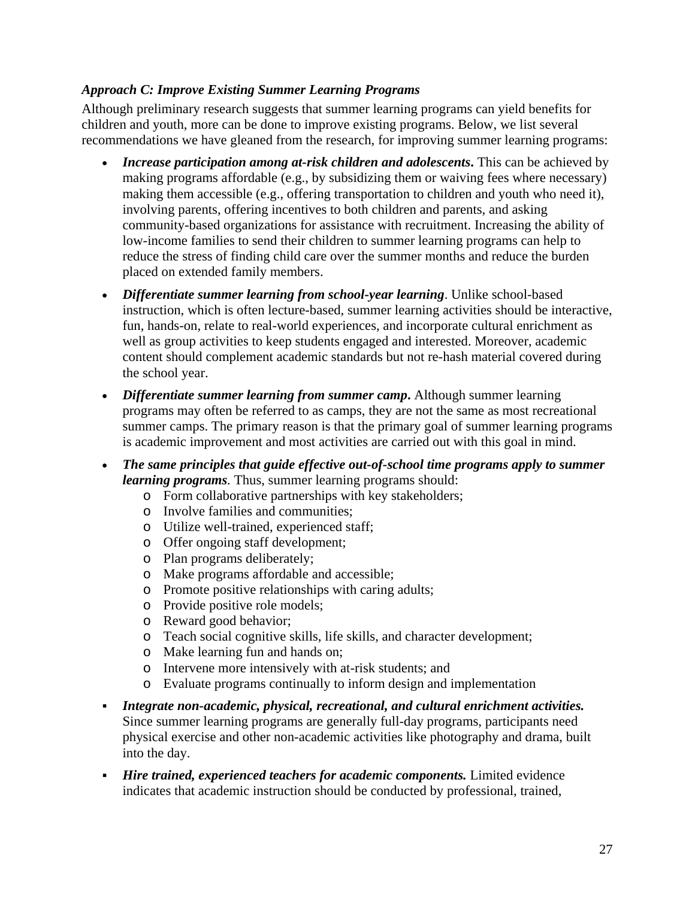***Approach C: Improve Existing Summer Learning Programs***

Although preliminary research suggests that summer learning programs can yield benefits for children and youth, more can be done to improve existing programs. Below, we list several recommendations we have gleaned from the research, for improving summer learning programs:

- ***Increase participation among at-risk children and adolescents*.** This can be achieved by making programs affordable (e.g., by subsidizing them or waiving fees where necessary) making them accessible (e.g., offering transportation to children and youth who need it), involving parents, offering incentives to both children and parents, and asking community-based organizations for assistance with recruitment. Increasing the ability of low-income families to send their children to summer learning programs can help to reduce the stress of finding child care over the summer months and reduce the burden placed on extended family members.
- ***Differentiate summer learning from school-year learning***. Unlike school-based instruction, which is often lecture-based, summer learning activities should be interactive, fun, hands-on, relate to real-world experiences, and incorporate cultural enrichment as well as group activities to keep students engaged and interested. Moreover, academic content should complement academic standards but not re-hash material covered during the school year.
- ***Differentiate summer learning from summer camp*.** Although summer learning programs may often be referred to as camps, they are not the same as most recreational summer camps. The primary reason is that the primary goal of summer learning programs is academic improvement and most activities are carried out with this goal in mind.
- ***The same principles that guide effective out-of-school time programs apply to summer learning programs**.* Thus, summer learning programs should:
  - Form collaborative partnerships with key stakeholders;
  - Involve families and communities;
  - Utilize well-trained, experienced staff;
  - Offer ongoing staff development;
  - Plan programs deliberately;
  - Make programs affordable and accessible;
  - Promote positive relationships with caring adults;
  - Provide positive role models;
  - Reward good behavior;
  - Teach social cognitive skills, life skills, and character development;
  - Make learning fun and hands on;
  - Intervene more intensively with at-risk students; and
  - Evaluate programs continually to inform design and implementation
- ***Integrate non-academic, physical, recreational, and cultural enrichment activities.*** Since summer learning programs are generally full-day programs, participants need physical exercise and other non-academic activities like photography and drama, built into the day.
- ***Hire trained, experienced teachers for academic components.*** Limited evidence indicates that academic instruction should be conducted by professional, trained,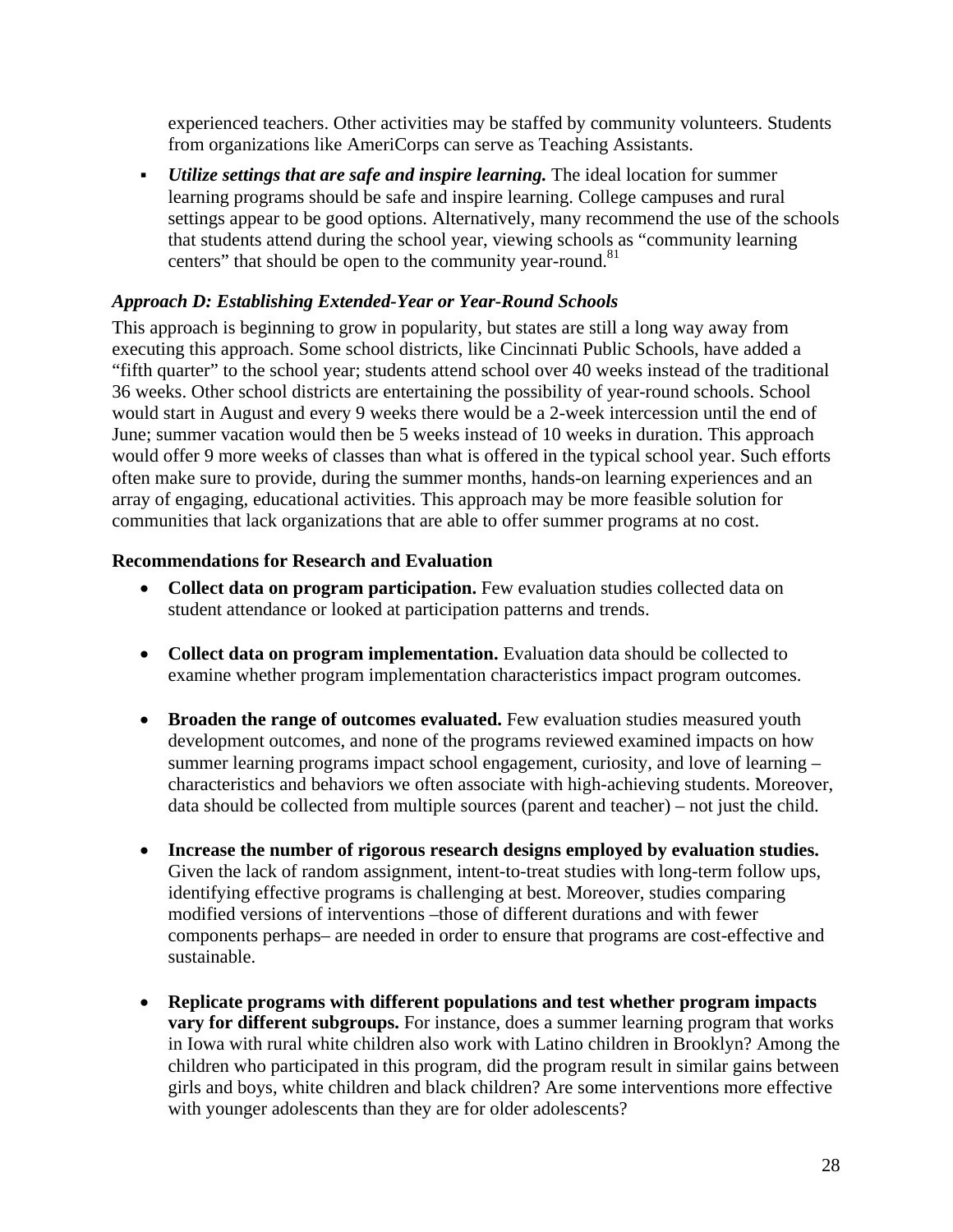experienced teachers. Other activities may be staffed by community volunteers. Students from organizations like AmeriCorps can serve as Teaching Assistants.

- ***Utilize settings that are safe and inspire learning.*** The ideal location for summer learning programs should be safe and inspire learning. College campuses and rural settings appear to be good options. Alternatively, many recommend the use of the schools that students attend during the school year, viewing schools as "community learning centers" that should be open to the community year-round.[81]

### *Approach D: Establishing Extended-Year or Year-Round Schools*

This approach is beginning to grow in popularity, but states are still a long way away from executing this approach. Some school districts, like Cincinnati Public Schools, have added a "fifth quarter" to the school year; students attend school over 40 weeks instead of the traditional 36 weeks. Other school districts are entertaining the possibility of year-round schools. School would start in August and every 9 weeks there would be a 2-week intercession until the end of June; summer vacation would then be 5 weeks instead of 10 weeks in duration. This approach would offer 9 more weeks of classes than what is offered in the typical school year. Such efforts often make sure to provide, during the summer months, hands-on learning experiences and an array of engaging, educational activities. This approach may be more feasible solution for communities that lack organizations that are able to offer summer programs at no cost.

### Recommendations for Research and Evaluation

- **Collect data on program participation.** Few evaluation studies collected data on student attendance or looked at participation patterns and trends.

- **Collect data on program implementation.** Evaluation data should be collected to examine whether program implementation characteristics impact program outcomes.

- **Broaden the range of outcomes evaluated.** Few evaluation studies measured youth development outcomes, and none of the programs reviewed examined impacts on how summer learning programs impact school engagement, curiosity, and love of learning – characteristics and behaviors we often associate with high-achieving students. Moreover, data should be collected from multiple sources (parent and teacher) – not just the child.

- **Increase the number of rigorous research designs employed by evaluation studies.** Given the lack of random assignment, intent-to-treat studies with long-term follow ups, identifying effective programs is challenging at best. Moreover, studies comparing modified versions of interventions –those of different durations and with fewer components perhaps– are needed in order to ensure that programs are cost-effective and sustainable.

- **Replicate programs with different populations and test whether program impacts vary for different subgroups.** For instance, does a summer learning program that works in Iowa with rural white children also work with Latino children in Brooklyn? Among the children who participated in this program, did the program result in similar gains between girls and boys, white children and black children? Are some interventions more effective with younger adolescents than they are for older adolescents?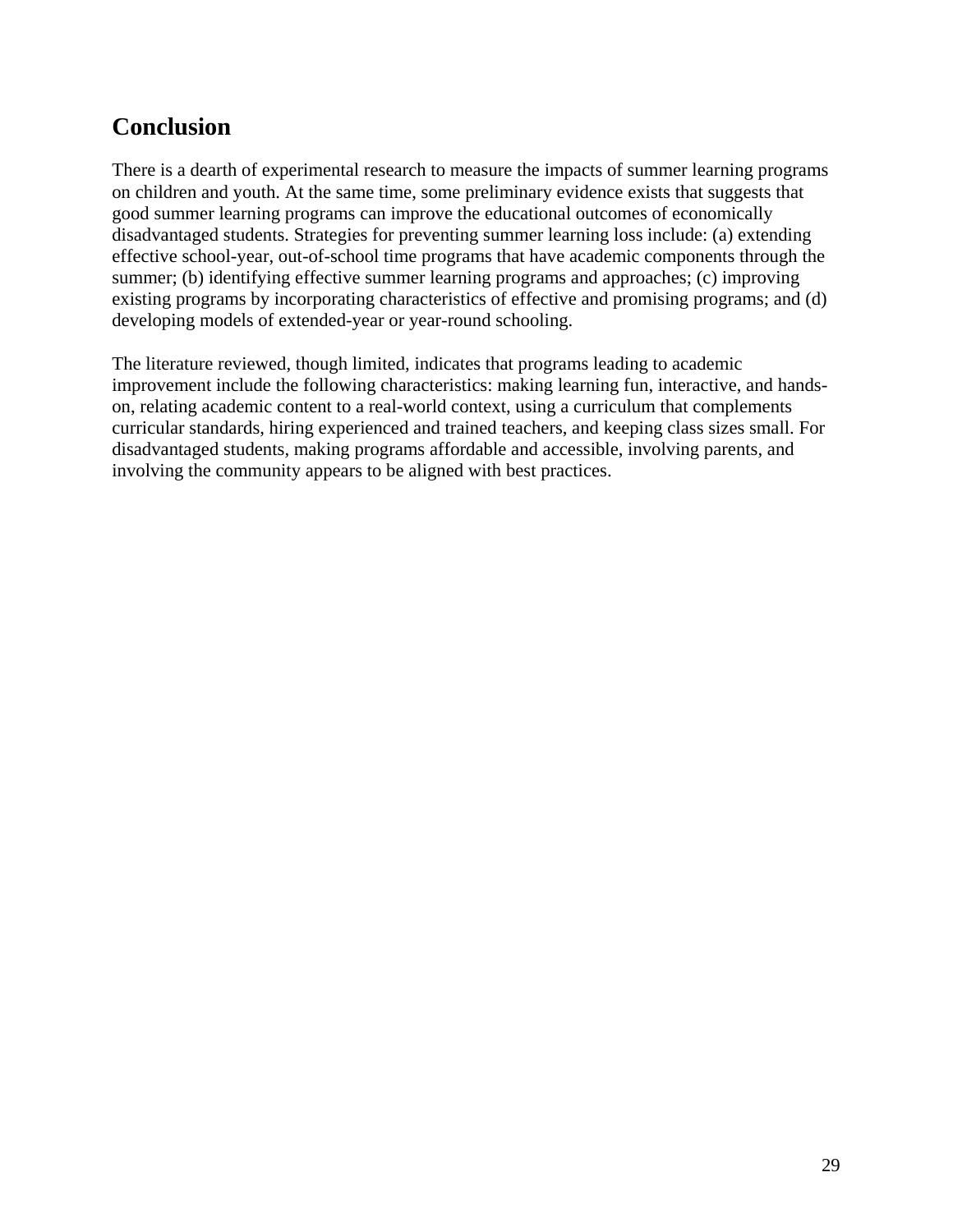## Conclusion

There is a dearth of experimental research to measure the impacts of summer learning programs on children and youth. At the same time, some preliminary evidence exists that suggests that good summer learning programs can improve the educational outcomes of economically disadvantaged students. Strategies for preventing summer learning loss include: (a) extending effective school-year, out-of-school time programs that have academic components through the summer; (b) identifying effective summer learning programs and approaches; (c) improving existing programs by incorporating characteristics of effective and promising programs; and (d) developing models of extended-year or year-round schooling.

The literature reviewed, though limited, indicates that programs leading to academic improvement include the following characteristics: making learning fun, interactive, and hands-on, relating academic content to a real-world context, using a curriculum that complements curricular standards, hiring experienced and trained teachers, and keeping class sizes small. For disadvantaged students, making programs affordable and accessible, involving parents, and involving the community appears to be aligned with best practices.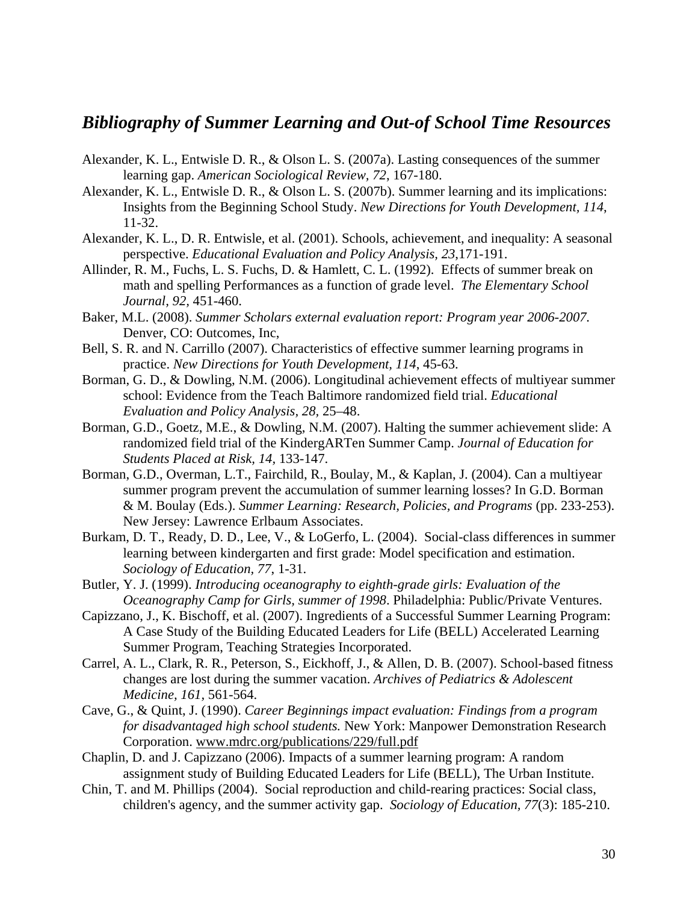## *Bibliography of Summer Learning and Out-of School Time Resources*

Alexander, K. L., Entwisle D. R., & Olson L. S. (2007a). Lasting consequences of the summer learning gap. *American Sociological Review, 72*, 167-180.

Alexander, K. L., Entwisle D. R., & Olson L. S. (2007b). Summer learning and its implications: Insights from the Beginning School Study. *New Directions for Youth Development, 114*, 11-32.

Alexander, K. L., D. R. Entwisle, et al. (2001). Schools, achievement, and inequality: A seasonal perspective. *Educational Evaluation and Policy Analysis, 23*,171-191.

Allinder, R. M., Fuchs, L. S. Fuchs, D. & Hamlett, C. L. (1992). Effects of summer break on math and spelling Performances as a function of grade level. *The Elementary School Journal, 92*, 451-460.

Baker, M.L. (2008). *Summer Scholars external evaluation report: Program year 2006-2007*. Denver, CO: Outcomes, Inc,

Bell, S. R. and N. Carrillo (2007). Characteristics of effective summer learning programs in practice. *New Directions for Youth Development, 114*, 45-63.

Borman, G. D., & Dowling, N.M. (2006). Longitudinal achievement effects of multiyear summer school: Evidence from the Teach Baltimore randomized field trial. *Educational Evaluation and Policy Analysis, 28,* 25–48.

Borman, G.D., Goetz, M.E., & Dowling, N.M. (2007). Halting the summer achievement slide: A randomized field trial of the KindergARTen Summer Camp. *Journal of Education for Students Placed at Risk, 14*, 133-147.

Borman, G.D., Overman, L.T., Fairchild, R., Boulay, M., & Kaplan, J. (2004). Can a multiyear summer program prevent the accumulation of summer learning losses? In G.D. Borman & M. Boulay (Eds.). *Summer Learning: Research, Policies, and Programs* (pp. 233-253). New Jersey: Lawrence Erlbaum Associates.

Burkam, D. T., Ready, D. D., Lee, V., & LoGerfo, L. (2004). Social-class differences in summer learning between kindergarten and first grade: Model specification and estimation. *Sociology of Education, 77,* 1-31.

Butler, Y. J. (1999). *Introducing oceanography to eighth-grade girls: Evaluation of the Oceanography Camp for Girls, summer of 1998*. Philadelphia: Public/Private Ventures.

Capizzano, J., K. Bischoff, et al. (2007). Ingredients of a Successful Summer Learning Program: A Case Study of the Building Educated Leaders for Life (BELL) Accelerated Learning Summer Program, Teaching Strategies Incorporated.

Carrel, A. L., Clark, R. R., Peterson, S., Eickhoff, J., & Allen, D. B. (2007). School-based fitness changes are lost during the summer vacation. *Archives of Pediatrics & Adolescent Medicine, 161*, 561-564.

Cave, G., & Quint, J. (1990). *Career Beginnings impact evaluation: Findings from a program for disadvantaged high school students.* New York: Manpower Demonstration Research Corporation. www.mdrc.org/publications/229/full.pdf

Chaplin, D. and J. Capizzano (2006). Impacts of a summer learning program: A random assignment study of Building Educated Leaders for Life (BELL), The Urban Institute.

Chin, T. and M. Phillips (2004). Social reproduction and child-rearing practices: Social class, children's agency, and the summer activity gap. *Sociology of Education, 77*(3): 185-210.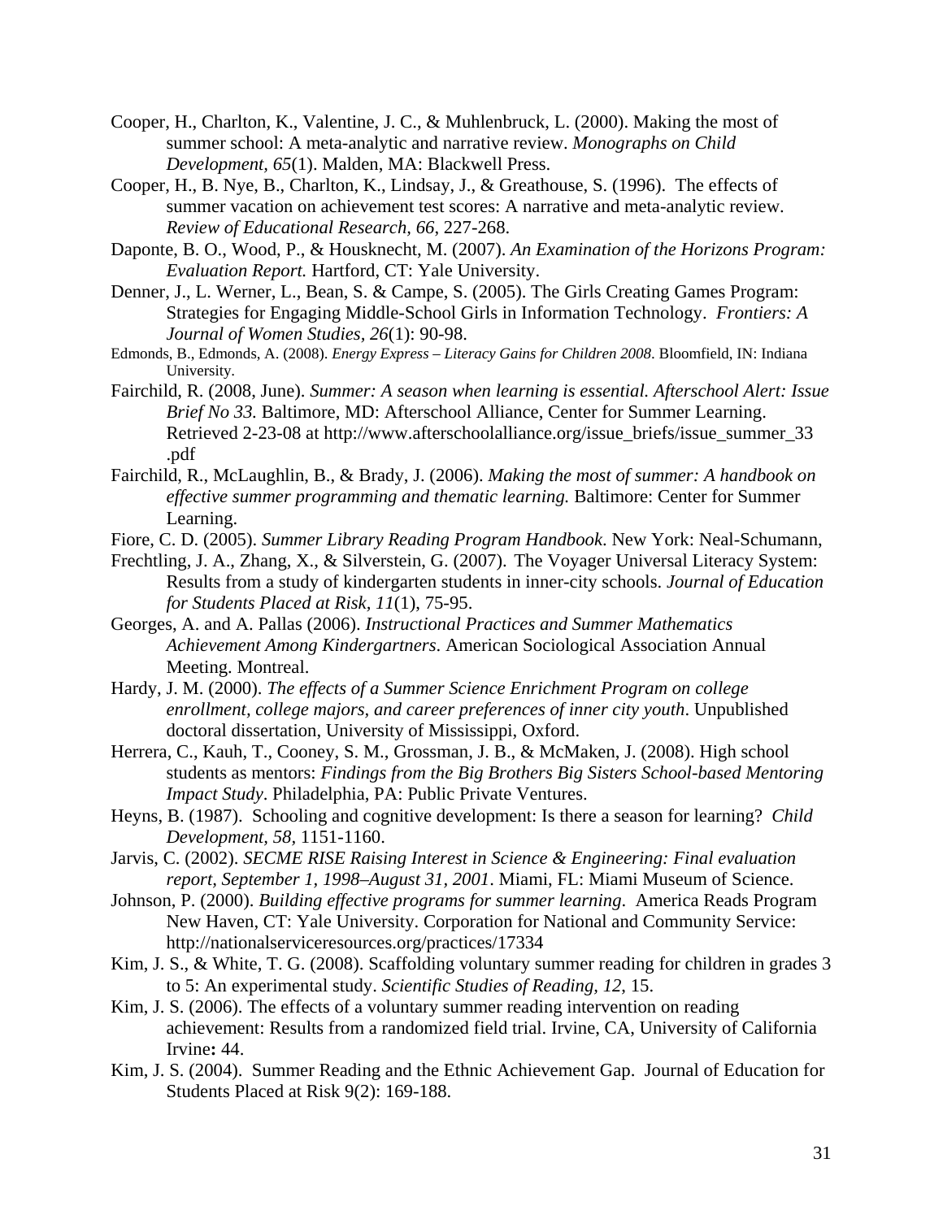Cooper, H., Charlton, K., Valentine, J. C., & Muhlenbruck, L. (2000). Making the most of summer school: A meta-analytic and narrative review. *Monographs on Child Development, 65*(1). Malden, MA: Blackwell Press.

Cooper, H., B. Nye, B., Charlton, K., Lindsay, J., & Greathouse, S. (1996). The effects of summer vacation on achievement test scores: A narrative and meta-analytic review. *Review of Educational Research, 66*, 227-268.

Daponte, B. O., Wood, P., & Housknecht, M. (2007). *An Examination of the Horizons Program: Evaluation Report.* Hartford, CT: Yale University.

Denner, J., L. Werner, L., Bean, S. & Campe, S. (2005). The Girls Creating Games Program: Strategies for Engaging Middle-School Girls in Information Technology. *Frontiers: A Journal of Women Studies, 26*(1): 90-98.

Edmonds, B., Edmonds, A. (2008). *Energy Express – Literacy Gains for Children 2008*. Bloomfield, IN: Indiana University.

Fairchild, R. (2008, June). *Summer: A season when learning is essential. Afterschool Alert: Issue Brief No 33.* Baltimore, MD: Afterschool Alliance, Center for Summer Learning. Retrieved 2-23-08 at http://www.afterschoolalliance.org/issue_briefs/issue_summer_33 .pdf

Fairchild, R., McLaughlin, B., & Brady, J. (2006). *Making the most of summer: A handbook on effective summer programming and thematic learning.* Baltimore: Center for Summer Learning.

Fiore, C. D. (2005). *Summer Library Reading Program Handbook*. New York: Neal-Schumann,

Frechtling, J. A., Zhang, X., & Silverstein, G. (2007). The Voyager Universal Literacy System: Results from a study of kindergarten students in inner-city schools. *Journal of Education for Students Placed at Risk, 11*(1), 75-95.

Georges, A. and A. Pallas (2006). *Instructional Practices and Summer Mathematics Achievement Among Kindergartners*. American Sociological Association Annual Meeting. Montreal.

Hardy, J. M. (2000). *The effects of a Summer Science Enrichment Program on college enrollment, college majors, and career preferences of inner city youth*. Unpublished doctoral dissertation, University of Mississippi, Oxford.

Herrera, C., Kauh, T., Cooney, S. M., Grossman, J. B., & McMaken, J. (2008). High school students as mentors: *Findings from the Big Brothers Big Sisters School-based Mentoring Impact Study*. Philadelphia, PA: Public Private Ventures.

Heyns, B. (1987). Schooling and cognitive development: Is there a season for learning? *Child Development, 58*, 1151-1160.

Jarvis, C. (2002). *SECME RISE Raising Interest in Science & Engineering: Final evaluation report, September 1, 1998–August 31, 2001*. Miami, FL: Miami Museum of Science.

Johnson, P. (2000). *Building effective programs for summer learning*. America Reads Program New Haven, CT: Yale University. Corporation for National and Community Service: http://nationalserviceresources.org/practices/17334

Kim, J. S., & White, T. G. (2008). Scaffolding voluntary summer reading for children in grades 3 to 5: An experimental study. *Scientific Studies of Reading, 12*, 15.

Kim, J. S. (2006). The effects of a voluntary summer reading intervention on reading achievement: Results from a randomized field trial. Irvine, CA, University of California Irvine**:** 44.

Kim, J. S. (2004). Summer Reading and the Ethnic Achievement Gap. Journal of Education for Students Placed at Risk 9(2): 169-188.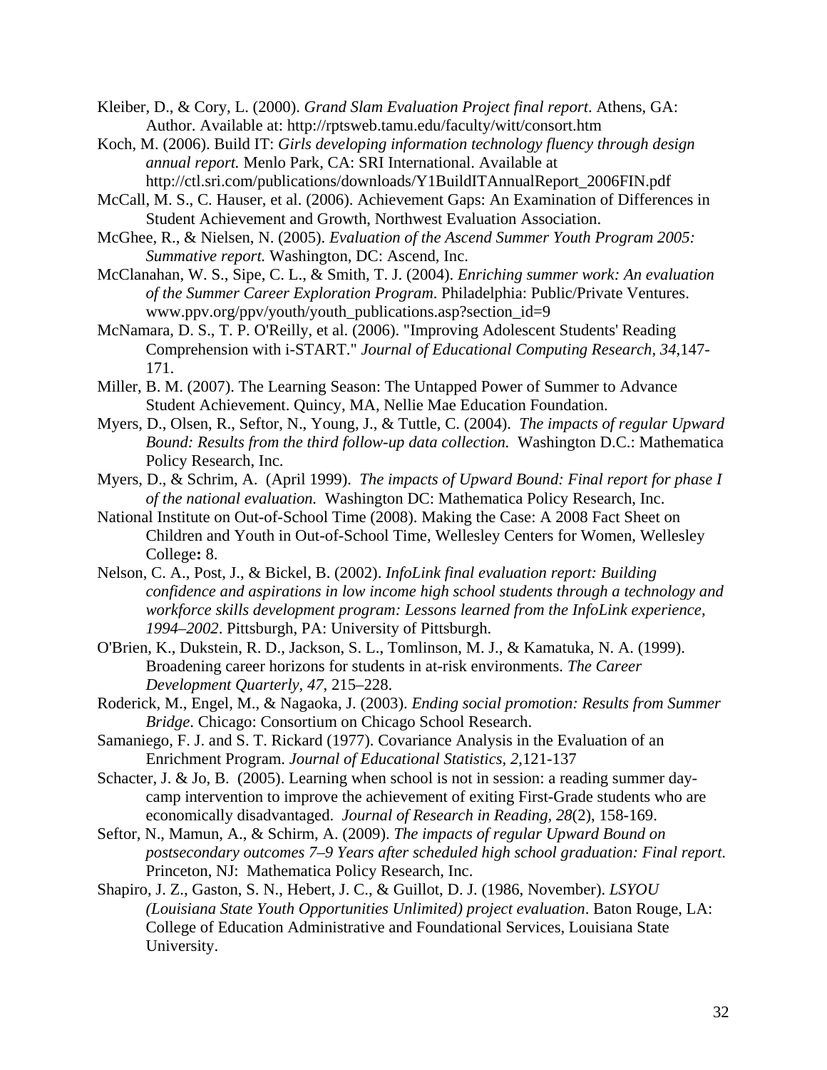Kleiber, D., & Cory, L. (2000). *Grand Slam Evaluation Project final report*. Athens, GA: Author. Available at: http://rptsweb.tamu.edu/faculty/witt/consort.htm

Koch, M. (2006). Build IT: *Girls developing information technology fluency through design annual report.* Menlo Park, CA: SRI International. Available at http://ctl.sri.com/publications/downloads/Y1BuildITAnnualReport_2006FIN.pdf

McCall, M. S., C. Hauser, et al. (2006). Achievement Gaps: An Examination of Differences in Student Achievement and Growth, Northwest Evaluation Association.

McGhee, R., & Nielsen, N. (2005). *Evaluation of the Ascend Summer Youth Program 2005: Summative report.* Washington, DC: Ascend, Inc.

McClanahan, W. S., Sipe, C. L., & Smith, T. J. (2004). *Enriching summer work: An evaluation of the Summer Career Exploration Program*. Philadelphia: Public/Private Ventures. www.ppv.org/ppv/youth/youth_publications.asp?section_id=9

McNamara, D. S., T. P. O'Reilly, et al. (2006). "Improving Adolescent Students' Reading Comprehension with i-START." *Journal of Educational Computing Research, 34,*147-171.

Miller, B. M. (2007). The Learning Season: The Untapped Power of Summer to Advance Student Achievement. Quincy, MA, Nellie Mae Education Foundation.

Myers, D., Olsen, R., Seftor, N., Young, J., & Tuttle, C. (2004). *The impacts of regular Upward Bound: Results from the third follow-up data collection.* Washington D.C.: Mathematica Policy Research, Inc.

Myers, D., & Schrim, A. (April 1999). *The impacts of Upward Bound: Final report for phase I of the national evaluation.* Washington DC: Mathematica Policy Research, Inc.

National Institute on Out-of-School Time (2008). Making the Case: A 2008 Fact Sheet on Children and Youth in Out-of-School Time, Wellesley Centers for Women, Wellesley College**:** 8.

Nelson, C. A., Post, J., & Bickel, B. (2002). *InfoLink final evaluation report: Building confidence and aspirations in low income high school students through a technology and workforce skills development program: Lessons learned from the InfoLink experience, 1994–2002*. Pittsburgh, PA: University of Pittsburgh.

O'Brien, K., Dukstein, R. D., Jackson, S. L., Tomlinson, M. J., & Kamatuka, N. A. (1999). Broadening career horizons for students in at-risk environments. *The Career Development Quarterly, 47*, 215–228.

Roderick, M., Engel, M., & Nagaoka, J. (2003). *Ending social promotion: Results from Summer Bridge*. Chicago: Consortium on Chicago School Research.

Samaniego, F. J. and S. T. Rickard (1977). Covariance Analysis in the Evaluation of an Enrichment Program. *Journal of Educational Statistics, 2,*121-137

Schacter, J. & Jo, B. (2005). Learning when school is not in session: a reading summer day-camp intervention to improve the achievement of exiting First-Grade students who are economically disadvantaged. *Journal of Research in Reading, 28*(2), 158-169.

Seftor, N., Mamun, A., & Schirm, A. (2009). *The impacts of regular Upward Bound on postsecondary outcomes 7–9 Years after scheduled high school graduation: Final report.* Princeton, NJ: Mathematica Policy Research, Inc.

Shapiro, J. Z., Gaston, S. N., Hebert, J. C., & Guillot, D. J. (1986, November). *LSYOU (Louisiana State Youth Opportunities Unlimited) project evaluation*. Baton Rouge, LA: College of Education Administrative and Foundational Services, Louisiana State University.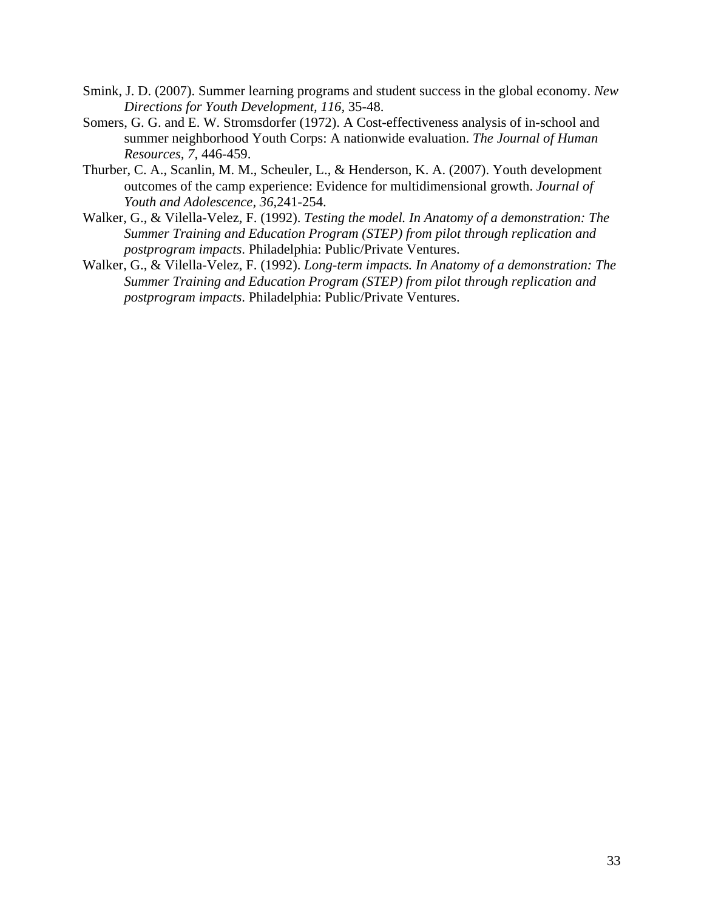Smink, J. D. (2007). Summer learning programs and student success in the global economy. *New Directions for Youth Development, 116*, 35-48.

Somers, G. G. and E. W. Stromsdorfer (1972). A Cost-effectiveness analysis of in-school and summer neighborhood Youth Corps: A nationwide evaluation. *The Journal of Human Resources, 7*, 446-459.

Thurber, C. A., Scanlin, M. M., Scheuler, L., & Henderson, K. A. (2007). Youth development outcomes of the camp experience: Evidence for multidimensional growth. *Journal of Youth and Adolescence, 36*,241-254.

Walker, G., & Vilella-Velez, F. (1992). *Testing the model. In Anatomy of a demonstration: The Summer Training and Education Program (STEP) from pilot through replication and postprogram impacts*. Philadelphia: Public/Private Ventures.

Walker, G., & Vilella-Velez, F. (1992). *Long-term impacts. In Anatomy of a demonstration: The Summer Training and Education Program (STEP) from pilot through replication and postprogram impacts*. Philadelphia: Public/Private Ventures.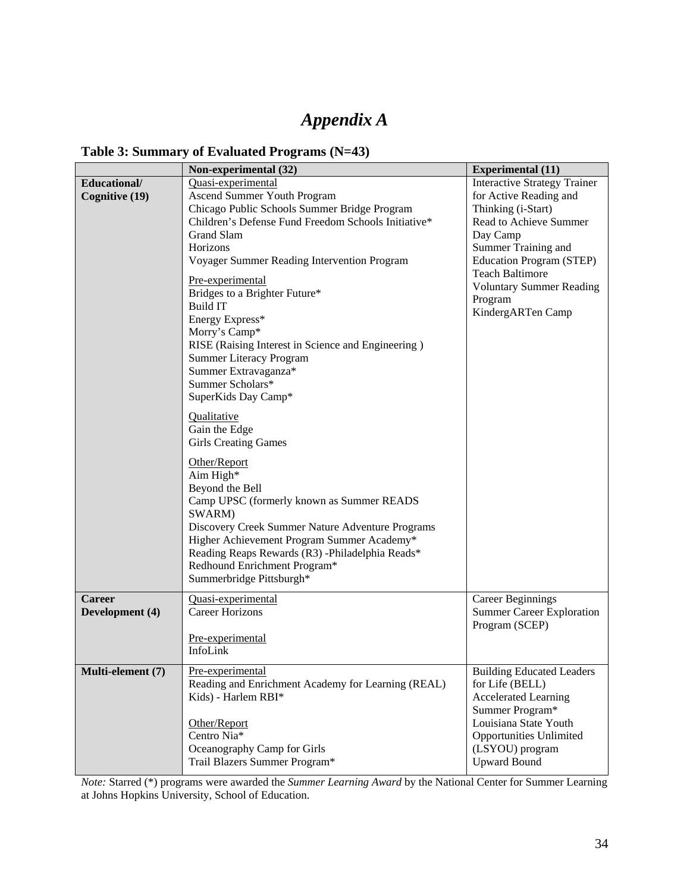# *Appendix A*

**Table 3: Summary of Evaluated Programs (N=43)**

| | Non-experimental (32) | Experimental (11) |
|---|---|---|
| **Educational/ Cognitive (19)** | Quasi-experimental<br>Ascend Summer Youth Program<br>Chicago Public Schools Summer Bridge Program<br>Children's Defense Fund Freedom Schools Initiative*<br>Grand Slam<br>Horizons<br>Voyager Summer Reading Intervention Program<br><br>Pre-experimental<br>Bridges to a Brighter Future*<br>Build IT<br>Energy Express*<br>Morry's Camp*<br>RISE (Raising Interest in Science and Engineering )<br>Summer Literacy Program<br>Summer Extravaganza*<br>Summer Scholars*<br>SuperKids Day Camp*<br><br>Qualitative<br>Gain the Edge<br>Girls Creating Games<br><br>Other/Report<br>Aim High*<br>Beyond the Bell<br>Camp UPSC (formerly known as Summer READS SWARM)<br>Discovery Creek Summer Nature Adventure Programs<br>Higher Achievement Program Summer Academy*<br>Reading Reaps Rewards (R3) -Philadelphia Reads*<br>Redhound Enrichment Program*<br>Summerbridge Pittsburgh* | Interactive Strategy Trainer for Active Reading and Thinking (i-Start)<br>Read to Achieve Summer Day Camp<br>Summer Training and Education Program (STEP)<br>Teach Baltimore<br>Voluntary Summer Reading Program<br>KindergARTen Camp |
| **Career Development (4)** | Quasi-experimental<br>Career Horizons<br><br>Pre-experimental<br>InfoLink | Career Beginnings<br>Summer Career Exploration Program (SCEP) |
| **Multi-element (7)** | Pre-experimental<br>Reading and Enrichment Academy for Learning (REAL) Kids) - Harlem RBI*<br><br>Other/Report<br>Centro Nia*<br>Oceanography Camp for Girls<br>Trail Blazers Summer Program* | Building Educated Leaders for Life (BELL)<br>Accelerated Learning Summer Program*<br>Louisiana State Youth Opportunities Unlimited (LSYOU) program<br>Upward Bound |

*Note:* Starred (*) programs were awarded the *Summer Learning Award* by the National Center for Summer Learning at Johns Hopkins University, School of Education.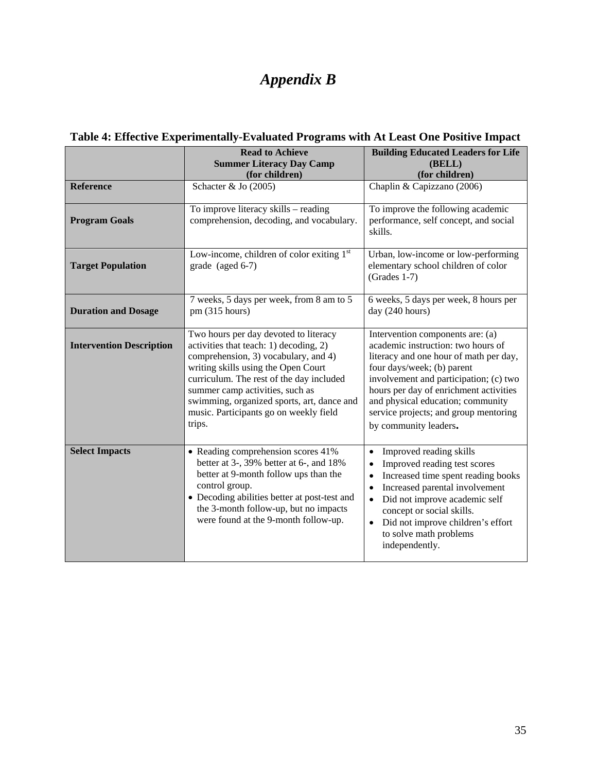# *Appendix B*

**Table 4: Effective Experimentally-Evaluated Programs with At Least One Positive Impact**

| | **Read to Achieve Summer Literacy Day Camp (for children)** | **Building Educated Leaders for Life (BELL) (for children)** |
|---|---|---|
| **Reference** | Schacter & Jo (2005) | Chaplin & Capizzano (2006) |
| **Program Goals** | To improve literacy skills – reading comprehension, decoding, and vocabulary. | To improve the following academic performance, self concept, and social skills. |
| **Target Population** | Low-income, children of color exiting 1st grade (aged 6-7) | Urban, low-income or low-performing elementary school children of color (Grades 1-7) |
| **Duration and Dosage** | 7 weeks, 5 days per week, from 8 am to 5 pm (315 hours) | 6 weeks, 5 days per week, 8 hours per day (240 hours) |
| **Intervention Description** | Two hours per day devoted to literacy activities that teach: 1) decoding, 2) comprehension, 3) vocabulary, and 4) writing skills using the Open Court curriculum. The rest of the day included summer camp activities, such as swimming, organized sports, art, dance and music. Participants go on weekly field trips. | Intervention components are: (a) academic instruction: two hours of literacy and one hour of math per day, four days/week; (b) parent involvement and participation; (c) two hours per day of enrichment activities and physical education; community service projects; and group mentoring by community leaders. |
| **Select Impacts** | • Reading comprehension scores 41% better at 3-, 39% better at 6-, and 18% better at 9-month follow ups than the control group.<br>• Decoding abilities better at post-test and the 3-month follow-up, but no impacts were found at the 9-month follow-up. | • Improved reading skills<br>• Improved reading test scores<br>• Increased time spent reading books<br>• Increased parental involvement<br>• Did not improve academic self concept or social skills.<br>• Did not improve children's effort to solve math problems independently. |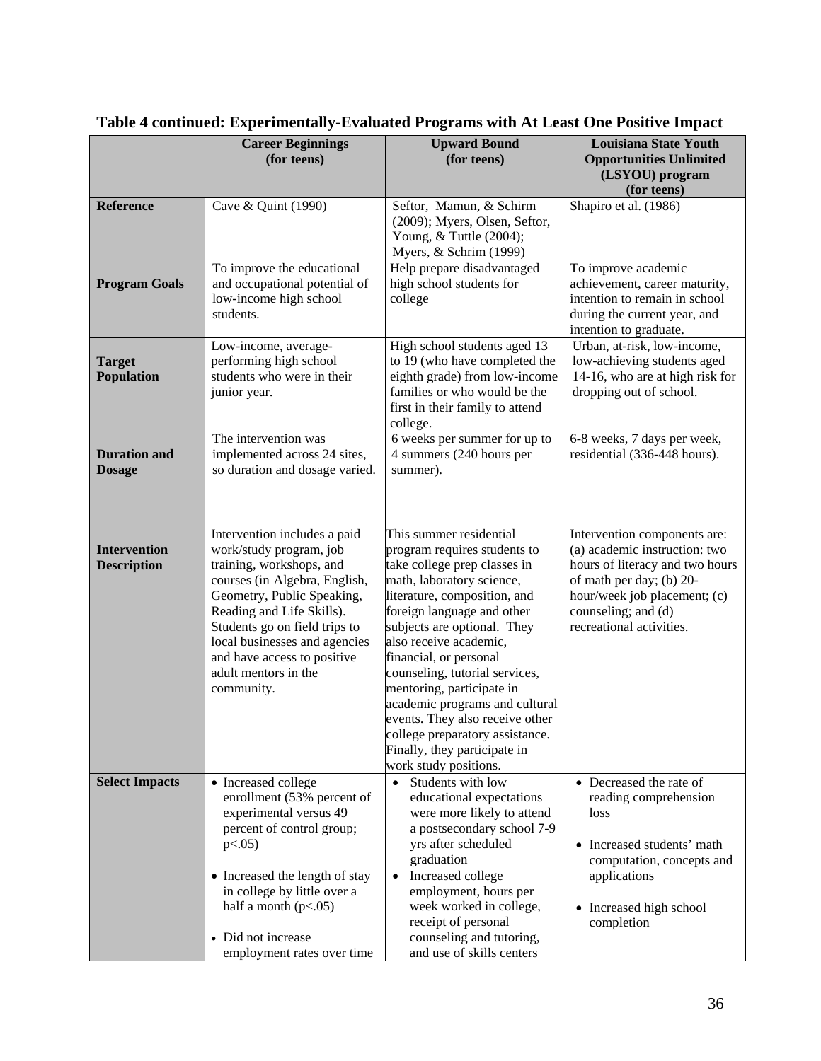**Table 4 continued: Experimentally-Evaluated Programs with At Least One Positive Impact**

| | **Career Beginnings (for teens)** | **Upward Bound (for teens)** | **Louisiana State Youth Opportunities Unlimited (LSYOU) program (for teens)** |
|---|---|---|---|
| **Reference** | Cave & Quint (1990) | Seftor, Mamun, & Schirm (2009); Myers, Olsen, Seftor, Young, & Tuttle (2004); Myers, & Schrim (1999) | Shapiro et al. (1986) |
| **Program Goals** | To improve the educational and occupational potential of low-income high school students. | Help prepare disadvantaged high school students for college | To improve academic achievement, career maturity, intention to remain in school during the current year, and intention to graduate. |
| **Target Population** | Low-income, average-performing high school students who were in their junior year. | High school students aged 13 to 19 (who have completed the eighth grade) from low-income families or who would be the first in their family to attend college. | Urban, at-risk, low-income, low-achieving students aged 14-16, who are at high risk for dropping out of school. |
| **Duration and Dosage** | The intervention was implemented across 24 sites, so duration and dosage varied. | 6 weeks per summer for up to 4 summers (240 hours per summer). | 6-8 weeks, 7 days per week, residential (336-448 hours). |
| **Intervention Description** | Intervention includes a paid work/study program, job training, workshops, and courses (in Algebra, English, Geometry, Public Speaking, Reading and Life Skills). Students go on field trips to local businesses and agencies and have access to positive adult mentors in the community. | This summer residential program requires students to take college prep classes in math, laboratory science, literature, composition, and foreign language and other subjects are optional. They also receive academic, financial, or personal counseling, tutorial services, mentoring, participate in academic programs and cultural events. They also receive other college preparatory assistance. Finally, they participate in work study positions. | Intervention components are: (a) academic instruction: two hours of literacy and two hours of math per day; (b) 20-hour/week job placement; (c) counseling; and (d) recreational activities. |
| **Select Impacts** | • Increased college enrollment (53% percent of experimental versus 49 percent of control group; $p<.05$)<br><br>• Increased the length of stay in college by little over a half a month ($p<.05$)<br><br>• Did not increase employment rates over time | • Students with low educational expectations were more likely to attend a postsecondary school 7-9 yrs after scheduled graduation<br>• Increased college employment, hours per week worked in college, receipt of personal counseling and tutoring, and use of skills centers | • Decreased the rate of reading comprehension loss<br><br>• Increased students' math computation, concepts and applications<br><br>• Increased high school completion |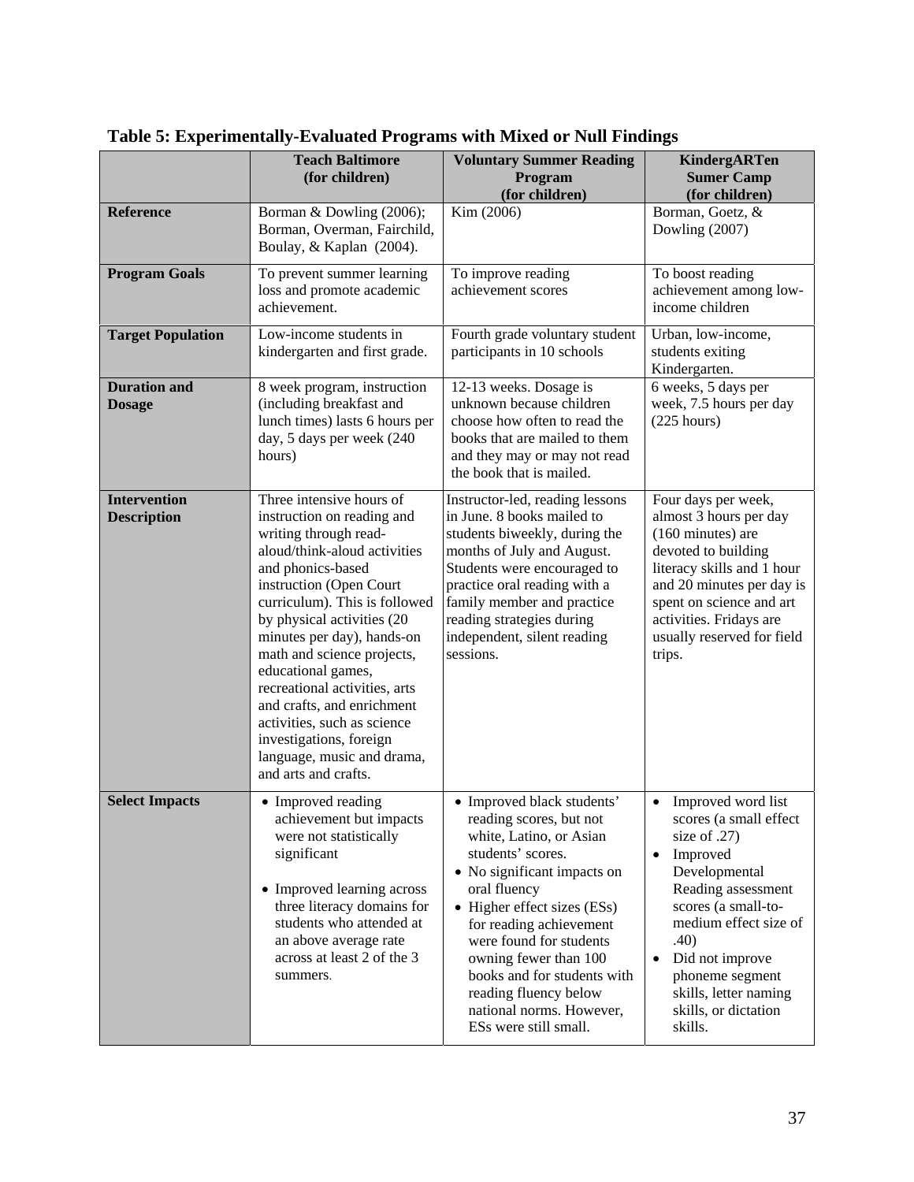**Table 5: Experimentally-Evaluated Programs with Mixed or Null Findings**

| | Teach Baltimore (for children) | Voluntary Summer Reading Program (for children) | KindergARTen Sumer Camp (for children) |
|---|---|---|---|
| **Reference** | Borman & Dowling (2006); Borman, Overman, Fairchild, Boulay, & Kaplan (2004). | Kim (2006) | Borman, Goetz, & Dowling (2007) |
| **Program Goals** | To prevent summer learning loss and promote academic achievement. | To improve reading achievement scores | To boost reading achievement among low-income children |
| **Target Population** | Low-income students in kindergarten and first grade. | Fourth grade voluntary student participants in 10 schools | Urban, low-income, students exiting Kindergarten. |
| **Duration and Dosage** | 8 week program, instruction (including breakfast and lunch times) lasts 6 hours per day, 5 days per week (240 hours) | 12-13 weeks. Dosage is unknown because children choose how often to read the books that are mailed to them and they may or may not read the book that is mailed. | 6 weeks, 5 days per week, 7.5 hours per day (225 hours) |
| **Intervention Description** | Three intensive hours of instruction on reading and writing through read-aloud/think-aloud activities and phonics-based instruction (Open Court curriculum). This is followed by physical activities (20 minutes per day), hands-on math and science projects, educational games, recreational activities, arts and crafts, and enrichment activities, such as science investigations, foreign language, music and drama, and arts and crafts. | Instructor-led, reading lessons in June. 8 books mailed to students biweekly, during the months of July and August. Students were encouraged to practice oral reading with a family member and practice reading strategies during independent, silent reading sessions. | Four days per week, almost 3 hours per day (160 minutes) are devoted to building literacy skills and 1 hour and 20 minutes per day is spent on science and art activities. Fridays are usually reserved for field trips. |
| **Select Impacts** | • Improved reading achievement but impacts were not statistically significant<br><br>• Improved learning across three literacy domains for students who attended at an above average rate across at least 2 of the 3 summers. | • Improved black students' reading scores, but not white, Latino, or Asian students' scores.<br>• No significant impacts on oral fluency<br>• Higher effect sizes (ESs) for reading achievement were found for students owning fewer than 100 books and for students with reading fluency below national norms. However, ESs were still small. | • Improved word list scores (a small effect size of .27)<br>• Improved Developmental Reading assessment scores (a small-to-medium effect size of .40)<br>• Did not improve phoneme segment skills, letter naming skills, or dictation skills. |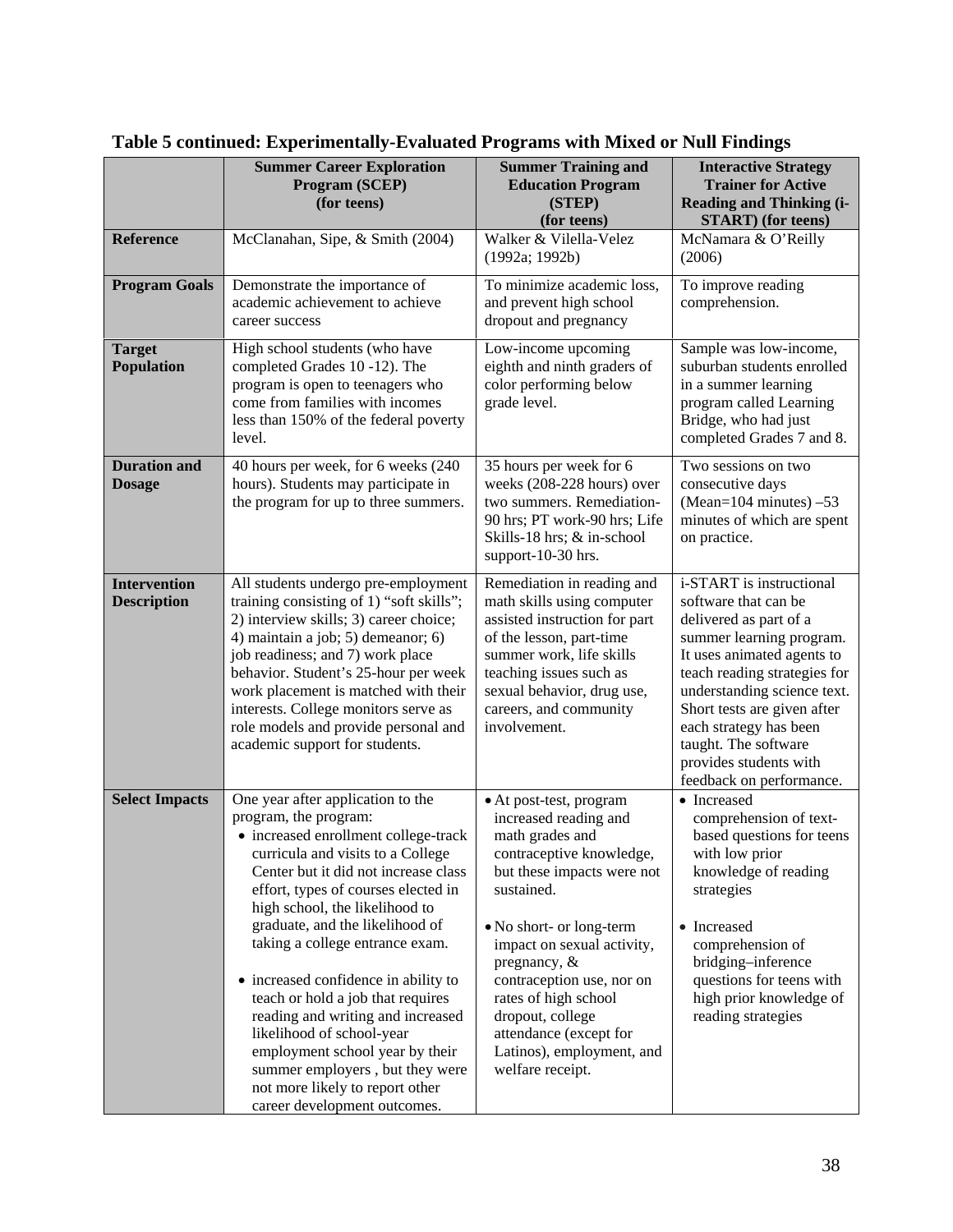**Table 5 continued: Experimentally-Evaluated Programs with Mixed or Null Findings**

| | Summer Career Exploration Program (SCEP) (for teens) | Summer Training and Education Program (STEP) (for teens) | Interactive Strategy Trainer for Active Reading and Thinking (i-START) (for teens) |
|---|---|---|---|
| **Reference** | McClanahan, Sipe, & Smith (2004) | Walker & Vilella-Velez (1992a; 1992b) | McNamara & O'Reilly (2006) |
| **Program Goals** | Demonstrate the importance of academic achievement to achieve career success | To minimize academic loss, and prevent high school dropout and pregnancy | To improve reading comprehension. |
| **Target Population** | High school students (who have completed Grades 10 -12). The program is open to teenagers who come from families with incomes less than 150% of the federal poverty level. | Low-income upcoming eighth and ninth graders of color performing below grade level. | Sample was low-income, suburban students enrolled in a summer learning program called Learning Bridge, who had just completed Grades 7 and 8. |
| **Duration and Dosage** | 40 hours per week, for 6 weeks (240 hours). Students may participate in the program for up to three summers. | 35 hours per week for 6 weeks (208-228 hours) over two summers. Remediation-90 hrs; PT work-90 hrs; Life Skills-18 hrs; & in-school support-10-30 hrs. | Two sessions on two consecutive days (Mean=104 minutes) –53 minutes of which are spent on practice. |
| **Intervention Description** | All students undergo pre-employment training consisting of 1) "soft skills"; 2) interview skills; 3) career choice; 4) maintain a job; 5) demeanor; 6) job readiness; and 7) work place behavior. Student's 25-hour per week work placement is matched with their interests. College monitors serve as role models and provide personal and academic support for students. | Remediation in reading and math skills using computer assisted instruction for part of the lesson, part-time summer work, life skills teaching issues such as sexual behavior, drug use, careers, and community involvement. | i-START is instructional software that can be delivered as part of a summer learning program. It uses animated agents to teach reading strategies for understanding science text. Short tests are given after each strategy has been taught. The software provides students with feedback on performance. |
| **Select Impacts** | One year after application to the program, the program:<br>• increased enrollment college-track curricula and visits to a College Center but it did not increase class effort, types of courses elected in high school, the likelihood to graduate, and the likelihood of taking a college entrance exam.<br><br>• increased confidence in ability to teach or hold a job that requires reading and writing and increased likelihood of school-year employment school year by their summer employers , but they were not more likely to report other career development outcomes. | • At post-test, program increased reading and math grades and contraceptive knowledge, but these impacts were not sustained.<br><br>• No short- or long-term impact on sexual activity, pregnancy, & contraception use, nor on rates of high school dropout, college attendance (except for Latinos), employment, and welfare receipt. | • Increased comprehension of text-based questions for teens with low prior knowledge of reading strategies<br><br>• Increased comprehension of bridging–inference questions for teens with high prior knowledge of reading strategies |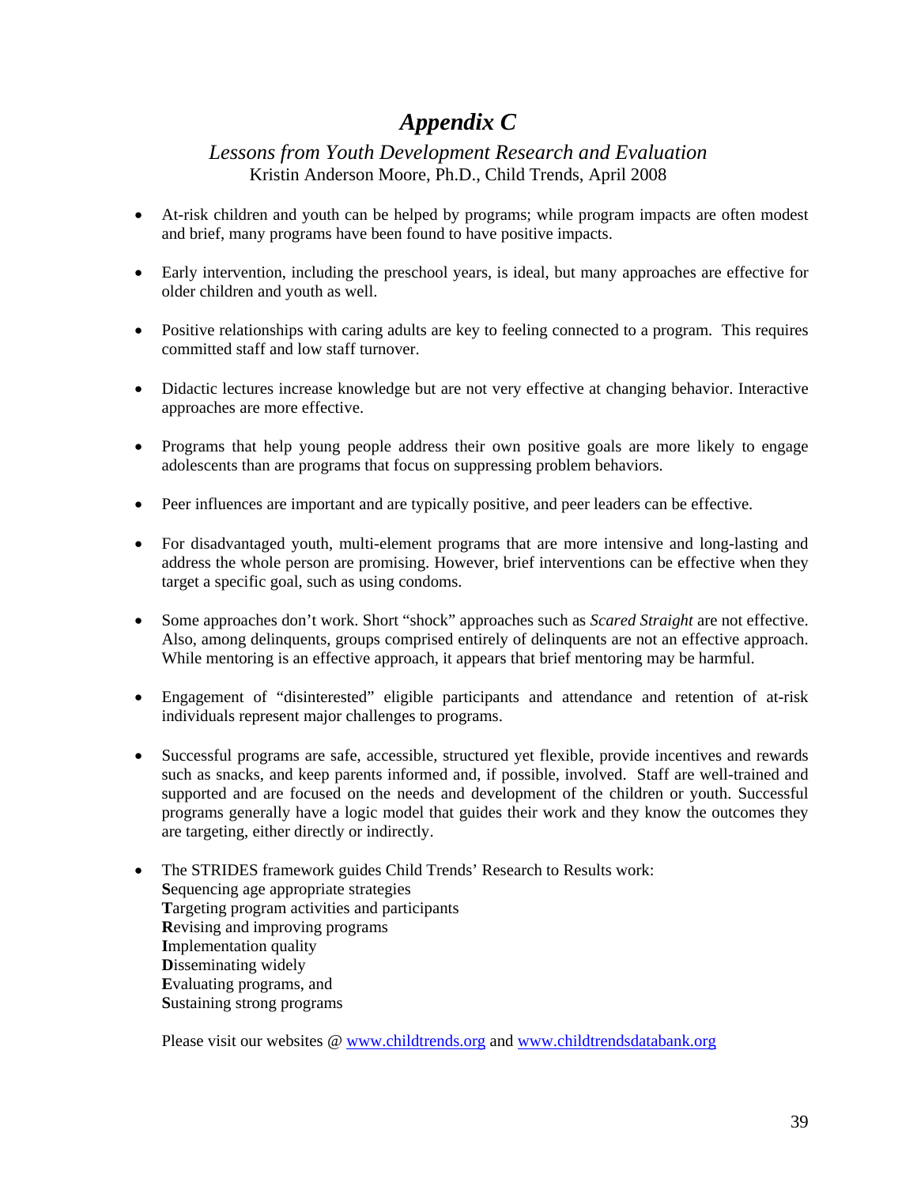# *Appendix C*

*Lessons from Youth Development Research and Evaluation*
Kristin Anderson Moore, Ph.D., Child Trends, April 2008

- At-risk children and youth can be helped by programs; while program impacts are often modest and brief, many programs have been found to have positive impacts.

- Early intervention, including the preschool years, is ideal, but many approaches are effective for older children and youth as well.

- Positive relationships with caring adults are key to feeling connected to a program. This requires committed staff and low staff turnover.

- Didactic lectures increase knowledge but are not very effective at changing behavior. Interactive approaches are more effective.

- Programs that help young people address their own positive goals are more likely to engage adolescents than are programs that focus on suppressing problem behaviors.

- Peer influences are important and are typically positive, and peer leaders can be effective.

- For disadvantaged youth, multi-element programs that are more intensive and long-lasting and address the whole person are promising. However, brief interventions can be effective when they target a specific goal, such as using condoms.

- Some approaches don't work. Short "shock" approaches such as *Scared Straight* are not effective. Also, among delinquents, groups comprised entirely of delinquents are not an effective approach. While mentoring is an effective approach, it appears that brief mentoring may be harmful.

- Engagement of "disinterested" eligible participants and attendance and retention of at-risk individuals represent major challenges to programs.

- Successful programs are safe, accessible, structured yet flexible, provide incentives and rewards such as snacks, and keep parents informed and, if possible, involved. Staff are well-trained and supported and are focused on the needs and development of the children or youth. Successful programs generally have a logic model that guides their work and they know the outcomes they are targeting, either directly or indirectly.

- The STRIDES framework guides Child Trends' Research to Results work:
  **S**equencing age appropriate strategies
  **T**argeting program activities and participants
  **R**evising and improving programs
  **I**mplementation quality
  **D**isseminating widely
  **E**valuating programs, and
  **S**ustaining strong programs

  Please visit our websites @ www.childtrends.org and www.childtrendsdatabank.org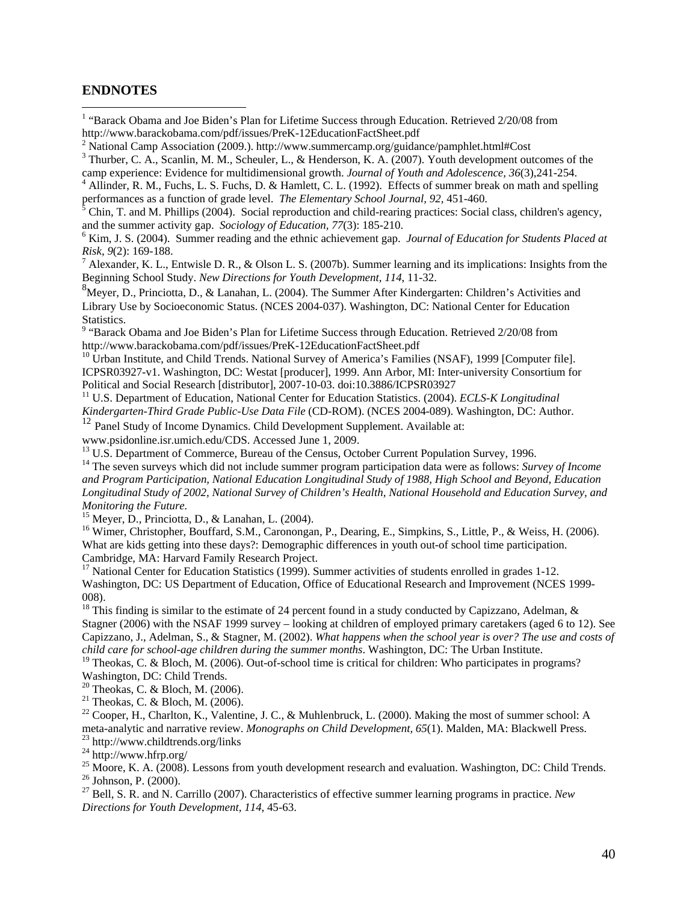## ENDNOTES

[1] "Barack Obama and Joe Biden's Plan for Lifetime Success through Education. Retrieved 2/20/08 from http://www.barackobama.com/pdf/issues/PreK-12EducationFactSheet.pdf

[2] National Camp Association (2009.). http://www.summercamp.org/guidance/pamphlet.html#Cost

[3] Thurber, C. A., Scanlin, M. M., Scheuler, L., & Henderson, K. A. (2007). Youth development outcomes of the camp experience: Evidence for multidimensional growth. *Journal of Youth and Adolescence, 36*(3),241-254.

[4] Allinder, R. M., Fuchs, L. S. Fuchs, D. & Hamlett, C. L. (1992). Effects of summer break on math and spelling performances as a function of grade level. *The Elementary School Journal, 92*, 451-460.

[5] Chin, T. and M. Phillips (2004). Social reproduction and child-rearing practices: Social class, children's agency, and the summer activity gap. *Sociology of Education, 77*(3): 185-210.

[6] Kim, J. S. (2004). Summer reading and the ethnic achievement gap. *Journal of Education for Students Placed at Risk, 9*(2): 169-188.

[7] Alexander, K. L., Entwisle D. R., & Olson L. S. (2007b). Summer learning and its implications: Insights from the Beginning School Study. *New Directions for Youth Development, 114*, 11-32.

[8] Meyer, D., Princiotta, D., & Lanahan, L. (2004). The Summer After Kindergarten: Children's Activities and Library Use by Socioeconomic Status. (NCES 2004-037). Washington, DC: National Center for Education Statistics.

[9] "Barack Obama and Joe Biden's Plan for Lifetime Success through Education. Retrieved 2/20/08 from http://www.barackobama.com/pdf/issues/PreK-12EducationFactSheet.pdf

[10] Urban Institute, and Child Trends. National Survey of America's Families (NSAF), 1999 [Computer file]. ICPSR03927-v1. Washington, DC: Westat [producer], 1999. Ann Arbor, MI: Inter-university Consortium for Political and Social Research [distributor], 2007-10-03. doi:10.3886/ICPSR03927

[11] U.S. Department of Education, National Center for Education Statistics. (2004). *ECLS-K Longitudinal Kindergarten-Third Grade Public-Use Data File* (CD-ROM). (NCES 2004-089). Washington, DC: Author.

[12] Panel Study of Income Dynamics. Child Development Supplement. Available at: www.psidonline.isr.umich.edu/CDS. Accessed June 1, 2009.

[13] U.S. Department of Commerce, Bureau of the Census, October Current Population Survey, 1996.

[14] The seven surveys which did not include summer program participation data were as follows: *Survey of Income and Program Participation, National Education Longitudinal Study of 1988, High School and Beyond, Education Longitudinal Study of 2002, National Survey of Children's Health, National Household and Education Survey, and Monitoring the Future.*

[15] Meyer, D., Princiotta, D., & Lanahan, L. (2004).

[16] Wimer, Christopher, Bouffard, S.M., Caronongan, P., Dearing, E., Simpkins, S., Little, P., & Weiss, H. (2006). What are kids getting into these days?: Demographic differences in youth out-of school time participation. Cambridge, MA: Harvard Family Research Project.

[17] National Center for Education Statistics (1999). Summer activities of students enrolled in grades 1-12. Washington, DC: US Department of Education, Office of Educational Research and Improvement (NCES 1999-008).

[18] This finding is similar to the estimate of 24 percent found in a study conducted by Capizzano, Adelman, & Stagner (2006) with the NSAF 1999 survey – looking at children of employed primary caretakers (aged 6 to 12). See Capizzano, J., Adelman, S., & Stagner, M. (2002). *What happens when the school year is over? The use and costs of child care for school-age children during the summer months*. Washington, DC: The Urban Institute.

[19] Theokas, C. & Bloch, M. (2006). Out-of-school time is critical for children: Who participates in programs? Washington, DC: Child Trends.

[20] Theokas, C. & Bloch, M. (2006).

[21] Theokas, C. & Bloch, M. (2006).

[22] Cooper, H., Charlton, K., Valentine, J. C., & Muhlenbruck, L. (2000). Making the most of summer school: A meta-analytic and narrative review. *Monographs on Child Development, 65*(1). Malden, MA: Blackwell Press.

[23] http://www.childtrends.org/links

[24] http://www.hfrp.org/

[25] Moore, K. A. (2008). Lessons from youth development research and evaluation. Washington, DC: Child Trends.

[26] Johnson, P. (2000).

[27] Bell, S. R. and N. Carrillo (2007). Characteristics of effective summer learning programs in practice. *New Directions for Youth Development, 114*, 45-63.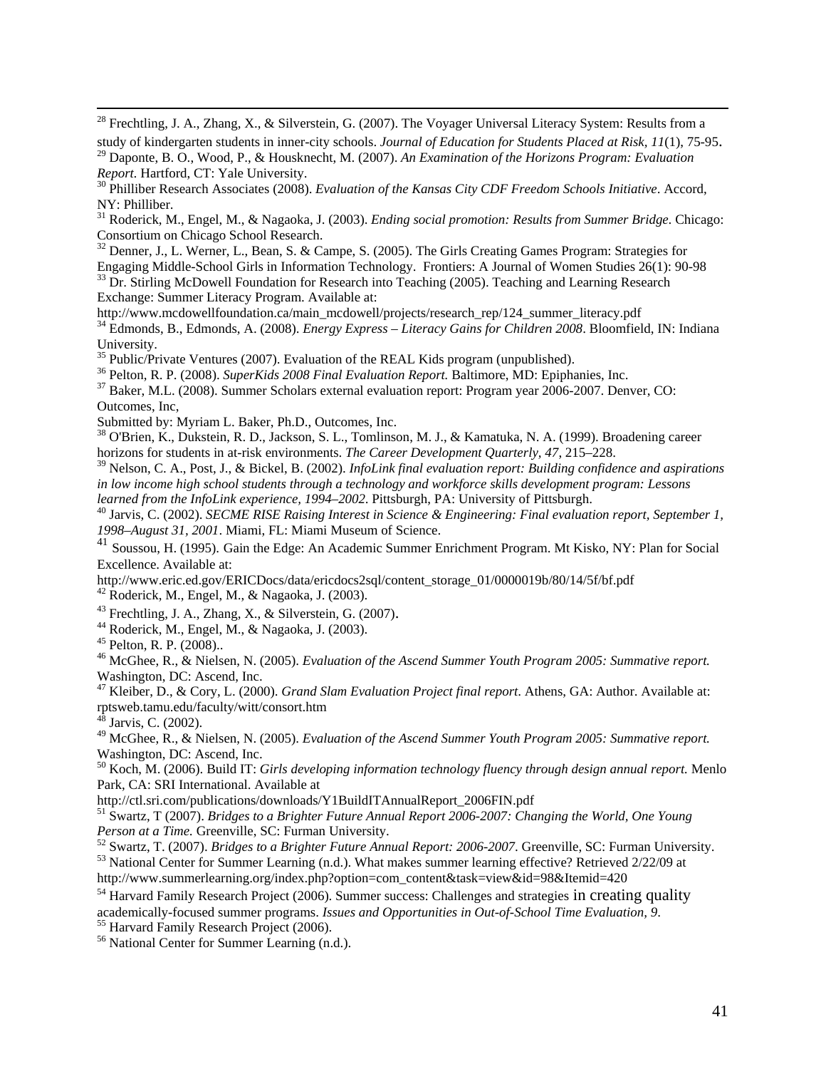[28] Frechtling, J. A., Zhang, X., & Silverstein, G. (2007). The Voyager Universal Literacy System: Results from a study of kindergarten students in inner-city schools. *Journal of Education for Students Placed at Risk, 11*(1), 75-95.

[29] Daponte, B. O., Wood, P., & Housknecht, M. (2007). *An Examination of the Horizons Program: Evaluation Report*. Hartford, CT: Yale University.

[30] Philliber Research Associates (2008). *Evaluation of the Kansas City CDF Freedom Schools Initiative*. Accord, NY: Philliber.

[31] Roderick, M., Engel, M., & Nagaoka, J. (2003). *Ending social promotion: Results from Summer Bridge*. Chicago: Consortium on Chicago School Research.

[32] Denner, J., L. Werner, L., Bean, S. & Campe, S. (2005). The Girls Creating Games Program: Strategies for Engaging Middle-School Girls in Information Technology. Frontiers: A Journal of Women Studies 26(1): 90-98

[33] Dr. Stirling McDowell Foundation for Research into Teaching (2005). Teaching and Learning Research Exchange: Summer Literacy Program. Available at: http://www.mcdowellfoundation.ca/main_mcdowell/projects/research_rep/124_summer_literacy.pdf

[34] Edmonds, B., Edmonds, A. (2008). *Energy Express – Literacy Gains for Children 2008*. Bloomfield, IN: Indiana University.

[35] Public/Private Ventures (2007). Evaluation of the REAL Kids program (unpublished).

[36] Pelton, R. P. (2008). *SuperKids 2008 Final Evaluation Report*. Baltimore, MD: Epiphanies, Inc.

[37] Baker, M.L. (2008). Summer Scholars external evaluation report: Program year 2006-2007. Denver, CO: Outcomes, Inc,
Submitted by: Myriam L. Baker, Ph.D., Outcomes, Inc.

[38] O'Brien, K., Dukstein, R. D., Jackson, S. L., Tomlinson, M. J., & Kamatuka, N. A. (1999). Broadening career horizons for students in at-risk environments. *The Career Development Quarterly, 47*, 215–228.

[39] Nelson, C. A., Post, J., & Bickel, B. (2002). *InfoLink final evaluation report: Building confidence and aspirations in low income high school students through a technology and workforce skills development program: Lessons learned from the InfoLink experience, 1994–2002*. Pittsburgh, PA: University of Pittsburgh.

[40] Jarvis, C. (2002). *SECME RISE Raising Interest in Science & Engineering: Final evaluation report, September 1, 1998–August 31, 2001*. Miami, FL: Miami Museum of Science.

[41] Soussou, H. (1995). Gain the Edge: An Academic Summer Enrichment Program. Mt Kisko, NY: Plan for Social Excellence. Available at: http://www.eric.ed.gov/ERICDocs/data/ericdocs2sql/content_storage_01/0000019b/80/14/5f/bf.pdf

[42] Roderick, M., Engel, M., & Nagaoka, J. (2003).

[43] Frechtling, J. A., Zhang, X., & Silverstein, G. (2007).

[44] Roderick, M., Engel, M., & Nagaoka, J. (2003).

[45] Pelton, R. P. (2008)..

[46] McGhee, R., & Nielsen, N. (2005). *Evaluation of the Ascend Summer Youth Program 2005: Summative report.* Washington, DC: Ascend, Inc.

[47] Kleiber, D., & Cory, L. (2000). *Grand Slam Evaluation Project final report*. Athens, GA: Author. Available at: rptsweb.tamu.edu/faculty/witt/consort.htm

[48] Jarvis, C. (2002).

[49] McGhee, R., & Nielsen, N. (2005). *Evaluation of the Ascend Summer Youth Program 2005: Summative report.* Washington, DC: Ascend, Inc.

[50] Koch, M. (2006). Build IT: *Girls developing information technology fluency through design annual report.* Menlo Park, CA: SRI International. Available at http://ctl.sri.com/publications/downloads/Y1BuildITAnnualReport_2006FIN.pdf

[51] Swartz, T (2007). *Bridges to a Brighter Future Annual Report 2006-2007: Changing the World, One Young Person at a Time.* Greenville, SC: Furman University.

[52] Swartz, T. (2007). *Bridges to a Brighter Future Annual Report: 2006-2007*. Greenville, SC: Furman University.

[53] National Center for Summer Learning (n.d.). What makes summer learning effective? Retrieved 2/22/09 at http://www.summerlearning.org/index.php?option=com_content&task=view&id=98&Itemid=420

[54] Harvard Family Research Project (2006). Summer success: Challenges and strategies in creating quality academically-focused summer programs. *Issues and Opportunities in Out-of-School Time Evaluation, 9*.

[55] Harvard Family Research Project (2006).

[56] National Center for Summer Learning (n.d.).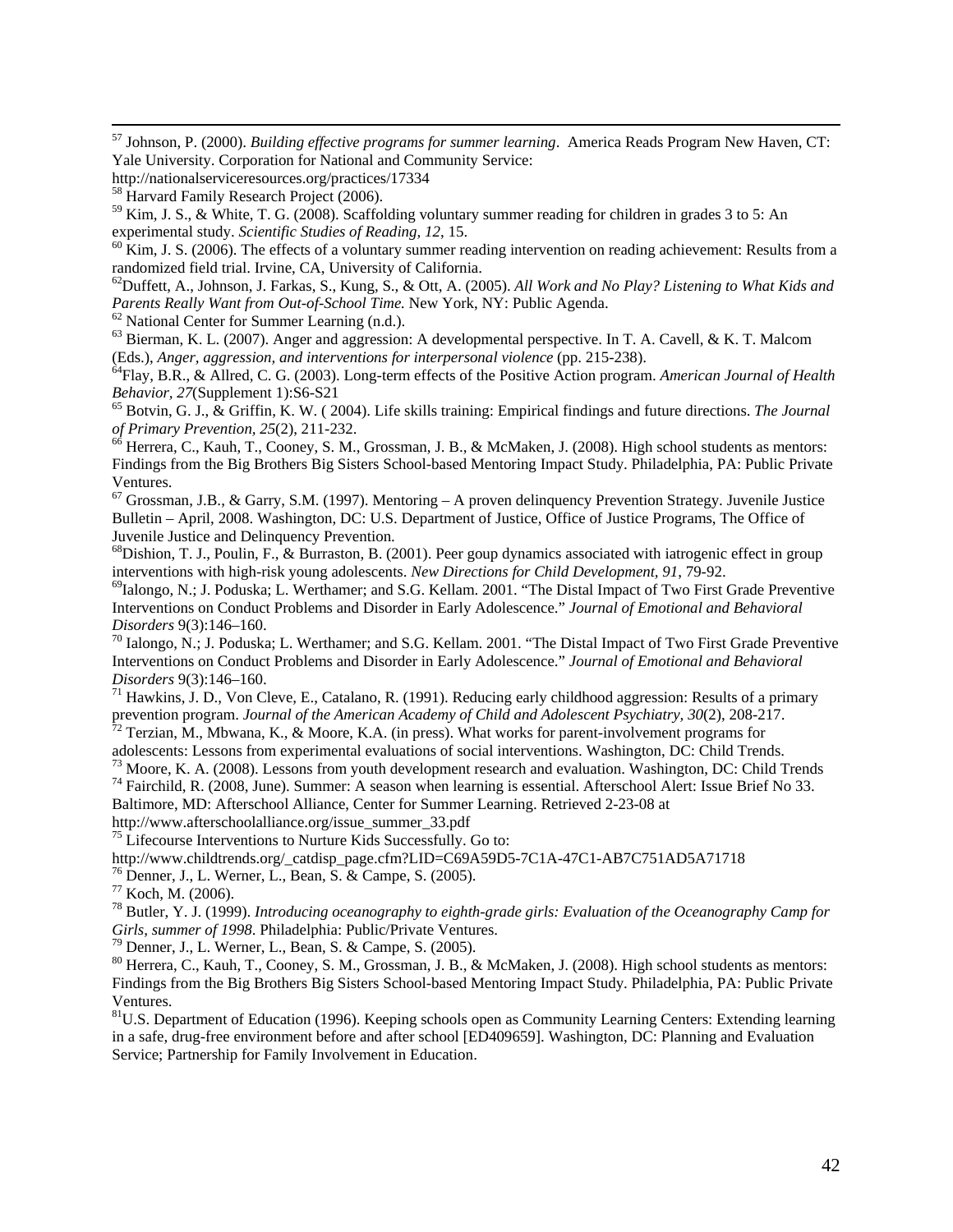[57] Johnson, P. (2000). *Building effective programs for summer learning*. America Reads Program New Haven, CT: Yale University. Corporation for National and Community Service: http://nationalserviceresources.org/practices/17334

[58] Harvard Family Research Project (2006).

[59] Kim, J. S., & White, T. G. (2008). Scaffolding voluntary summer reading for children in grades 3 to 5: An experimental study. *Scientific Studies of Reading, 12*, 15.

[60] Kim, J. S. (2006). The effects of a voluntary summer reading intervention on reading achievement: Results from a randomized field trial. Irvine, CA, University of California.

[62]Duffett, A., Johnson, J. Farkas, S., Kung, S., & Ott, A. (2005). *All Work and No Play? Listening to What Kids and Parents Really Want from Out-of-School Time.* New York, NY: Public Agenda.

[62] National Center for Summer Learning (n.d.).

[63] Bierman, K. L. (2007). Anger and aggression: A developmental perspective. In T. A. Cavell, & K. T. Malcom (Eds.), *Anger, aggression, and interventions for interpersonal violence* (pp. 215-238).

[64]Flay, B.R., & Allred, C. G. (2003). Long-term effects of the Positive Action program. *American Journal of Health Behavior, 27*(Supplement 1):S6-S21

[65] Botvin, G. J., & Griffin, K. W. ( 2004). Life skills training: Empirical findings and future directions. *The Journal of Primary Prevention, 25*(2), 211-232.

[66] Herrera, C., Kauh, T., Cooney, S. M., Grossman, J. B., & McMaken, J. (2008). High school students as mentors: Findings from the Big Brothers Big Sisters School-based Mentoring Impact Study. Philadelphia, PA: Public Private Ventures.

[67] Grossman, J.B., & Garry, S.M. (1997). Mentoring – A proven delinquency Prevention Strategy. Juvenile Justice Bulletin – April, 2008. Washington, DC: U.S. Department of Justice, Office of Justice Programs, The Office of Juvenile Justice and Delinquency Prevention.

[68]Dishion, T. J., Poulin, F., & Burraston, B. (2001). Peer goup dynamics associated with iatrogenic effect in group interventions with high-risk young adolescents. *New Directions for Child Development, 91*, 79-92.

[69]Ialongo, N.; J. Poduska; L. Werthamer; and S.G. Kellam. 2001. "The Distal Impact of Two First Grade Preventive Interventions on Conduct Problems and Disorder in Early Adolescence." *Journal of Emotional and Behavioral Disorders* 9(3):146–160.

[70] Ialongo, N.; J. Poduska; L. Werthamer; and S.G. Kellam. 2001. "The Distal Impact of Two First Grade Preventive Interventions on Conduct Problems and Disorder in Early Adolescence." *Journal of Emotional and Behavioral Disorders* 9(3):146–160.

[71] Hawkins, J. D., Von Cleve, E., Catalano, R. (1991). Reducing early childhood aggression: Results of a primary prevention program. *Journal of the American Academy of Child and Adolescent Psychiatry, 30*(2), 208-217.

[72] Terzian, M., Mbwana, K., & Moore, K.A. (in press). What works for parent-involvement programs for adolescents: Lessons from experimental evaluations of social interventions. Washington, DC: Child Trends.

[73] Moore, K. A. (2008). Lessons from youth development research and evaluation. Washington, DC: Child Trends

[74] Fairchild, R. (2008, June). Summer: A season when learning is essential. Afterschool Alert: Issue Brief No 33. Baltimore, MD: Afterschool Alliance, Center for Summer Learning. Retrieved 2-23-08 at http://www.afterschoolalliance.org/issue_summer_33.pdf

[75] Lifecourse Interventions to Nurture Kids Successfully. Go to: http://www.childtrends.org/_catdisp_page.cfm?LID=C69A59D5-7C1A-47C1-AB7C751AD5A71718

[76] Denner, J., L. Werner, L., Bean, S. & Campe, S. (2005).

[77] Koch, M. (2006).

[78] Butler, Y. J. (1999). *Introducing oceanography to eighth-grade girls: Evaluation of the Oceanography Camp for Girls, summer of 1998*. Philadelphia: Public/Private Ventures.

[79] Denner, J., L. Werner, L., Bean, S. & Campe, S. (2005).

[80] Herrera, C., Kauh, T., Cooney, S. M., Grossman, J. B., & McMaken, J. (2008). High school students as mentors: Findings from the Big Brothers Big Sisters School-based Mentoring Impact Study. Philadelphia, PA: Public Private Ventures.

[81]U.S. Department of Education (1996). Keeping schools open as Community Learning Centers: Extending learning in a safe, drug-free environment before and after school [ED409659]. Washington, DC: Planning and Evaluation Service; Partnership for Family Involvement in Education.